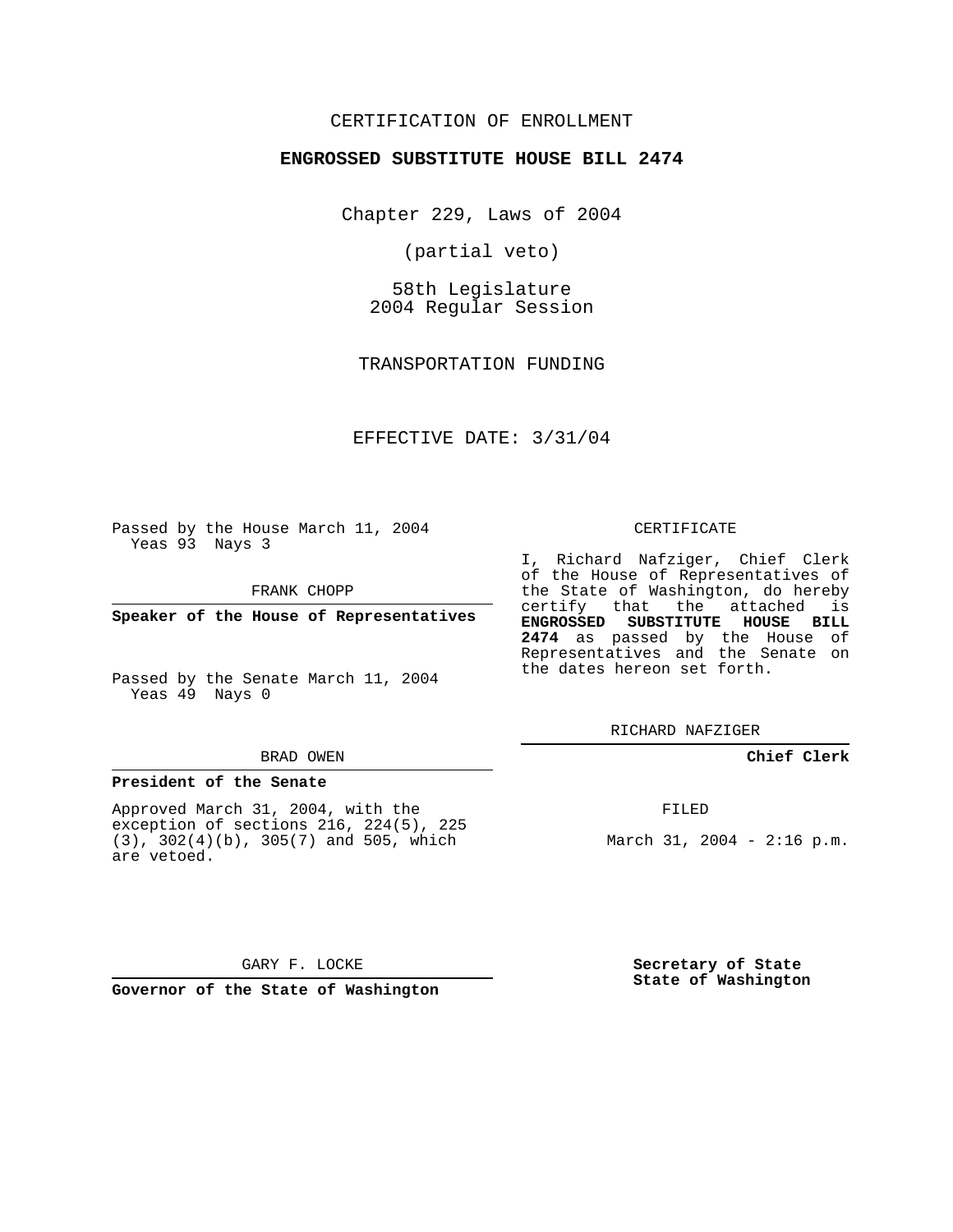CERTIFICATION OF ENROLLMENT

**ENGROSSED SUBSTITUTE HOUSE BILL 2474**

Chapter 229, Laws of 2004

(partial veto)

58th Legislature
2004 Regular Session

TRANSPORTATION FUNDING

EFFECTIVE DATE: 3/31/04

Passed by the House March 11, 2004
Yeas 93 Nays 3

FRANK CHOPP

**Speaker of the House of Representatives**

Passed by the Senate March 11, 2004
Yeas 49 Nays 0

BRAD OWEN

**President of the Senate**

Approved March 31, 2004, with the exception of sections 216, 224(5), 225 (3), 302(4)(b), 305(7) and 505, which are vetoed.

GARY F. LOCKE

**Governor of the State of Washington**

CERTIFICATE

I, Richard Nafziger, Chief Clerk of the House of Representatives of the State of Washington, do hereby certify that the attached is **ENGROSSED SUBSTITUTE HOUSE BILL 2474** as passed by the House of Representatives and the Senate on the dates hereon set forth.

RICHARD NAFZIGER

**Chief Clerk**

FILED

March 31, 2004 - 2:16 p.m.

**Secretary of State**
**State of Washington**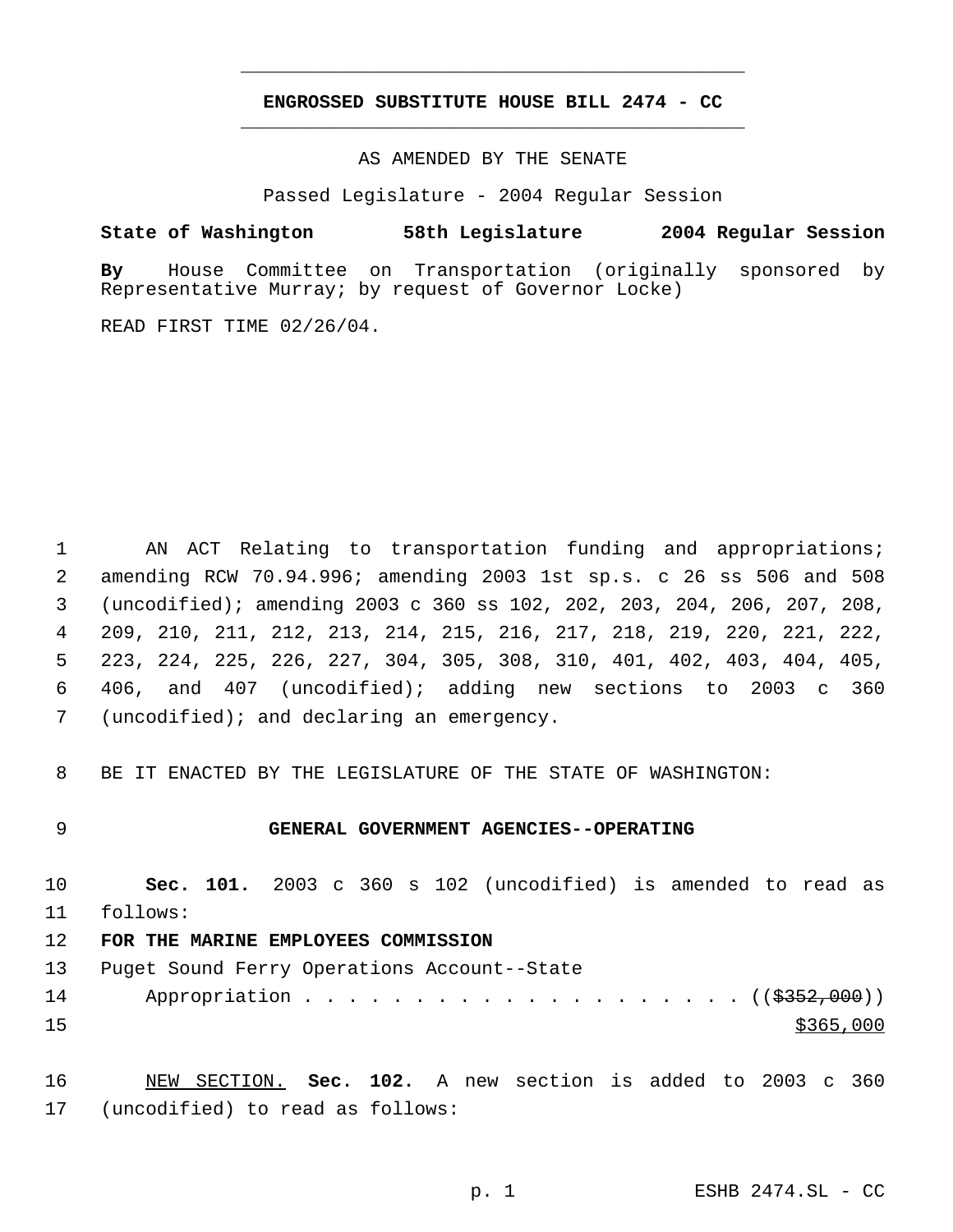# ENGROSSED SUBSTITUTE HOUSE BILL 2474 - CC

AS AMENDED BY THE SENATE

Passed Legislature - 2004 Regular Session

**State of Washington 58th Legislature 2004 Regular Session**

**By** House Committee on Transportation (originally sponsored by Representative Murray; by request of Governor Locke)

READ FIRST TIME 02/26/04.

1 AN ACT Relating to transportation funding and appropriations;
2 amending RCW 70.94.996; amending 2003 1st sp.s. c 26 ss 506 and 508
3 (uncodified); amending 2003 c 360 ss 102, 202, 203, 204, 206, 207, 208,
4 209, 210, 211, 212, 213, 214, 215, 216, 217, 218, 219, 220, 221, 222,
5 223, 224, 225, 226, 227, 304, 305, 308, 310, 401, 402, 403, 404, 405,
6 406, and 407 (uncodified); adding new sections to 2003 c 360
7 (uncodified); and declaring an emergency.

8 BE IT ENACTED BY THE LEGISLATURE OF THE STATE OF WASHINGTON:

9 **GENERAL GOVERNMENT AGENCIES--OPERATING**

10 **Sec. 101.** 2003 c 360 s 102 (uncodified) is amended to read as
11 follows:

12 **FOR THE MARINE EMPLOYEES COMMISSION**

13 Puget Sound Ferry Operations Account--State
14 Appropriation . . . . . . . . . . . . . . . . . . . . . ((~~$352,000~~))
15 $365,000

16 NEW SECTION. **Sec. 102.** A new section is added to 2003 c 360
17 (uncodified) to read as follows: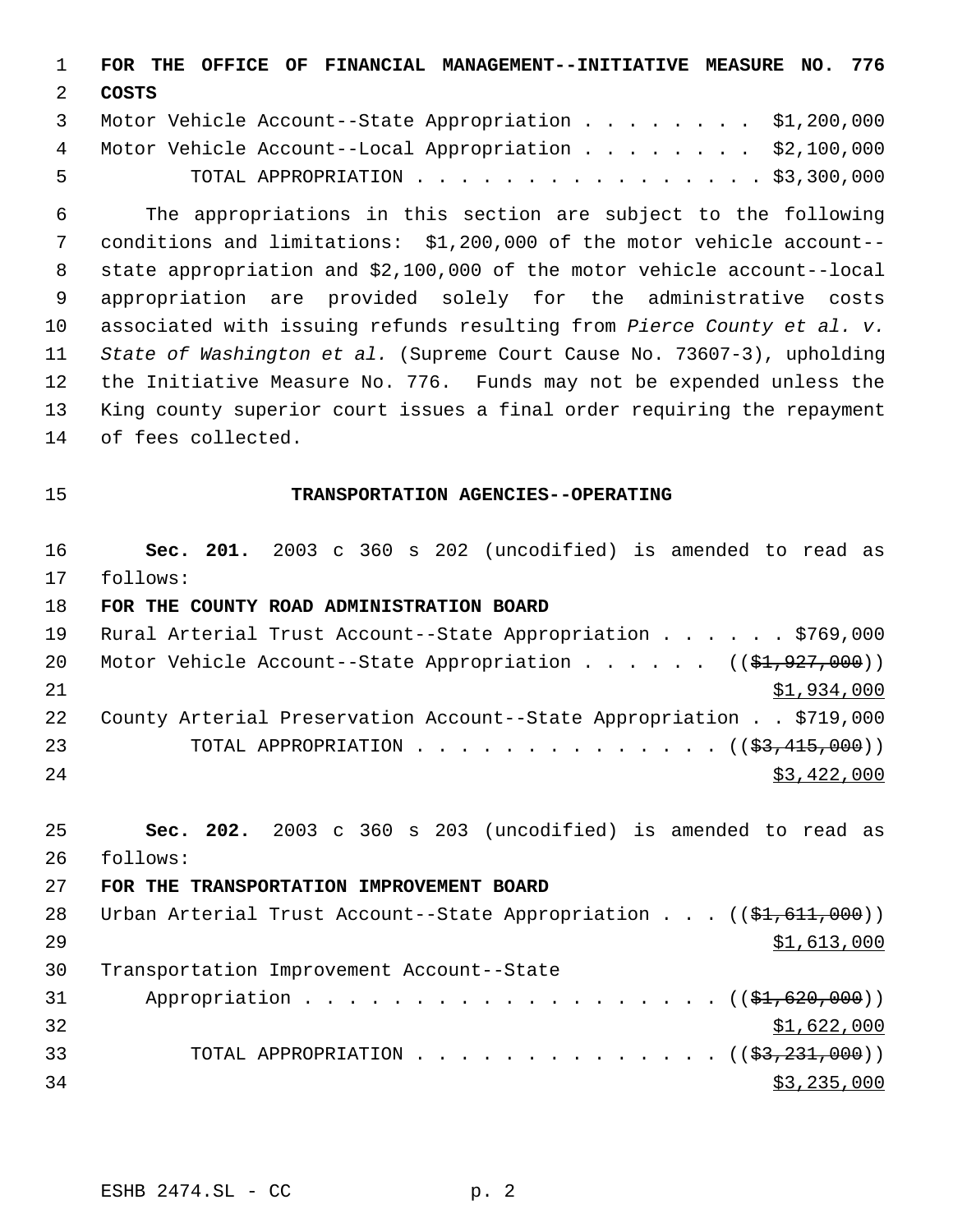**FOR THE OFFICE OF FINANCIAL MANAGEMENT--INITIATIVE MEASURE NO. 776 COSTS**

Motor Vehicle Account--State Appropriation . . . . . . . . $1,200,000
Motor Vehicle Account--Local Appropriation . . . . . . . . $2,100,000
TOTAL APPROPRIATION . . . . . . . . . . . . . . . . $3,300,000

The appropriations in this section are subject to the following conditions and limitations: $1,200,000 of the motor vehicle account--state appropriation and $2,100,000 of the motor vehicle account--local appropriation are provided solely for the administrative costs associated with issuing refunds resulting from *Pierce County et al. v. State of Washington et al.* (Supreme Court Cause No. 73607-3), upholding the Initiative Measure No. 776. Funds may not be expended unless the King county superior court issues a final order requiring the repayment of fees collected.

**TRANSPORTATION AGENCIES--OPERATING**

**Sec. 201.** 2003 c 360 s 202 (uncodified) is amended to read as follows:

**FOR THE COUNTY ROAD ADMINISTRATION BOARD**

Rural Arterial Trust Account--State Appropriation . . . . . . $769,000
Motor Vehicle Account--State Appropriation . . . . . . (($1,927,000))
$1,934,000
County Arterial Preservation Account--State Appropriation . . $719,000
TOTAL APPROPRIATION . . . . . . . . . . . . . . (($3,415,000))
$3,422,000

**Sec. 202.** 2003 c 360 s 203 (uncodified) is amended to read as follows:

**FOR THE TRANSPORTATION IMPROVEMENT BOARD**

Urban Arterial Trust Account--State Appropriation . . . (($1,611,000))
$1,613,000
Transportation Improvement Account--State
Appropriation . . . . . . . . . . . . . . . . . . . . (($1,620,000))
$1,622,000
TOTAL APPROPRIATION . . . . . . . . . . . . . . (($3,231,000))
$3,235,000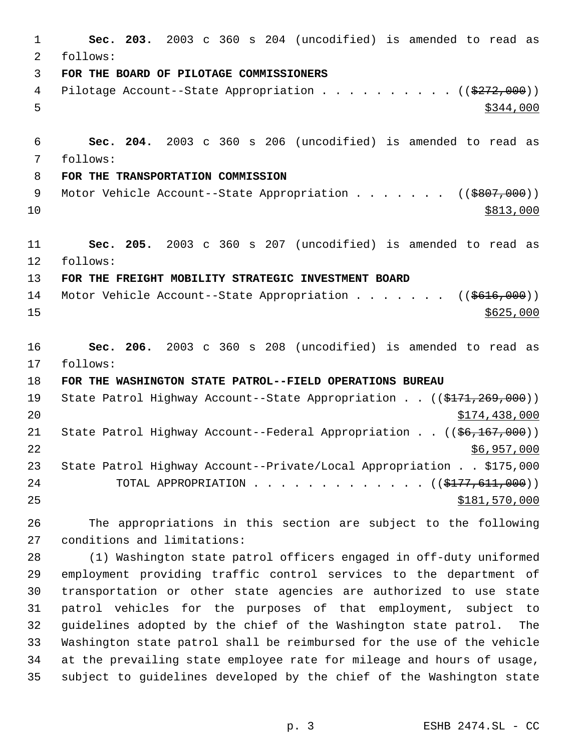**Sec. 203.** 2003 c 360 s 204 (uncodified) is amended to read as follows:

**FOR THE BOARD OF PILOTAGE COMMISSIONERS**

Pilotage Account--State Appropriation . . . . . . . . . . (($272,000)) $344,000

**Sec. 204.** 2003 c 360 s 206 (uncodified) is amended to read as follows:

**FOR THE TRANSPORTATION COMMISSION**

Motor Vehicle Account--State Appropriation . . . . . . . (($807,000)) $813,000

**Sec. 205.** 2003 c 360 s 207 (uncodified) is amended to read as follows:

**FOR THE FREIGHT MOBILITY STRATEGIC INVESTMENT BOARD**

Motor Vehicle Account--State Appropriation . . . . . . . (($616,000)) $625,000

**Sec. 206.** 2003 c 360 s 208 (uncodified) is amended to read as follows:

**FOR THE WASHINGTON STATE PATROL--FIELD OPERATIONS BUREAU**

State Patrol Highway Account--State Appropriation . . (($171,269,000)) $174,438,000

State Patrol Highway Account--Federal Appropriation . . (($6,167,000)) $6,957,000

State Patrol Highway Account--Private/Local Appropriation . . $175,000

TOTAL APPROPRIATION . . . . . . . . . . . . . (($177,611,000)) $181,570,000

The appropriations in this section are subject to the following conditions and limitations:

(1) Washington state patrol officers engaged in off-duty uniformed employment providing traffic control services to the department of transportation or other state agencies are authorized to use state patrol vehicles for the purposes of that employment, subject to guidelines adopted by the chief of the Washington state patrol. The Washington state patrol shall be reimbursed for the use of the vehicle at the prevailing state employee rate for mileage and hours of usage, subject to guidelines developed by the chief of the Washington state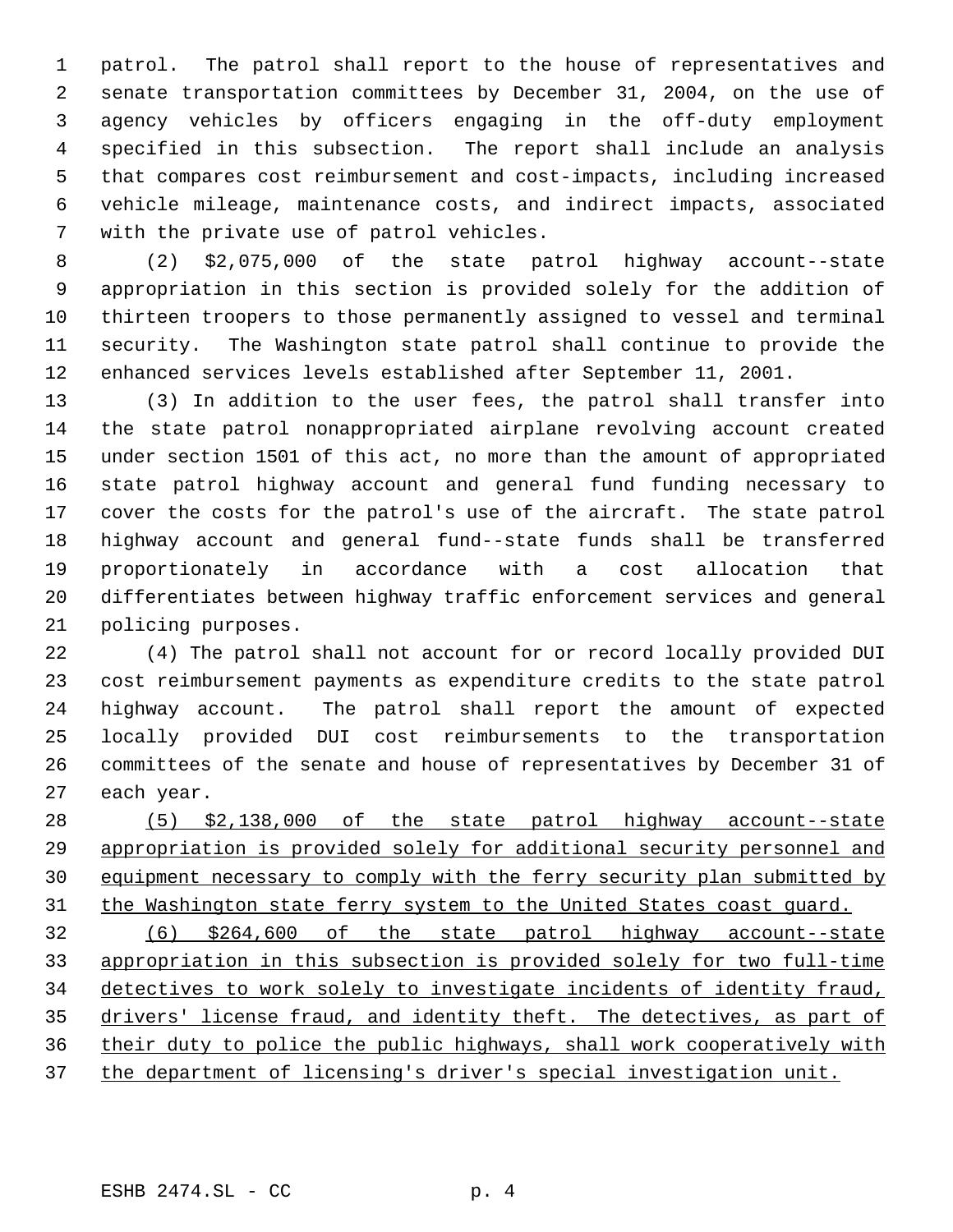patrol. The patrol shall report to the house of representatives and senate transportation committees by December 31, 2004, on the use of agency vehicles by officers engaging in the off-duty employment specified in this subsection. The report shall include an analysis that compares cost reimbursement and cost-impacts, including increased vehicle mileage, maintenance costs, and indirect impacts, associated with the private use of patrol vehicles.

(2) $2,075,000 of the state patrol highway account--state appropriation in this section is provided solely for the addition of thirteen troopers to those permanently assigned to vessel and terminal security. The Washington state patrol shall continue to provide the enhanced services levels established after September 11, 2001.

(3) In addition to the user fees, the patrol shall transfer into the state patrol nonappropriated airplane revolving account created under section 1501 of this act, no more than the amount of appropriated state patrol highway account and general fund funding necessary to cover the costs for the patrol's use of the aircraft. The state patrol highway account and general fund--state funds shall be transferred proportionately in accordance with a cost allocation that differentiates between highway traffic enforcement services and general policing purposes.

(4) The patrol shall not account for or record locally provided DUI cost reimbursement payments as expenditure credits to the state patrol highway account. The patrol shall report the amount of expected locally provided DUI cost reimbursements to the transportation committees of the senate and house of representatives by December 31 of each year.

<u>(5) $2,138,000 of the state patrol highway account--state appropriation is provided solely for additional security personnel and equipment necessary to comply with the ferry security plan submitted by the Washington state ferry system to the United States coast guard.</u>

<u>(6) $264,600 of the state patrol highway account--state appropriation in this subsection is provided solely for two full-time detectives to work solely to investigate incidents of identity fraud, drivers' license fraud, and identity theft. The detectives, as part of their duty to police the public highways, shall work cooperatively with the department of licensing's driver's special investigation unit.</u>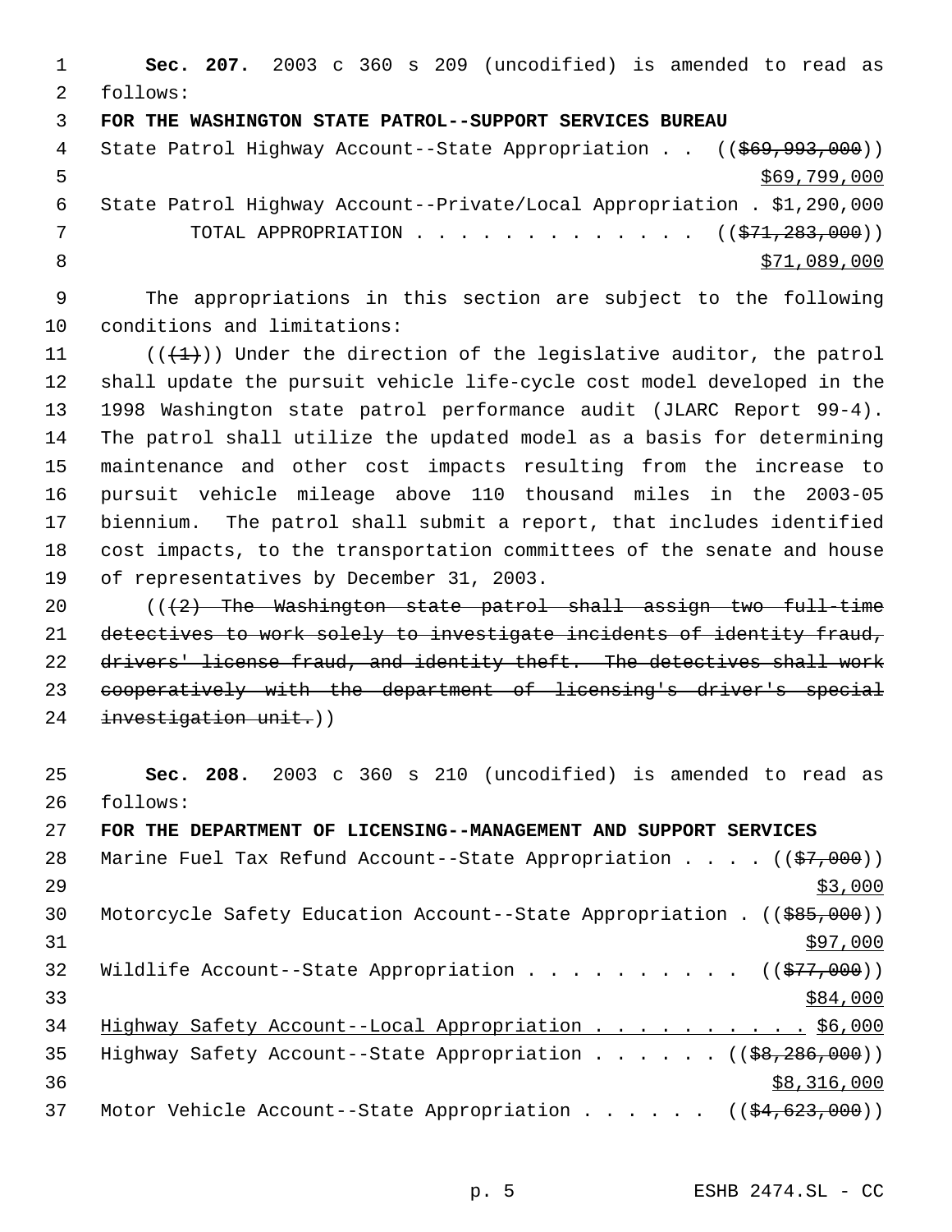**Sec. 207.** 2003 c 360 s 209 (uncodified) is amended to read as follows:

**FOR THE WASHINGTON STATE PATROL--SUPPORT SERVICES BUREAU**

State Patrol Highway Account--State Appropriation . . (( ~~$69,993,000~~ )) $69,799,000

State Patrol Highway Account--Private/Local Appropriation . $1,290,000

TOTAL APPROPRIATION . . . . . . . . . . . . . (( ~~$71,283,000~~ )) $71,089,000

The appropriations in this section are subject to the following conditions and limitations:

(( ~~(1)~~ )) Under the direction of the legislative auditor, the patrol shall update the pursuit vehicle life-cycle cost model developed in the 1998 Washington state patrol performance audit (JLARC Report 99-4). The patrol shall utilize the updated model as a basis for determining maintenance and other cost impacts resulting from the increase to pursuit vehicle mileage above 110 thousand miles in the 2003-05 biennium. The patrol shall submit a report, that includes identified cost impacts, to the transportation committees of the senate and house of representatives by December 31, 2003.

(( ~~(2) The Washington state patrol shall assign two full-time detectives to work solely to investigate incidents of identity fraud, drivers' license fraud, and identity theft. The detectives shall work cooperatively with the department of licensing's driver's special investigation unit.~~ ))

**Sec. 208.** 2003 c 360 s 210 (uncodified) is amended to read as follows:

**FOR THE DEPARTMENT OF LICENSING--MANAGEMENT AND SUPPORT SERVICES**

Marine Fuel Tax Refund Account--State Appropriation . . . . (( ~~$7,000~~ )) $3,000

Motorcycle Safety Education Account--State Appropriation . (( ~~$85,000~~ )) $97,000

Wildlife Account--State Appropriation . . . . . . . . . . (( ~~$77,000~~ )) $84,000

Highway Safety Account--Local Appropriation . . . . . . . . . . $6,000

Highway Safety Account--State Appropriation . . . . . . (( ~~$8,286,000~~ )) $8,316,000

Motor Vehicle Account--State Appropriation . . . . . . (( ~~$4,623,000~~ ))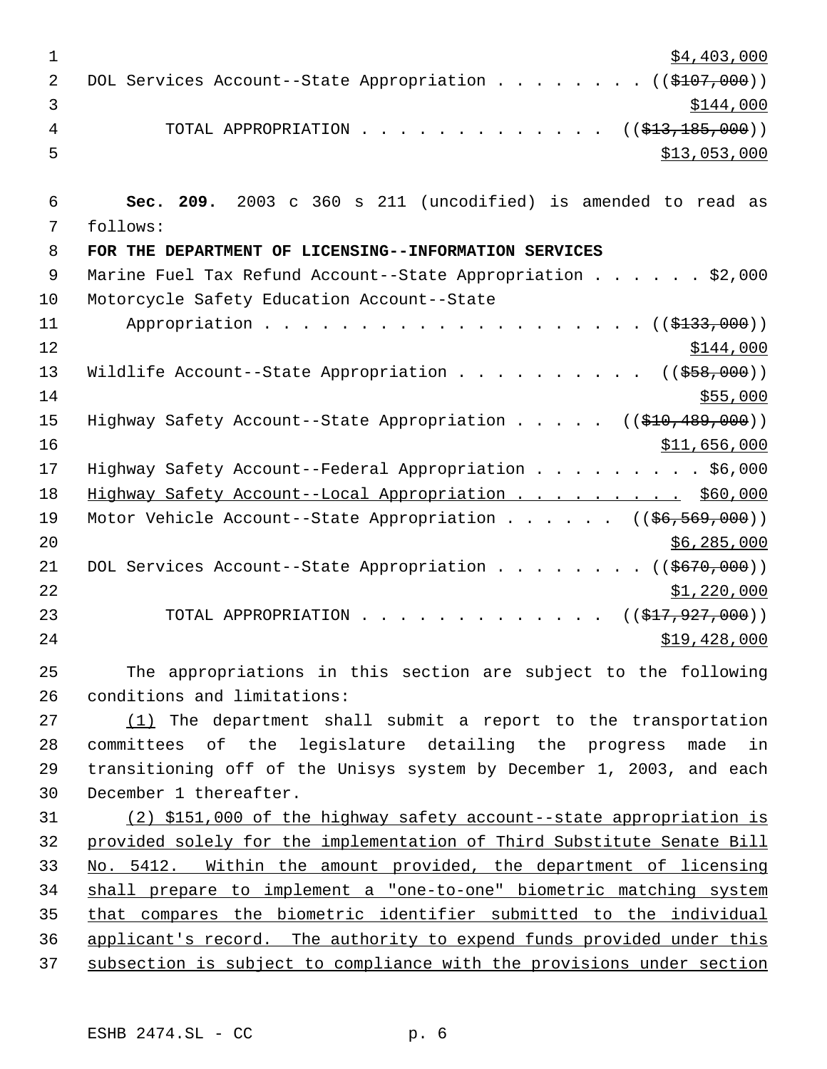$4,403,000

DOL Services Account--State Appropriation . . . . . . . . ((~~$107,000~~))

$144,000

TOTAL APPROPRIATION . . . . . . . . . . . . . ((~~$13,185,000~~))

$13,053,000

**Sec. 209.** 2003 c 360 s 211 (uncodified) is amended to read as follows:

**FOR THE DEPARTMENT OF LICENSING--INFORMATION SERVICES**

Marine Fuel Tax Refund Account--State Appropriation . . . . . . $2,000

Motorcycle Safety Education Account--State Appropriation . . . . . . . . . . . . . . . . . . . . ((~~$133,000~~))

$144,000

Wildlife Account--State Appropriation . . . . . . . . . . ((~~$58,000~~))

$55,000

Highway Safety Account--State Appropriation . . . . . ((~~$10,489,000~~))

$11,656,000

Highway Safety Account--Federal Appropriation . . . . . . . . . $6,000

<u>Highway Safety Account--Local Appropriation . . . . . . . . . $60,000</u>

Motor Vehicle Account--State Appropriation . . . . . . ((~~$6,569,000~~))

$6,285,000

DOL Services Account--State Appropriation . . . . . . . . ((~~$670,000~~))

$1,220,000

TOTAL APPROPRIATION . . . . . . . . . . . . . ((~~$17,927,000~~))

$19,428,000

The appropriations in this section are subject to the following conditions and limitations:

<u>(1)</u> The department shall submit a report to the transportation committees of the legislature detailing the progress made in transitioning off of the Unisys system by December 1, 2003, and each December 1 thereafter.

<u>(2) $151,000 of the highway safety account--state appropriation is provided solely for the implementation of Third Substitute Senate Bill No. 5412. Within the amount provided, the department of licensing shall prepare to implement a "one-to-one" biometric matching system that compares the biometric identifier submitted to the individual applicant's record. The authority to expend funds provided under this subsection is subject to compliance with the provisions under section</u>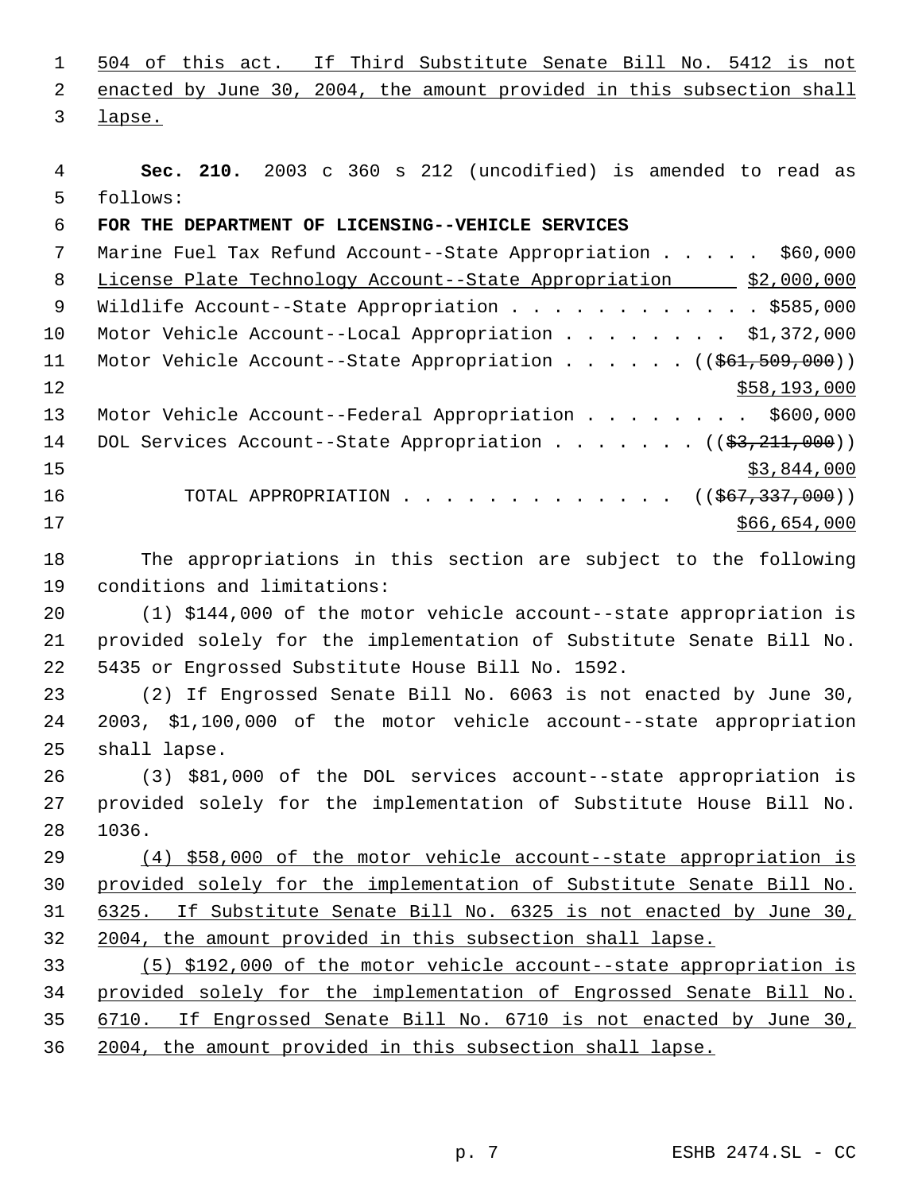504 of this act. If Third Substitute Senate Bill No. 5412 is not enacted by June 30, 2004, the amount provided in this subsection shall lapse.

**Sec. 210.** 2003 c 360 s 212 (uncodified) is amended to read as follows:

**FOR THE DEPARTMENT OF LICENSING--VEHICLE SERVICES**

| | |
|---|---|
| Marine Fuel Tax Refund Account--State Appropriation | $60,000 |
| License Plate Technology Account--State Appropriation | $2,000,000 |
| Wildlife Account--State Appropriation | $585,000 |
| Motor Vehicle Account--Local Appropriation | $1,372,000 |
| Motor Vehicle Account--State Appropriation | (($61,509,000)) $58,193,000 |
| Motor Vehicle Account--Federal Appropriation | $600,000 |
| DOL Services Account--State Appropriation | (($3,211,000)) $3,844,000 |
| TOTAL APPROPRIATION | (($67,337,000)) $66,654,000 |

The appropriations in this section are subject to the following conditions and limitations:

(1) $144,000 of the motor vehicle account--state appropriation is provided solely for the implementation of Substitute Senate Bill No. 5435 or Engrossed Substitute House Bill No. 1592.

(2) If Engrossed Senate Bill No. 6063 is not enacted by June 30, 2003, $1,100,000 of the motor vehicle account--state appropriation shall lapse.

(3) $81,000 of the DOL services account--state appropriation is provided solely for the implementation of Substitute House Bill No. 1036.

(4) $58,000 of the motor vehicle account--state appropriation is provided solely for the implementation of Substitute Senate Bill No. 6325. If Substitute Senate Bill No. 6325 is not enacted by June 30, 2004, the amount provided in this subsection shall lapse.

(5) $192,000 of the motor vehicle account--state appropriation is provided solely for the implementation of Engrossed Senate Bill No. 6710. If Engrossed Senate Bill No. 6710 is not enacted by June 30, 2004, the amount provided in this subsection shall lapse.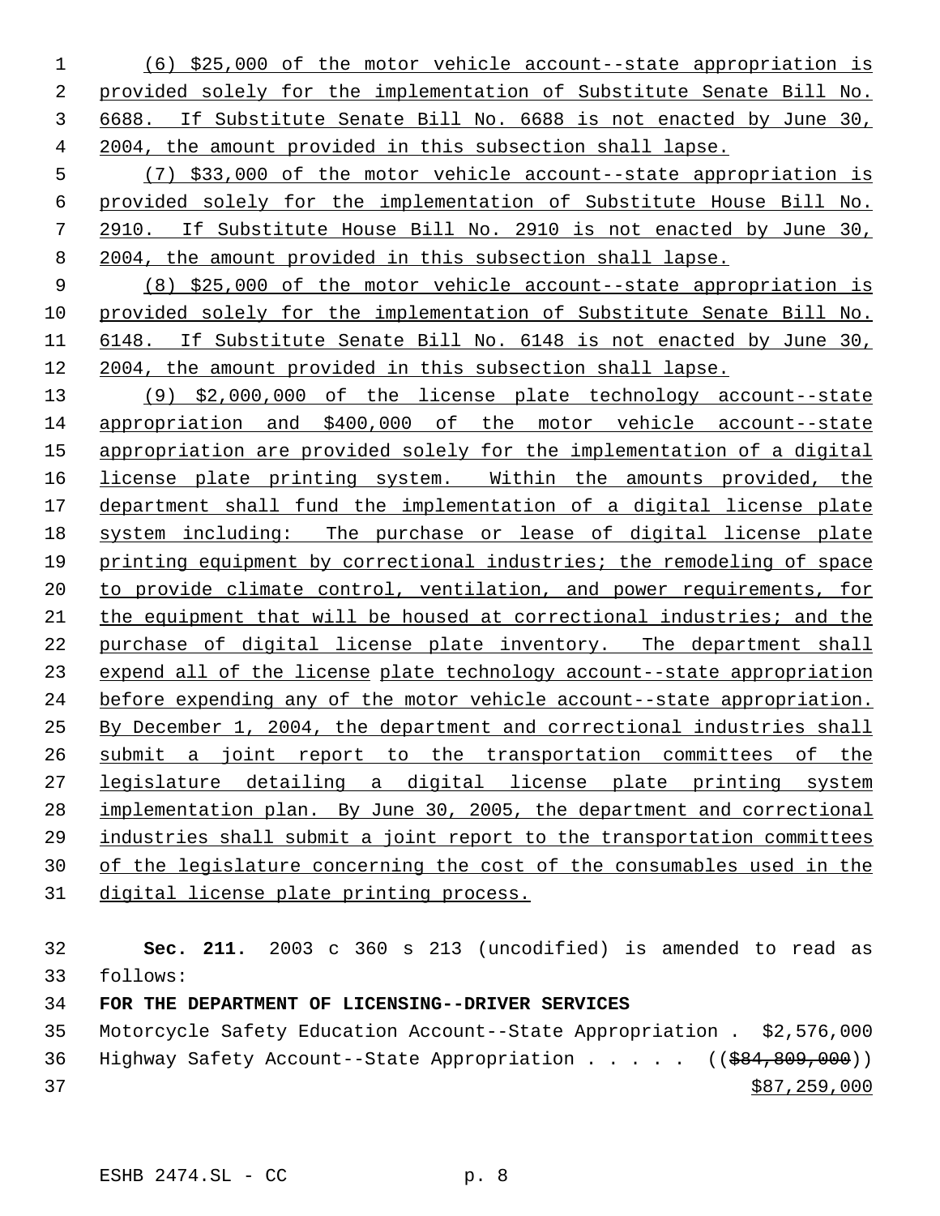(6) $25,000 of the motor vehicle account--state appropriation is provided solely for the implementation of Substitute Senate Bill No. 6688. If Substitute Senate Bill No. 6688 is not enacted by June 30, 2004, the amount provided in this subsection shall lapse.

(7) $33,000 of the motor vehicle account--state appropriation is provided solely for the implementation of Substitute House Bill No. 2910. If Substitute House Bill No. 2910 is not enacted by June 30, 2004, the amount provided in this subsection shall lapse.

(8) $25,000 of the motor vehicle account--state appropriation is provided solely for the implementation of Substitute Senate Bill No. 6148. If Substitute Senate Bill No. 6148 is not enacted by June 30, 2004, the amount provided in this subsection shall lapse.

(9) $2,000,000 of the license plate technology account--state appropriation and $400,000 of the motor vehicle account--state appropriation are provided solely for the implementation of a digital license plate printing system. Within the amounts provided, the department shall fund the implementation of a digital license plate system including: The purchase or lease of digital license plate printing equipment by correctional industries; the remodeling of space to provide climate control, ventilation, and power requirements, for the equipment that will be housed at correctional industries; and the purchase of digital license plate inventory. The department shall expend all of the license plate technology account--state appropriation before expending any of the motor vehicle account--state appropriation. By December 1, 2004, the department and correctional industries shall submit a joint report to the transportation committees of the legislature detailing a digital license plate printing system implementation plan. By June 30, 2005, the department and correctional industries shall submit a joint report to the transportation committees of the legislature concerning the cost of the consumables used in the digital license plate printing process.

**Sec. 211.** 2003 c 360 s 213 (uncodified) is amended to read as follows:

**FOR THE DEPARTMENT OF LICENSING--DRIVER SERVICES**

Motorcycle Safety Education Account--State Appropriation . $2,576,000

Highway Safety Account--State Appropriation . . . . . (($84,809,000))

$87,259,000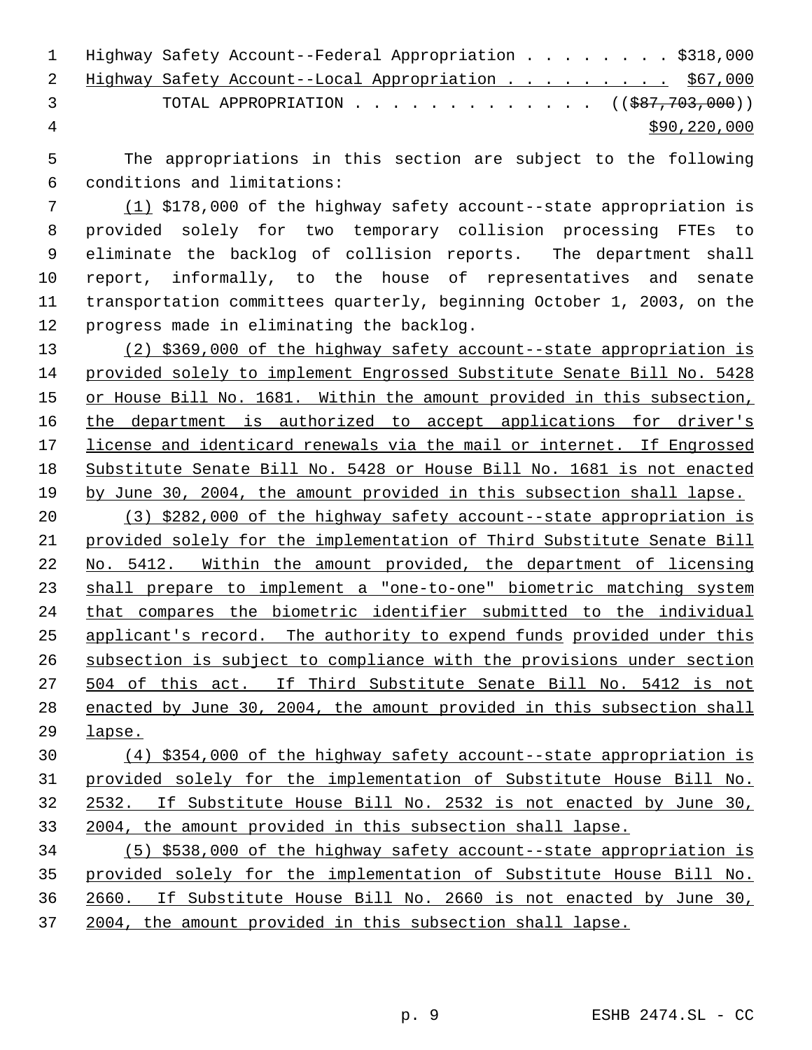Highway Safety Account--Federal Appropriation . . . . . . . . $318,000
Highway Safety Account--Local Appropriation . . . . . . . . . $67,000
TOTAL APPROPRIATION . . . . . . . . . . . . . . (($87,703,000))
$90,220,000

The appropriations in this section are subject to the following conditions and limitations:

(1) $178,000 of the highway safety account--state appropriation is provided solely for two temporary collision processing FTEs to eliminate the backlog of collision reports. The department shall report, informally, to the house of representatives and senate transportation committees quarterly, beginning October 1, 2003, on the progress made in eliminating the backlog.

(2) $369,000 of the highway safety account--state appropriation is provided solely to implement Engrossed Substitute Senate Bill No. 5428 or House Bill No. 1681. Within the amount provided in this subsection, the department is authorized to accept applications for driver's license and identicard renewals via the mail or internet. If Engrossed Substitute Senate Bill No. 5428 or House Bill No. 1681 is not enacted by June 30, 2004, the amount provided in this subsection shall lapse.

(3) $282,000 of the highway safety account--state appropriation is provided solely for the implementation of Third Substitute Senate Bill No. 5412. Within the amount provided, the department of licensing shall prepare to implement a "one-to-one" biometric matching system that compares the biometric identifier submitted to the individual applicant's record. The authority to expend funds provided under this subsection is subject to compliance with the provisions under section 504 of this act. If Third Substitute Senate Bill No. 5412 is not enacted by June 30, 2004, the amount provided in this subsection shall lapse.

(4) $354,000 of the highway safety account--state appropriation is provided solely for the implementation of Substitute House Bill No. 2532. If Substitute House Bill No. 2532 is not enacted by June 30, 2004, the amount provided in this subsection shall lapse.

(5) $538,000 of the highway safety account--state appropriation is provided solely for the implementation of Substitute House Bill No. 2660. If Substitute House Bill No. 2660 is not enacted by June 30, 2004, the amount provided in this subsection shall lapse.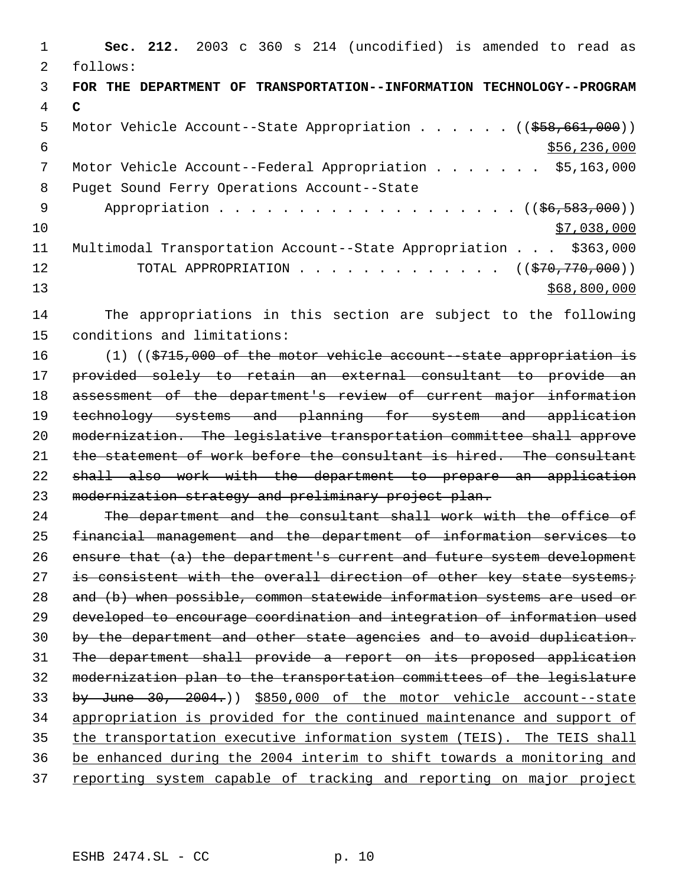**Sec. 212.** 2003 c 360 s 214 (uncodified) is amended to read as follows:

**FOR THE DEPARTMENT OF TRANSPORTATION--INFORMATION TECHNOLOGY--PROGRAM C**

| | |
|---|---|
| Motor Vehicle Account--State Appropriation . . . . . . | (( ~~$58,661,000~~ )) $56,236,000 |
| Motor Vehicle Account--Federal Appropriation . . . . . . . | $5,163,000 |
| Puget Sound Ferry Operations Account--State Appropriation . . . . . . . . . . . . . . . . . . . | (( ~~$6,583,000~~ )) $7,038,000 |
| Multimodal Transportation Account--State Appropriation . . . | $363,000 |
| TOTAL APPROPRIATION . . . . . . . . . . . . . | (( ~~$70,770,000~~ )) $68,800,000 |

The appropriations in this section are subject to the following conditions and limitations:

(1) (( ~~$715,000 of the motor vehicle account--state appropriation is provided solely to retain an external consultant to provide an assessment of the department's review of current major information technology systems and planning for system and application modernization. The legislative transportation committee shall approve the statement of work before the consultant is hired. The consultant shall also work with the department to prepare an application modernization strategy and preliminary project plan.~~

~~The department and the consultant shall work with the office of financial management and the department of information services to ensure that (a) the department's current and future system development is consistent with the overall direction of other key state systems; and (b) when possible, common statewide information systems are used or developed to encourage coordination and integration of information used by the department and other state agencies and to avoid duplication. The department shall provide a report on its proposed application modernization plan to the transportation committees of the legislature by June 30, 2004.~~ )) $850,000 of the motor vehicle account--state appropriation is provided for the continued maintenance and support of the transportation executive information system (TEIS). The TEIS shall be enhanced during the 2004 interim to shift towards a monitoring and reporting system capable of tracking and reporting on major project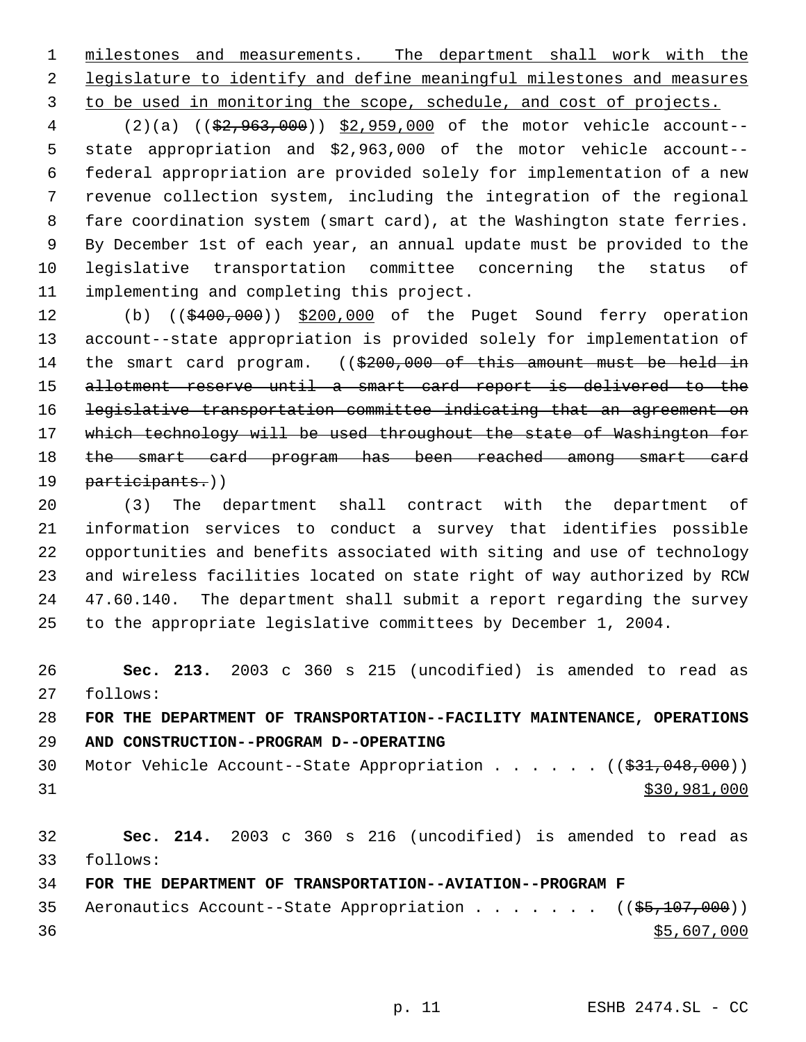milestones and measurements. The department shall work with the legislature to identify and define meaningful milestones and measures to be used in monitoring the scope, schedule, and cost of projects.

(2)(a) ((~~$2,963,000~~)) $2,959,000 of the motor vehicle account--state appropriation and $2,963,000 of the motor vehicle account--federal appropriation are provided solely for implementation of a new revenue collection system, including the integration of the regional fare coordination system (smart card), at the Washington state ferries. By December 1st of each year, an annual update must be provided to the legislative transportation committee concerning the status of implementing and completing this project.

(b) ((~~$400,000~~)) $200,000 of the Puget Sound ferry operation account--state appropriation is provided solely for implementation of the smart card program. ((~~$200,000 of this amount must be held in allotment reserve until a smart card report is delivered to the legislative transportation committee indicating that an agreement on which technology will be used throughout the state of Washington for the smart card program has been reached among smart card participants.~~))

(3) The department shall contract with the department of information services to conduct a survey that identifies possible opportunities and benefits associated with siting and use of technology and wireless facilities located on state right of way authorized by RCW 47.60.140. The department shall submit a report regarding the survey to the appropriate legislative committees by December 1, 2004.

**Sec. 213.** 2003 c 360 s 215 (uncodified) is amended to read as follows:

**FOR THE DEPARTMENT OF TRANSPORTATION--FACILITY MAINTENANCE, OPERATIONS AND CONSTRUCTION--PROGRAM D--OPERATING**

Motor Vehicle Account--State Appropriation . . . . . . ((~~$31,048,000~~)) $30,981,000

**Sec. 214.** 2003 c 360 s 216 (uncodified) is amended to read as follows:

**FOR THE DEPARTMENT OF TRANSPORTATION--AVIATION--PROGRAM F**

Aeronautics Account--State Appropriation . . . . . . . ((~~$5,107,000~~)) $5,607,000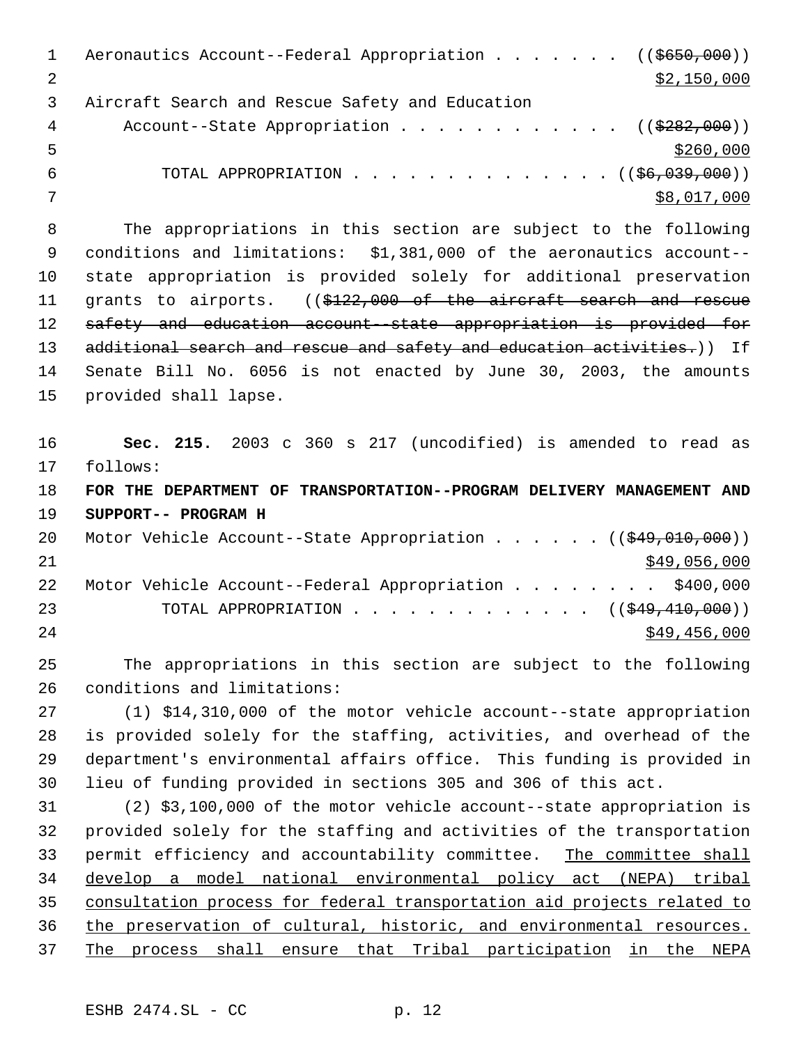Aeronautics Account--Federal Appropriation . . . . . . . ((~~$650,000~~))
$2,150,000

Aircraft Search and Rescue Safety and Education
Account--State Appropriation . . . . . . . . . . . . ((~~$282,000~~))
$260,000

TOTAL APPROPRIATION . . . . . . . . . . . . . . ((~~$6,039,000~~))
$8,017,000

The appropriations in this section are subject to the following conditions and limitations: $1,381,000 of the aeronautics account--state appropriation is provided solely for additional preservation grants to airports. ((~~$122,000 of the aircraft search and rescue safety and education account--state appropriation is provided for additional search and rescue and safety and education activities.~~)) If Senate Bill No. 6056 is not enacted by June 30, 2003, the amounts provided shall lapse.

**Sec. 215.** 2003 c 360 s 217 (uncodified) is amended to read as follows:

**FOR THE DEPARTMENT OF TRANSPORTATION--PROGRAM DELIVERY MANAGEMENT AND SUPPORT-- PROGRAM H**

Motor Vehicle Account--State Appropriation . . . . . . ((~~$49,010,000~~))
$49,056,000

Motor Vehicle Account--Federal Appropriation . . . . . . . . $400,000

TOTAL APPROPRIATION . . . . . . . . . . . . . ((~~$49,410,000~~))
$49,456,000

The appropriations in this section are subject to the following conditions and limitations:

(1) $14,310,000 of the motor vehicle account--state appropriation is provided solely for the staffing, activities, and overhead of the department's environmental affairs office. This funding is provided in lieu of funding provided in sections 305 and 306 of this act.

(2) $3,100,000 of the motor vehicle account--state appropriation is provided solely for the staffing and activities of the transportation permit efficiency and accountability committee. <u>The committee shall develop a model national environmental policy act (NEPA) tribal consultation process for federal transportation aid projects related to the preservation of cultural, historic, and environmental resources. The process shall ensure that Tribal participation in the NEPA</u>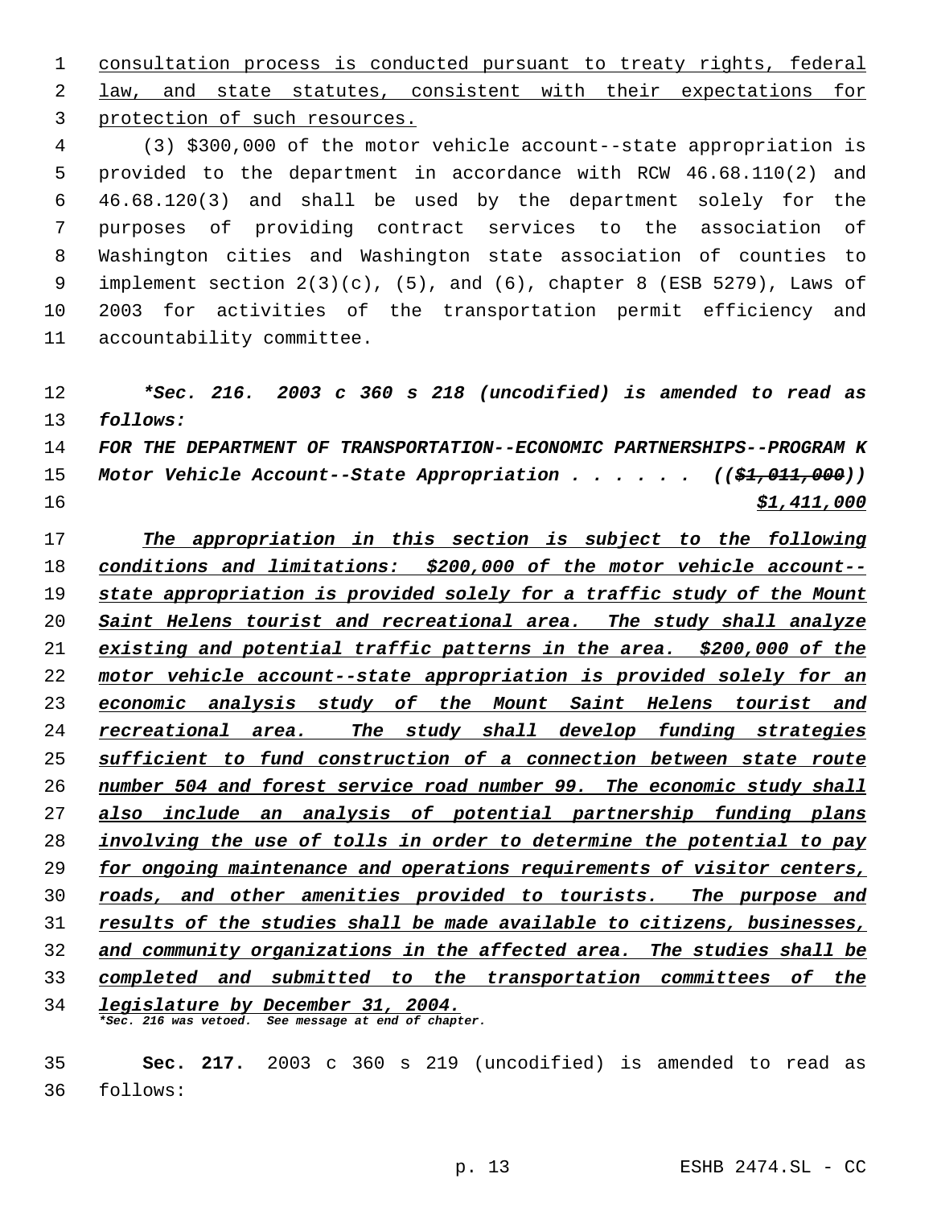consultation process is conducted pursuant to treaty rights, federal law, and state statutes, consistent with their expectations for protection of such resources.

(3) $300,000 of the motor vehicle account--state appropriation is provided to the department in accordance with RCW 46.68.110(2) and 46.68.120(3) and shall be used by the department solely for the purposes of providing contract services to the association of Washington cities and Washington state association of counties to implement section 2(3)(c), (5), and (6), chapter 8 (ESB 5279), Laws of 2003 for activities of the transportation permit efficiency and accountability committee.

***Sec. 216. 2003 c 360 s 218 (uncodified) is amended to read as follows:***

***FOR THE DEPARTMENT OF TRANSPORTATION--ECONOMIC PARTNERSHIPS--PROGRAM K***

***Motor Vehicle Account--State Appropriation . . . . . . ((~~$1,011,000~~))***
***$1,411,000***

*The appropriation in this section is subject to the following conditions and limitations: $200,000 of the motor vehicle account--state appropriation is provided solely for a traffic study of the Mount Saint Helens tourist and recreational area. The study shall analyze existing and potential traffic patterns in the area. $200,000 of the motor vehicle account--state appropriation is provided solely for an economic analysis study of the Mount Saint Helens tourist and recreational area. The study shall develop funding strategies sufficient to fund construction of a connection between state route number 504 and forest service road number 99. The economic study shall also include an analysis of potential partnership funding plans involving the use of tolls in order to determine the potential to pay for ongoing maintenance and operations requirements of visitor centers, roads, and other amenities provided to tourists. The purpose and results of the studies shall be made available to citizens, businesses, and community organizations in the affected area. The studies shall be completed and submitted to the transportation committees of the legislature by December 31, 2004.*

****Sec. 216 was vetoed. See message at end of chapter.***

**Sec. 217.** 2003 c 360 s 219 (uncodified) is amended to read as follows: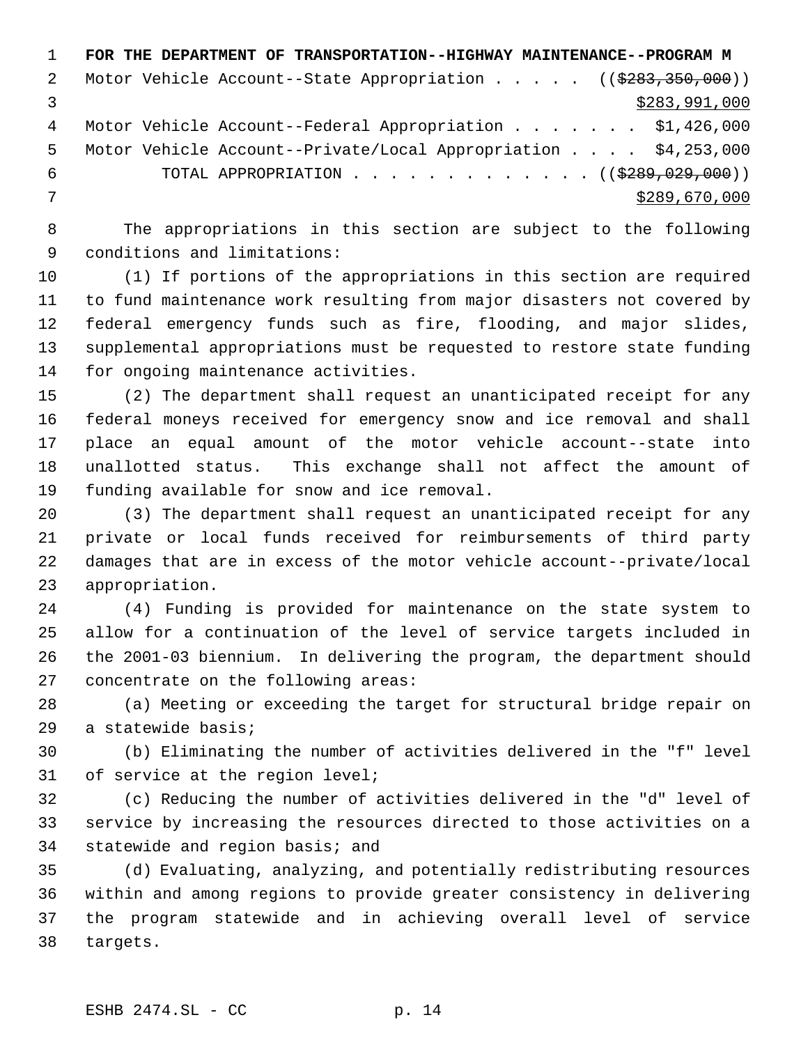**FOR THE DEPARTMENT OF TRANSPORTATION--HIGHWAY MAINTENANCE--PROGRAM M**

Motor Vehicle Account--State Appropriation . . . . . ((~~$283,350,000~~))
<u>$283,991,000</u>

Motor Vehicle Account--Federal Appropriation . . . . . . . $1,426,000

Motor Vehicle Account--Private/Local Appropriation . . . . $4,253,000

TOTAL APPROPRIATION . . . . . . . . . . . . . ((~~$289,029,000~~))
<u>$289,670,000</u>

The appropriations in this section are subject to the following conditions and limitations:

(1) If portions of the appropriations in this section are required to fund maintenance work resulting from major disasters not covered by federal emergency funds such as fire, flooding, and major slides, supplemental appropriations must be requested to restore state funding for ongoing maintenance activities.

(2) The department shall request an unanticipated receipt for any federal moneys received for emergency snow and ice removal and shall place an equal amount of the motor vehicle account--state into unallotted status. This exchange shall not affect the amount of funding available for snow and ice removal.

(3) The department shall request an unanticipated receipt for any private or local funds received for reimbursements of third party damages that are in excess of the motor vehicle account--private/local appropriation.

(4) Funding is provided for maintenance on the state system to allow for a continuation of the level of service targets included in the 2001-03 biennium. In delivering the program, the department should concentrate on the following areas:

(a) Meeting or exceeding the target for structural bridge repair on a statewide basis;

(b) Eliminating the number of activities delivered in the "f" level of service at the region level;

(c) Reducing the number of activities delivered in the "d" level of service by increasing the resources directed to those activities on a statewide and region basis; and

(d) Evaluating, analyzing, and potentially redistributing resources within and among regions to provide greater consistency in delivering the program statewide and in achieving overall level of service targets.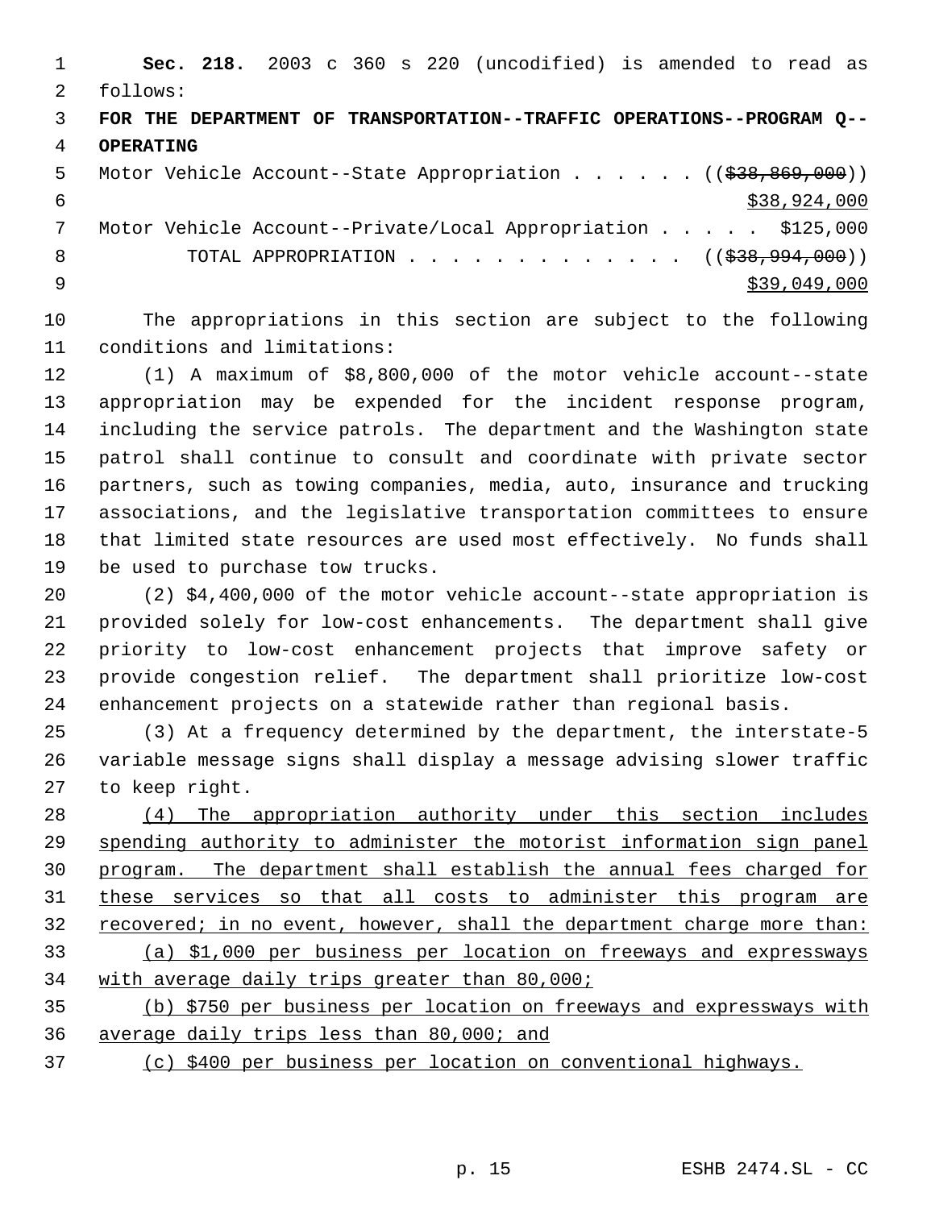**Sec. 218.** 2003 c 360 s 220 (uncodified) is amended to read as follows:

**FOR THE DEPARTMENT OF TRANSPORTATION--TRAFFIC OPERATIONS--PROGRAM Q--OPERATING**

Motor Vehicle Account--State Appropriation . . . . . . (($38,869,000)) $38,924,000

Motor Vehicle Account--Private/Local Appropriation . . . . . $125,000

TOTAL APPROPRIATION . . . . . . . . . . . . . (($38,994,000)) $39,049,000

The appropriations in this section are subject to the following conditions and limitations:

(1) A maximum of $8,800,000 of the motor vehicle account--state appropriation may be expended for the incident response program, including the service patrols. The department and the Washington state patrol shall continue to consult and coordinate with private sector partners, such as towing companies, media, auto, insurance and trucking associations, and the legislative transportation committees to ensure that limited state resources are used most effectively. No funds shall be used to purchase tow trucks.

(2) $4,400,000 of the motor vehicle account--state appropriation is provided solely for low-cost enhancements. The department shall give priority to low-cost enhancement projects that improve safety or provide congestion relief. The department shall prioritize low-cost enhancement projects on a statewide rather than regional basis.

(3) At a frequency determined by the department, the interstate-5 variable message signs shall display a message advising slower traffic to keep right.

(4) The appropriation authority under this section includes spending authority to administer the motorist information sign panel program. The department shall establish the annual fees charged for these services so that all costs to administer this program are recovered; in no event, however, shall the department charge more than:

(a) $1,000 per business per location on freeways and expressways with average daily trips greater than 80,000;

(b) $750 per business per location on freeways and expressways with average daily trips less than 80,000; and

(c) $400 per business per location on conventional highways.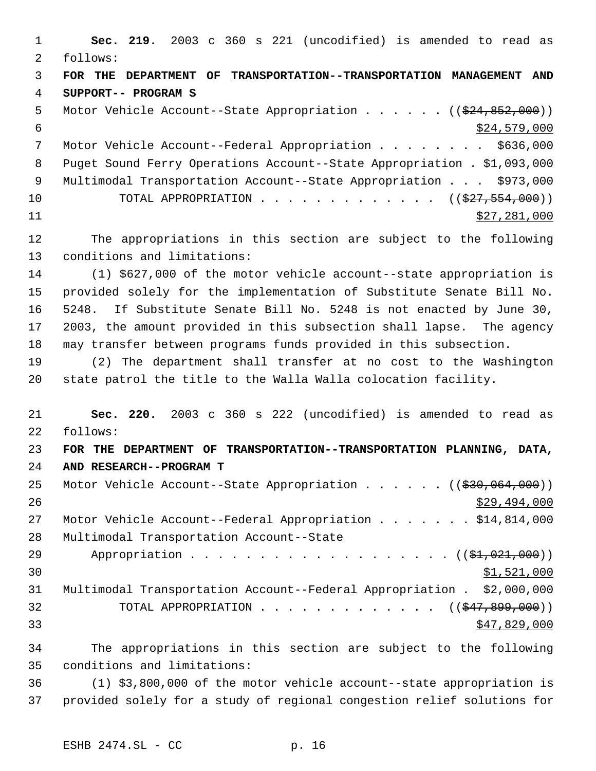**Sec. 219.** 2003 c 360 s 221 (uncodified) is amended to read as follows:

**FOR THE DEPARTMENT OF TRANSPORTATION--TRANSPORTATION MANAGEMENT AND SUPPORT-- PROGRAM S**

Motor Vehicle Account--State Appropriation . . . . . . ((~~$24,852,000~~)) $24,579,000

Motor Vehicle Account--Federal Appropriation . . . . . . . . $636,000

Puget Sound Ferry Operations Account--State Appropriation . $1,093,000

Multimodal Transportation Account--State Appropriation . . . $973,000

TOTAL APPROPRIATION . . . . . . . . . . . . . ((~~$27,554,000~~)) $27,281,000

The appropriations in this section are subject to the following conditions and limitations:

(1) $627,000 of the motor vehicle account--state appropriation is provided solely for the implementation of Substitute Senate Bill No. 5248. If Substitute Senate Bill No. 5248 is not enacted by June 30, 2003, the amount provided in this subsection shall lapse. The agency may transfer between programs funds provided in this subsection.

(2) The department shall transfer at no cost to the Washington state patrol the title to the Walla Walla colocation facility.

**Sec. 220.** 2003 c 360 s 222 (uncodified) is amended to read as follows:

**FOR THE DEPARTMENT OF TRANSPORTATION--TRANSPORTATION PLANNING, DATA, AND RESEARCH--PROGRAM T**

Motor Vehicle Account--State Appropriation . . . . . . ((~~$30,064,000~~)) $29,494,000

Motor Vehicle Account--Federal Appropriation . . . . . . . $14,814,000

Multimodal Transportation Account--State Appropriation . . . . . . . . . . . . . . . . . . . ((~~$1,021,000~~)) $1,521,000

Multimodal Transportation Account--Federal Appropriation . $2,000,000

TOTAL APPROPRIATION . . . . . . . . . . . . . ((~~$47,899,000~~)) $47,829,000

The appropriations in this section are subject to the following conditions and limitations:

(1) $3,800,000 of the motor vehicle account--state appropriation is provided solely for a study of regional congestion relief solutions for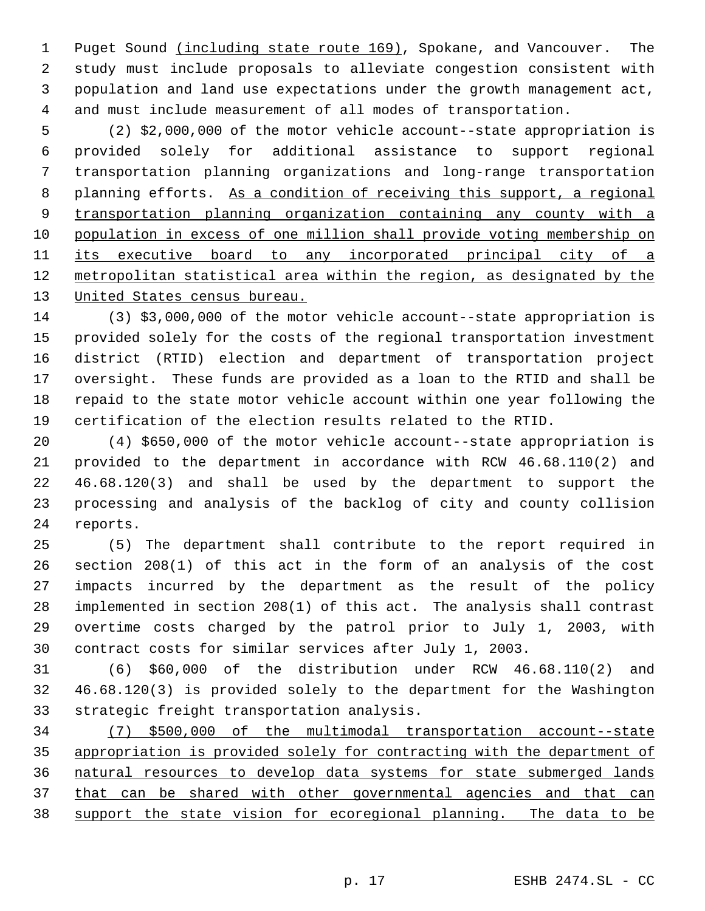Puget Sound (including state route 169), Spokane, and Vancouver. The study must include proposals to alleviate congestion consistent with population and land use expectations under the growth management act, and must include measurement of all modes of transportation.

(2) $2,000,000 of the motor vehicle account--state appropriation is provided solely for additional assistance to support regional transportation planning organizations and long-range transportation planning efforts. As a condition of receiving this support, a regional transportation planning organization containing any county with a population in excess of one million shall provide voting membership on its executive board to any incorporated principal city of a metropolitan statistical area within the region, as designated by the United States census bureau.

(3) $3,000,000 of the motor vehicle account--state appropriation is provided solely for the costs of the regional transportation investment district (RTID) election and department of transportation project oversight. These funds are provided as a loan to the RTID and shall be repaid to the state motor vehicle account within one year following the certification of the election results related to the RTID.

(4) $650,000 of the motor vehicle account--state appropriation is provided to the department in accordance with RCW 46.68.110(2) and 46.68.120(3) and shall be used by the department to support the processing and analysis of the backlog of city and county collision reports.

(5) The department shall contribute to the report required in section 208(1) of this act in the form of an analysis of the cost impacts incurred by the department as the result of the policy implemented in section 208(1) of this act. The analysis shall contrast overtime costs charged by the patrol prior to July 1, 2003, with contract costs for similar services after July 1, 2003.

(6) $60,000 of the distribution under RCW 46.68.110(2) and 46.68.120(3) is provided solely to the department for the Washington strategic freight transportation analysis.

(7) $500,000 of the multimodal transportation account--state appropriation is provided solely for contracting with the department of natural resources to develop data systems for state submerged lands that can be shared with other governmental agencies and that can support the state vision for ecoregional planning. The data to be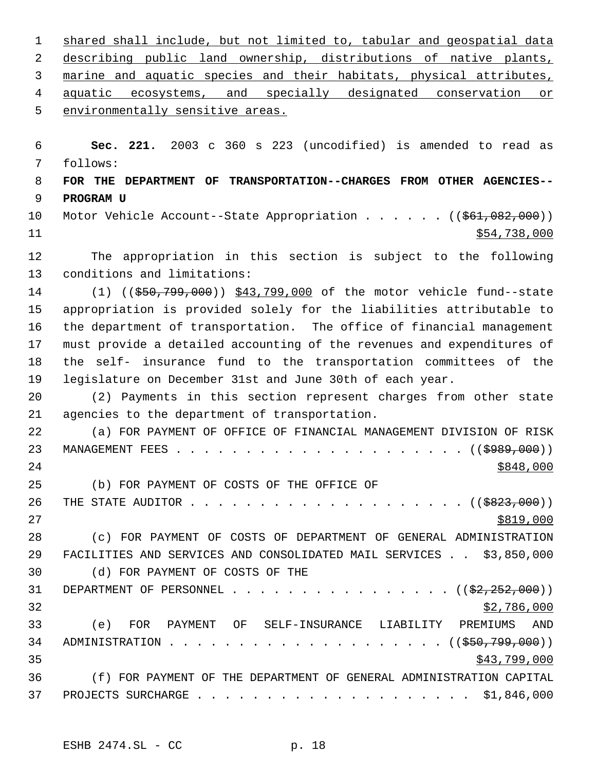shared shall include, but not limited to, tabular and geospatial data describing public land ownership, distributions of native plants, marine and aquatic species and their habitats, physical attributes, aquatic ecosystems, and specially designated conservation or environmentally sensitive areas.

**Sec. 221.** 2003 c 360 s 223 (uncodified) is amended to read as follows:

**FOR THE DEPARTMENT OF TRANSPORTATION--CHARGES FROM OTHER AGENCIES--PROGRAM U**

Motor Vehicle Account--State Appropriation . . . . . . ((~~$61,082,000~~)) $54,738,000

The appropriation in this section is subject to the following conditions and limitations:

(1) ((~~$50,799,000~~)) $43,799,000 of the motor vehicle fund--state appropriation is provided solely for the liabilities attributable to the department of transportation. The office of financial management must provide a detailed accounting of the revenues and expenditures of the self- insurance fund to the transportation committees of the legislature on December 31st and June 30th of each year.

(2) Payments in this section represent charges from other state agencies to the department of transportation.

(a) FOR PAYMENT OF OFFICE OF FINANCIAL MANAGEMENT DIVISION OF RISK MANAGEMENT FEES . . . . . . . . . . . . . . . . . . . . . ((~~$989,000~~)) $848,000

(b) FOR PAYMENT OF COSTS OF THE OFFICE OF THE STATE AUDITOR . . . . . . . . . . . . . . . . . . . . ((~~$823,000~~)) $819,000

(c) FOR PAYMENT OF COSTS OF DEPARTMENT OF GENERAL ADMINISTRATION FACILITIES AND SERVICES AND CONSOLIDATED MAIL SERVICES . . $3,850,000

(d) FOR PAYMENT OF COSTS OF THE DEPARTMENT OF PERSONNEL . . . . . . . . . . . . . . . . ((~~$2,252,000~~)) $2,786,000

(e) FOR PAYMENT OF SELF-INSURANCE LIABILITY PREMIUMS AND ADMINISTRATION . . . . . . . . . . . . . . . . . . . . ((~~$50,799,000~~)) $43,799,000

(f) FOR PAYMENT OF THE DEPARTMENT OF GENERAL ADMINISTRATION CAPITAL PROJECTS SURCHARGE . . . . . . . . . . . . . . . . . . . . $1,846,000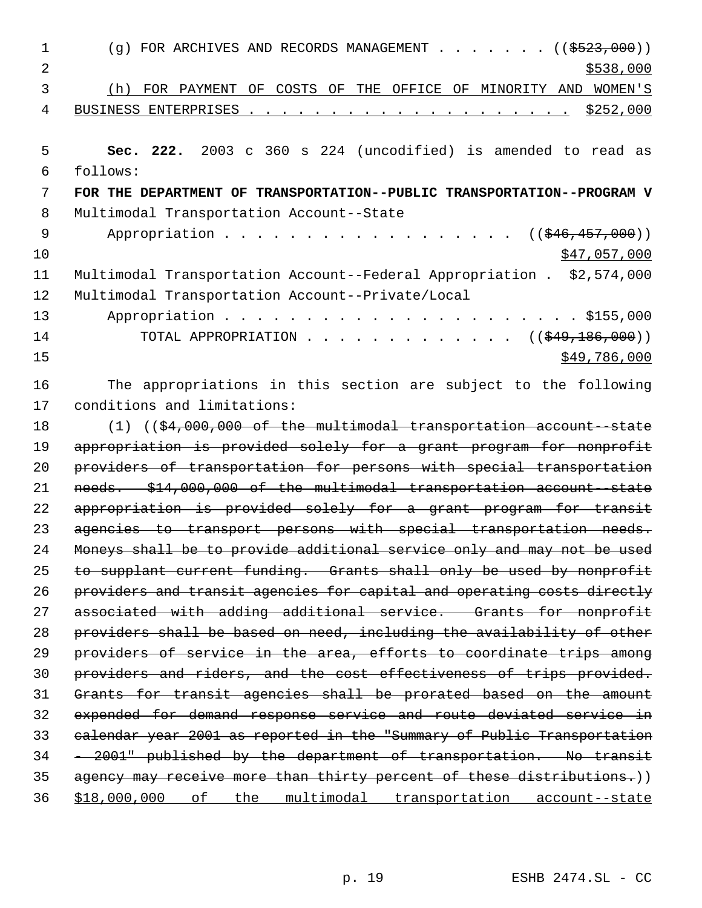(g) FOR ARCHIVES AND RECORDS MANAGEMENT . . . . . . . ((~~$523,000~~))
$538,000

(h) FOR PAYMENT OF COSTS OF THE OFFICE OF MINORITY AND WOMEN'S BUSINESS ENTERPRISES . . . . . . . . . . . . . . . . . . . . $252,000

**Sec. 222.** 2003 c 360 s 224 (uncodified) is amended to read as follows:

**FOR THE DEPARTMENT OF TRANSPORTATION--PUBLIC TRANSPORTATION--PROGRAM V**

Multimodal Transportation Account--State
Appropriation . . . . . . . . . . . . . . . . . . . ((~~$46,457,000~~))
$47,057,000

Multimodal Transportation Account--Federal Appropriation . $2,574,000

Multimodal Transportation Account--Private/Local
Appropriation . . . . . . . . . . . . . . . . . . . . . . $155,000

TOTAL APPROPRIATION . . . . . . . . . . . . . . ((~~$49,186,000~~))
$49,786,000

The appropriations in this section are subject to the following conditions and limitations:

(1) ((~~$4,000,000 of the multimodal transportation account--state appropriation is provided solely for a grant program for nonprofit providers of transportation for persons with special transportation needs. $14,000,000 of the multimodal transportation account--state appropriation is provided solely for a grant program for transit agencies to transport persons with special transportation needs. Moneys shall be to provide additional service only and may not be used to supplant current funding. Grants shall only be used by nonprofit providers and transit agencies for capital and operating costs directly associated with adding additional service. Grants for nonprofit providers shall be based on need, including the availability of other providers of service in the area, efforts to coordinate trips among providers and riders, and the cost effectiveness of trips provided. Grants for transit agencies shall be prorated based on the amount expended for demand response service and route deviated service in calendar year 2001 as reported in the "Summary of Public Transportation - 2001" published by the department of transportation. No transit agency may receive more than thirty percent of these distributions.~~)) $18,000,000 of the multimodal transportation account--state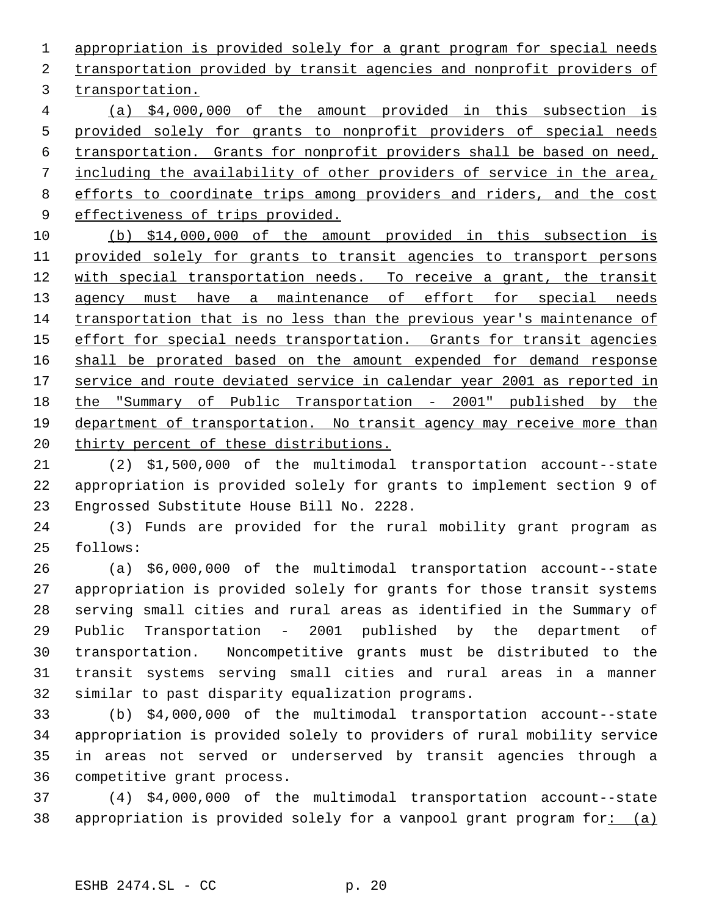appropriation is provided solely for a grant program for special needs transportation provided by transit agencies and nonprofit providers of transportation.

(a) $4,000,000 of the amount provided in this subsection is provided solely for grants to nonprofit providers of special needs transportation. Grants for nonprofit providers shall be based on need, including the availability of other providers of service in the area, efforts to coordinate trips among providers and riders, and the cost effectiveness of trips provided.

(b) $14,000,000 of the amount provided in this subsection is provided solely for grants to transit agencies to transport persons with special transportation needs. To receive a grant, the transit agency must have a maintenance of effort for special needs transportation that is no less than the previous year's maintenance of effort for special needs transportation. Grants for transit agencies shall be prorated based on the amount expended for demand response service and route deviated service in calendar year 2001 as reported in the "Summary of Public Transportation - 2001" published by the department of transportation. No transit agency may receive more than thirty percent of these distributions.

(2) $1,500,000 of the multimodal transportation account--state appropriation is provided solely for grants to implement section 9 of Engrossed Substitute House Bill No. 2228.

(3) Funds are provided for the rural mobility grant program as follows:

(a) $6,000,000 of the multimodal transportation account--state appropriation is provided solely for grants for those transit systems serving small cities and rural areas as identified in the Summary of Public Transportation - 2001 published by the department of transportation. Noncompetitive grants must be distributed to the transit systems serving small cities and rural areas in a manner similar to past disparity equalization programs.

(b) $4,000,000 of the multimodal transportation account--state appropriation is provided solely to providers of rural mobility service in areas not served or underserved by transit agencies through a competitive grant process.

(4) $4,000,000 of the multimodal transportation account--state appropriation is provided solely for a vanpool grant program for: (a)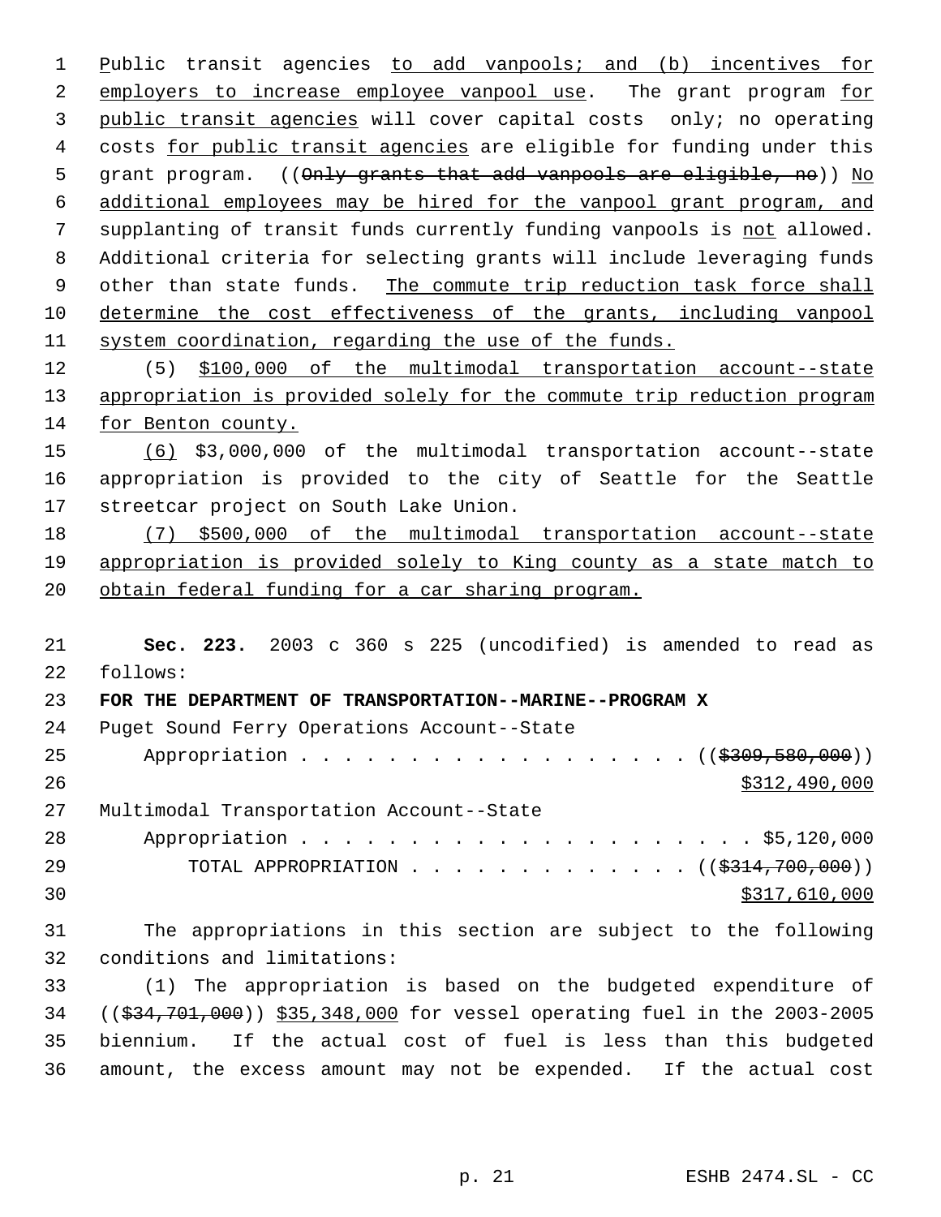Public transit agencies to add vanpools; and (b) incentives for employers to increase employee vanpool use. The grant program for public transit agencies will cover capital costs only; no operating costs for public transit agencies are eligible for funding under this grant program. ((~~Only grants that add vanpools are eligible, no~~)) No additional employees may be hired for the vanpool grant program, and supplanting of transit funds currently funding vanpools is not allowed. Additional criteria for selecting grants will include leveraging funds other than state funds. The commute trip reduction task force shall determine the cost effectiveness of the grants, including vanpool system coordination, regarding the use of the funds.

(5) $100,000 of the multimodal transportation account--state appropriation is provided solely for the commute trip reduction program for Benton county.

(6) $3,000,000 of the multimodal transportation account--state appropriation is provided to the city of Seattle for the Seattle streetcar project on South Lake Union.

(7) $500,000 of the multimodal transportation account--state appropriation is provided solely to King county as a state match to obtain federal funding for a car sharing program.

**Sec. 223.** 2003 c 360 s 225 (uncodified) is amended to read as follows:

**FOR THE DEPARTMENT OF TRANSPORTATION--MARINE--PROGRAM X**

Puget Sound Ferry Operations Account--State
Appropriation . . . . . . . . . . . . . . . . . . . ((~~$309,580,000~~))
$312,490,000

Multimodal Transportation Account--State
Appropriation . . . . . . . . . . . . . . . . . . . . . . $5,120,000

TOTAL APPROPRIATION . . . . . . . . . . . . . ((~~$314,700,000~~))
$317,610,000

The appropriations in this section are subject to the following conditions and limitations:

(1) The appropriation is based on the budgeted expenditure of ((~~$34,701,000~~)) $35,348,000 for vessel operating fuel in the 2003-2005 biennium. If the actual cost of fuel is less than this budgeted amount, the excess amount may not be expended. If the actual cost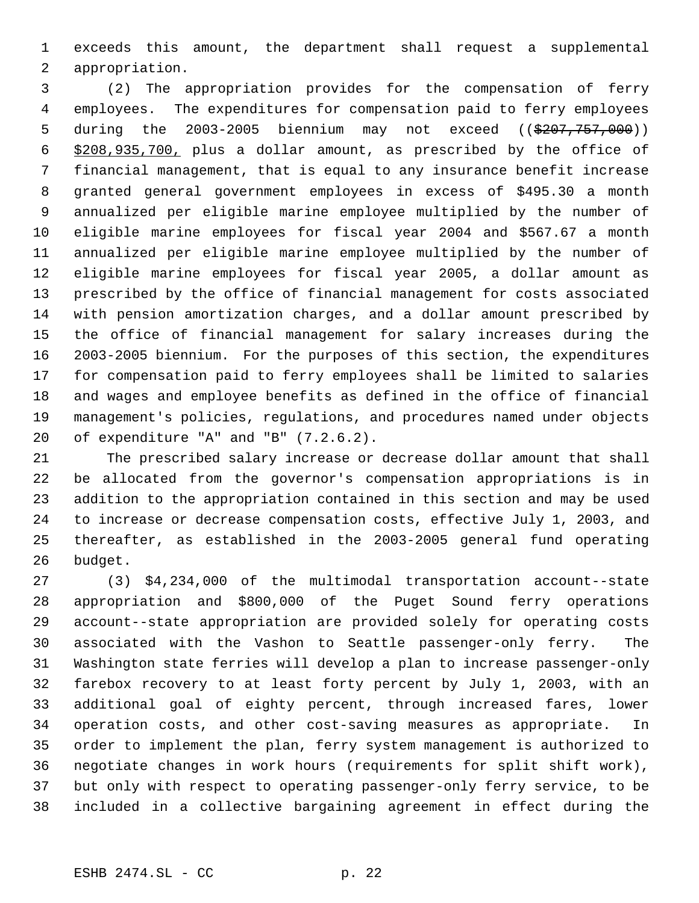exceeds this amount, the department shall request a supplemental appropriation.

(2) The appropriation provides for the compensation of ferry employees. The expenditures for compensation paid to ferry employees during the 2003-2005 biennium may not exceed ((~~$207,757,000~~)) $208,935,700, plus a dollar amount, as prescribed by the office of financial management, that is equal to any insurance benefit increase granted general government employees in excess of $495.30 a month annualized per eligible marine employee multiplied by the number of eligible marine employees for fiscal year 2004 and $567.67 a month annualized per eligible marine employee multiplied by the number of eligible marine employees for fiscal year 2005, a dollar amount as prescribed by the office of financial management for costs associated with pension amortization charges, and a dollar amount prescribed by the office of financial management for salary increases during the 2003-2005 biennium. For the purposes of this section, the expenditures for compensation paid to ferry employees shall be limited to salaries and wages and employee benefits as defined in the office of financial management's policies, regulations, and procedures named under objects of expenditure "A" and "B" (7.2.6.2).

The prescribed salary increase or decrease dollar amount that shall be allocated from the governor's compensation appropriations is in addition to the appropriation contained in this section and may be used to increase or decrease compensation costs, effective July 1, 2003, and thereafter, as established in the 2003-2005 general fund operating budget.

(3) $4,234,000 of the multimodal transportation account--state appropriation and $800,000 of the Puget Sound ferry operations account--state appropriation are provided solely for operating costs associated with the Vashon to Seattle passenger-only ferry. The Washington state ferries will develop a plan to increase passenger-only farebox recovery to at least forty percent by July 1, 2003, with an additional goal of eighty percent, through increased fares, lower operation costs, and other cost-saving measures as appropriate. In order to implement the plan, ferry system management is authorized to negotiate changes in work hours (requirements for split shift work), but only with respect to operating passenger-only ferry service, to be included in a collective bargaining agreement in effect during the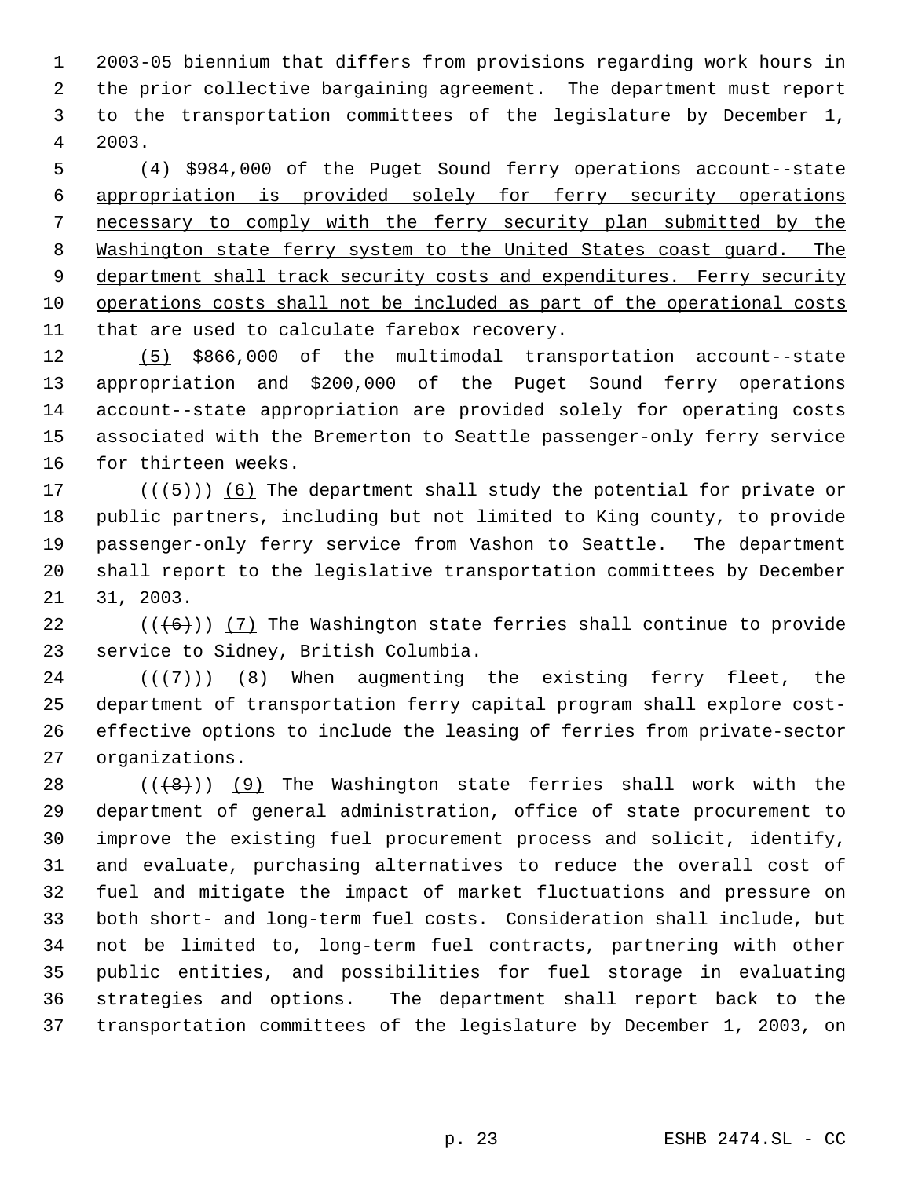2003-05 biennium that differs from provisions regarding work hours in the prior collective bargaining agreement. The department must report to the transportation committees of the legislature by December 1, 2003.

(4) $984,000 of the Puget Sound ferry operations account--state appropriation is provided solely for ferry security operations necessary to comply with the ferry security plan submitted by the Washington state ferry system to the United States coast guard. The department shall track security costs and expenditures. Ferry security operations costs shall not be included as part of the operational costs that are used to calculate farebox recovery.

(5) $866,000 of the multimodal transportation account--state appropriation and $200,000 of the Puget Sound ferry operations account--state appropriation are provided solely for operating costs associated with the Bremerton to Seattle passenger-only ferry service for thirteen weeks.

(((5))) (6) The department shall study the potential for private or public partners, including but not limited to King county, to provide passenger-only ferry service from Vashon to Seattle. The department shall report to the legislative transportation committees by December 31, 2003.

(((6))) (7) The Washington state ferries shall continue to provide service to Sidney, British Columbia.

(((7))) (8) When augmenting the existing ferry fleet, the department of transportation ferry capital program shall explore cost-effective options to include the leasing of ferries from private-sector organizations.

(((8))) (9) The Washington state ferries shall work with the department of general administration, office of state procurement to improve the existing fuel procurement process and solicit, identify, and evaluate, purchasing alternatives to reduce the overall cost of fuel and mitigate the impact of market fluctuations and pressure on both short- and long-term fuel costs. Consideration shall include, but not be limited to, long-term fuel contracts, partnering with other public entities, and possibilities for fuel storage in evaluating strategies and options. The department shall report back to the transportation committees of the legislature by December 1, 2003, on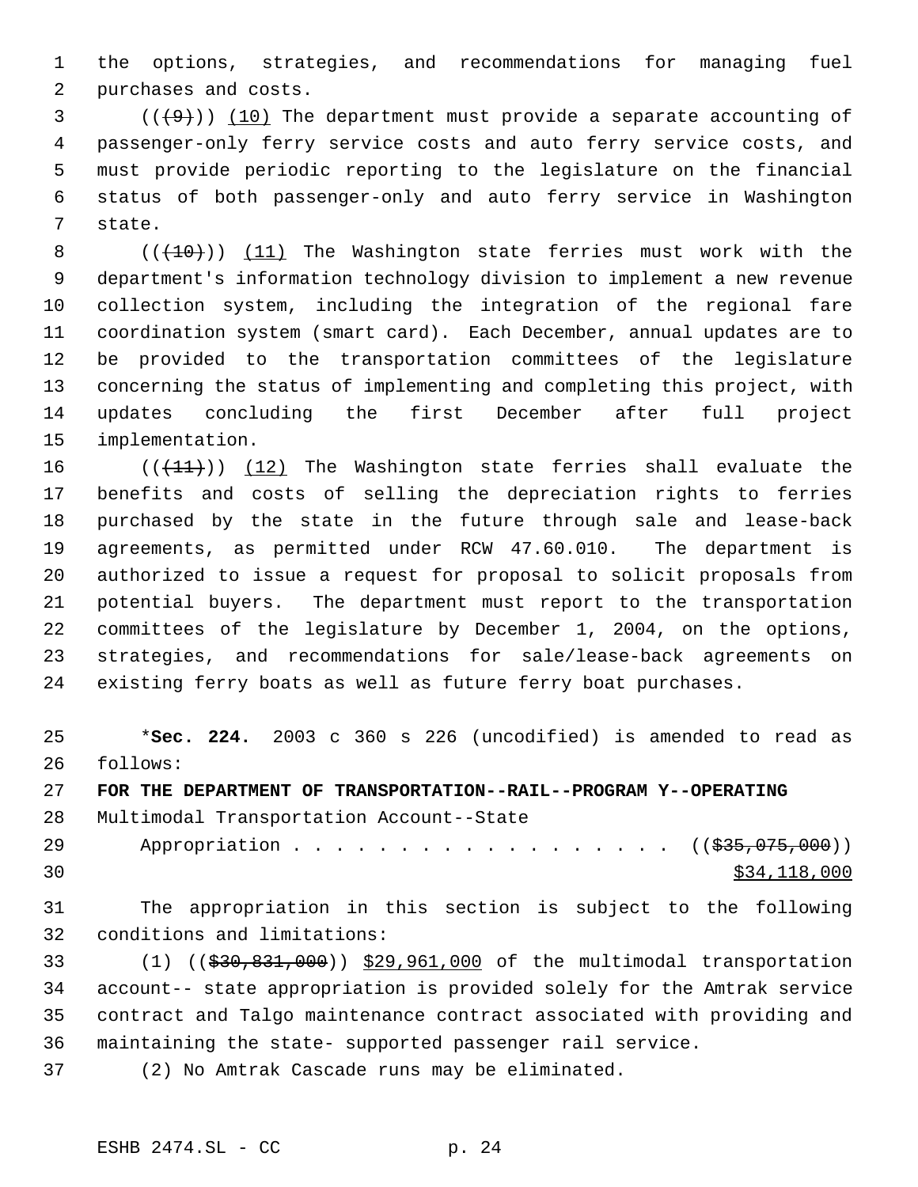the options, strategies, and recommendations for managing fuel purchases and costs.

(((9))) (10) The department must provide a separate accounting of passenger-only ferry service costs and auto ferry service costs, and must provide periodic reporting to the legislature on the financial status of both passenger-only and auto ferry service in Washington state.

(((10))) (11) The Washington state ferries must work with the department's information technology division to implement a new revenue collection system, including the integration of the regional fare coordination system (smart card). Each December, annual updates are to be provided to the transportation committees of the legislature concerning the status of implementing and completing this project, with updates concluding the first December after full project implementation.

(((11))) (12) The Washington state ferries shall evaluate the benefits and costs of selling the depreciation rights to ferries purchased by the state in the future through sale and lease-back agreements, as permitted under RCW 47.60.010. The department is authorized to issue a request for proposal to solicit proposals from potential buyers. The department must report to the transportation committees of the legislature by December 1, 2004, on the options, strategies, and recommendations for sale/lease-back agreements on existing ferry boats as well as future ferry boat purchases.

*__Sec. 224.__ 2003 c 360 s 226 (uncodified) is amended to read as follows:

**FOR THE DEPARTMENT OF TRANSPORTATION--RAIL--PROGRAM Y--OPERATING**

Multimodal Transportation Account--State

Appropriation . . . . . . . . . . . . . . . . . . . (($35,075,000))
$34,118,000

The appropriation in this section is subject to the following conditions and limitations:

(1) (($30,831,000)) $29,961,000 of the multimodal transportation account-- state appropriation is provided solely for the Amtrak service contract and Talgo maintenance contract associated with providing and maintaining the state- supported passenger rail service.

(2) No Amtrak Cascade runs may be eliminated.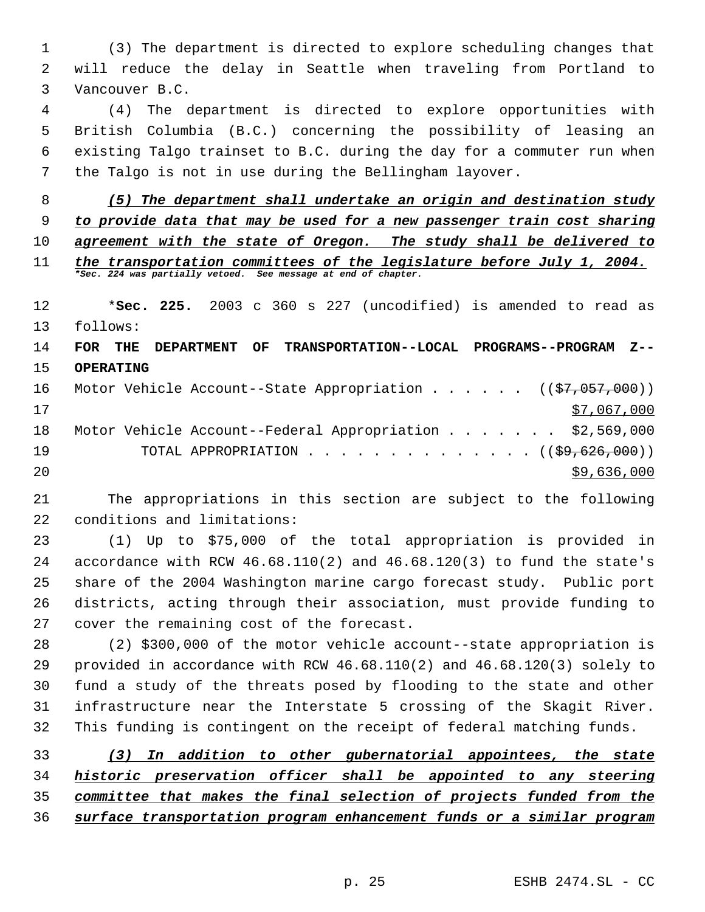(3) The department is directed to explore scheduling changes that will reduce the delay in Seattle when traveling from Portland to Vancouver B.C.

(4) The department is directed to explore opportunities with British Columbia (B.C.) concerning the possibility of leasing an existing Talgo trainset to B.C. during the day for a commuter run when the Talgo is not in use during the Bellingham layover.

*(5) The department shall undertake an origin and destination study to provide data that may be used for a new passenger train cost sharing agreement with the state of Oregon. The study shall be delivered to the transportation committees of the legislature before July 1, 2004.*

*\*Sec. 224 was partially vetoed. See message at end of chapter.*

\***Sec. 225.** 2003 c 360 s 227 (uncodified) is amended to read as follows:

**FOR THE DEPARTMENT OF TRANSPORTATION--LOCAL PROGRAMS--PROGRAM Z--OPERATING**

| | |
|---|---|
| Motor Vehicle Account--State Appropriation | ((~~$7,057,000~~)) $7,067,000 |
| Motor Vehicle Account--Federal Appropriation | $2,569,000 |
| TOTAL APPROPRIATION | ((~~$9,626,000~~)) $9,636,000 |

The appropriations in this section are subject to the following conditions and limitations:

(1) Up to $75,000 of the total appropriation is provided in accordance with RCW 46.68.110(2) and 46.68.120(3) to fund the state's share of the 2004 Washington marine cargo forecast study. Public port districts, acting through their association, must provide funding to cover the remaining cost of the forecast.

(2) $300,000 of the motor vehicle account--state appropriation is provided in accordance with RCW 46.68.110(2) and 46.68.120(3) solely to fund a study of the threats posed by flooding to the state and other infrastructure near the Interstate 5 crossing of the Skagit River. This funding is contingent on the receipt of federal matching funds.

*(3) In addition to other gubernatorial appointees, the state historic preservation officer shall be appointed to any steering committee that makes the final selection of projects funded from the surface transportation program enhancement funds or a similar program*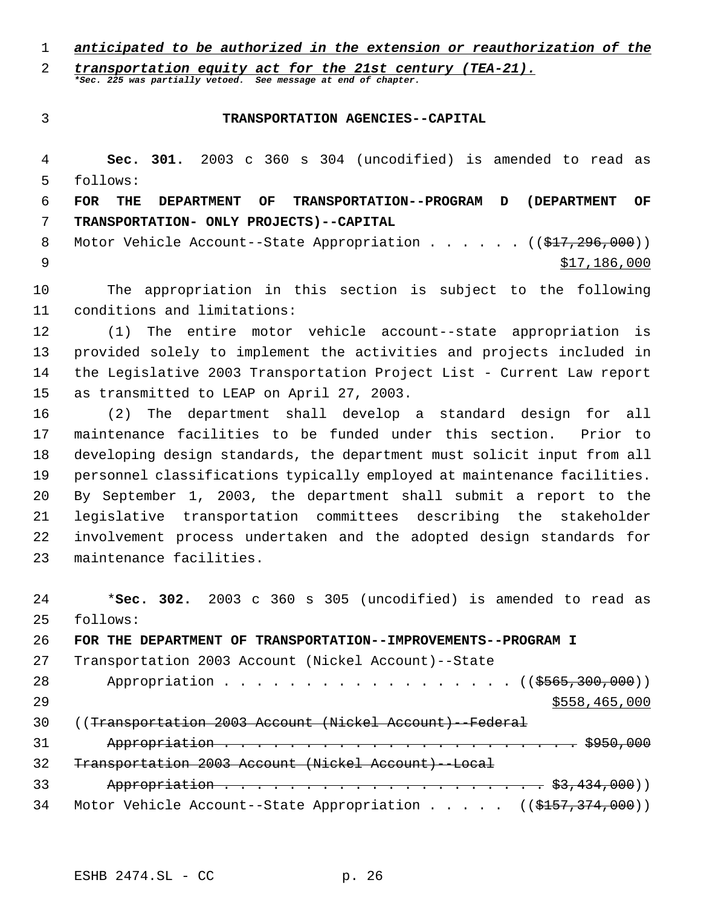*anticipated to be authorized in the extension or reauthorization of the transportation equity act for the 21st century (TEA-21).*

*\*Sec. 225 was partially vetoed. See message at end of chapter.*

## TRANSPORTATION AGENCIES--CAPITAL

**Sec. 301.** 2003 c 360 s 304 (uncodified) is amended to read as follows:

**FOR THE DEPARTMENT OF TRANSPORTATION--PROGRAM D (DEPARTMENT OF TRANSPORTATION- ONLY PROJECTS)--CAPITAL**

Motor Vehicle Account--State Appropriation . . . . . . ((~~$17,296,000~~)) $17,186,000

The appropriation in this section is subject to the following conditions and limitations:

(1) The entire motor vehicle account--state appropriation is provided solely to implement the activities and projects included in the Legislative 2003 Transportation Project List - Current Law report as transmitted to LEAP on April 27, 2003.

(2) The department shall develop a standard design for all maintenance facilities to be funded under this section. Prior to developing design standards, the department must solicit input from all personnel classifications typically employed at maintenance facilities. By September 1, 2003, the department shall submit a report to the legislative transportation committees describing the stakeholder involvement process undertaken and the adopted design standards for maintenance facilities.

\***Sec. 302.** 2003 c 360 s 305 (uncodified) is amended to read as follows:

**FOR THE DEPARTMENT OF TRANSPORTATION--IMPROVEMENTS--PROGRAM I**

Transportation 2003 Account (Nickel Account)--State Appropriation . . . . . . . . . . . . . . . . . . ((~~$565,300,000~~)) $558,465,000

((~~Transportation 2003 Account (Nickel Account)--Federal Appropriation . . . . . . . . . . . . . . . . . . . . . . . . $950,000~~)

~~Transportation 2003 Account (Nickel Account)--Local Appropriation . . . . . . . . . . . . . . . . . . . . . . $3,434,000~~))

Motor Vehicle Account--State Appropriation . . . . . ((~~$157,374,000~~))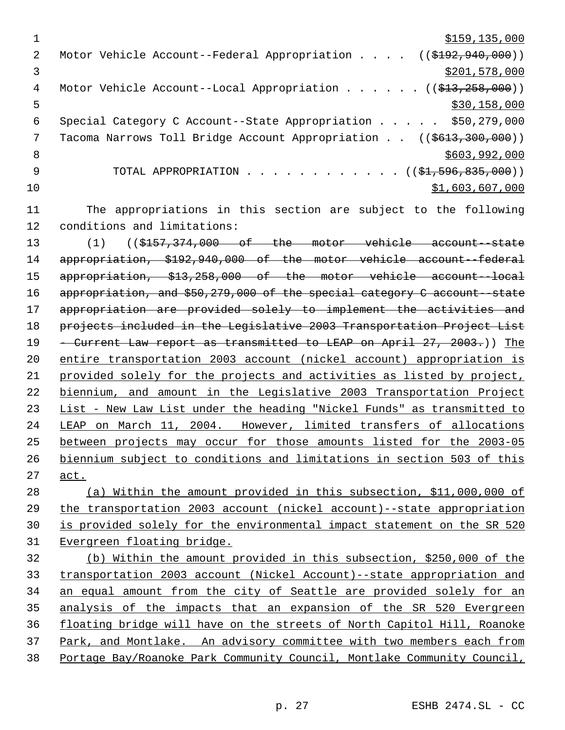$159,135,000

Motor Vehicle Account--Federal Appropriation . . . . (($192,940,000))

$201,578,000

Motor Vehicle Account--Local Appropriation . . . . . . (($13,258,000))

$30,158,000

Special Category C Account--State Appropriation . . . . . $50,279,000

Tacoma Narrows Toll Bridge Account Appropriation . . (($613,300,000))

$603,992,000

TOTAL APPROPRIATION . . . . . . . . . . . . (($1,596,835,000))

$1,603,607,000

The appropriations in this section are subject to the following conditions and limitations:

(1) (($157,374,000 of the motor vehicle account--state appropriation, $192,940,000 of the motor vehicle account--federal appropriation, $13,258,000 of the motor vehicle account--local appropriation, and $50,279,000 of the special category C account--state appropriation are provided solely to implement the activities and projects included in the Legislative 2003 Transportation Project List - Current Law report as transmitted to LEAP on April 27, 2003.)) The entire transportation 2003 account (nickel account) appropriation is provided solely for the projects and activities as listed by project, biennium, and amount in the Legislative 2003 Transportation Project List - New Law List under the heading "Nickel Funds" as transmitted to LEAP on March 11, 2004. However, limited transfers of allocations between projects may occur for those amounts listed for the 2003-05 biennium subject to conditions and limitations in section 503 of this act.

(a) Within the amount provided in this subsection, $11,000,000 of the transportation 2003 account (nickel account)--state appropriation is provided solely for the environmental impact statement on the SR 520 Evergreen floating bridge.

(b) Within the amount provided in this subsection, $250,000 of the transportation 2003 account (Nickel Account)--state appropriation and an equal amount from the city of Seattle are provided solely for an analysis of the impacts that an expansion of the SR 520 Evergreen floating bridge will have on the streets of North Capitol Hill, Roanoke Park, and Montlake. An advisory committee with two members each from Portage Bay/Roanoke Park Community Council, Montlake Community Council,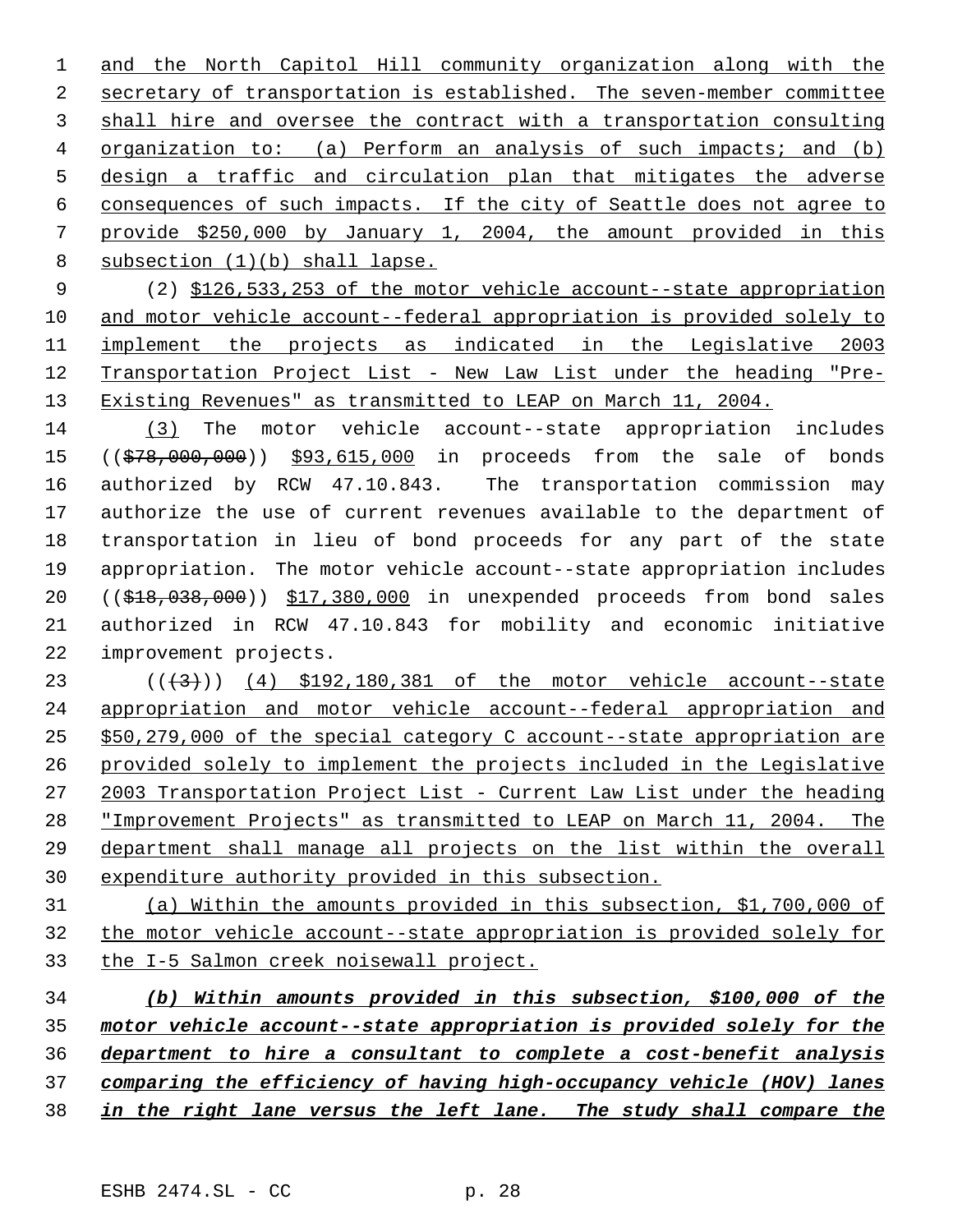and the North Capitol Hill community organization along with the secretary of transportation is established. The seven-member committee shall hire and oversee the contract with a transportation consulting organization to: (a) Perform an analysis of such impacts; and (b) design a traffic and circulation plan that mitigates the adverse consequences of such impacts. If the city of Seattle does not agree to provide $250,000 by January 1, 2004, the amount provided in this subsection (1)(b) shall lapse.

(2) $126,533,253 of the motor vehicle account--state appropriation and motor vehicle account--federal appropriation is provided solely to implement the projects as indicated in the Legislative 2003 Transportation Project List - New Law List under the heading "Pre-Existing Revenues" as transmitted to LEAP on March 11, 2004.

(3) The motor vehicle account--state appropriation includes (($78,000,000)) $93,615,000 in proceeds from the sale of bonds authorized by RCW 47.10.843. The transportation commission may authorize the use of current revenues available to the department of transportation in lieu of bond proceeds for any part of the state appropriation. The motor vehicle account--state appropriation includes (($18,038,000)) $17,380,000 in unexpended proceeds from bond sales authorized in RCW 47.10.843 for mobility and economic initiative improvement projects.

(((3))) (4) $192,180,381 of the motor vehicle account--state appropriation and motor vehicle account--federal appropriation and $50,279,000 of the special category C account--state appropriation are provided solely to implement the projects included in the Legislative 2003 Transportation Project List - Current Law List under the heading "Improvement Projects" as transmitted to LEAP on March 11, 2004. The department shall manage all projects on the list within the overall expenditure authority provided in this subsection.

(a) Within the amounts provided in this subsection, $1,700,000 of the motor vehicle account--state appropriation is provided solely for the I-5 Salmon creek noisewall project.

***(b) Within amounts provided in this subsection, $100,000 of the motor vehicle account--state appropriation is provided solely for the department to hire a consultant to complete a cost-benefit analysis comparing the efficiency of having high-occupancy vehicle (HOV) lanes in the right lane versus the left lane. The study shall compare the***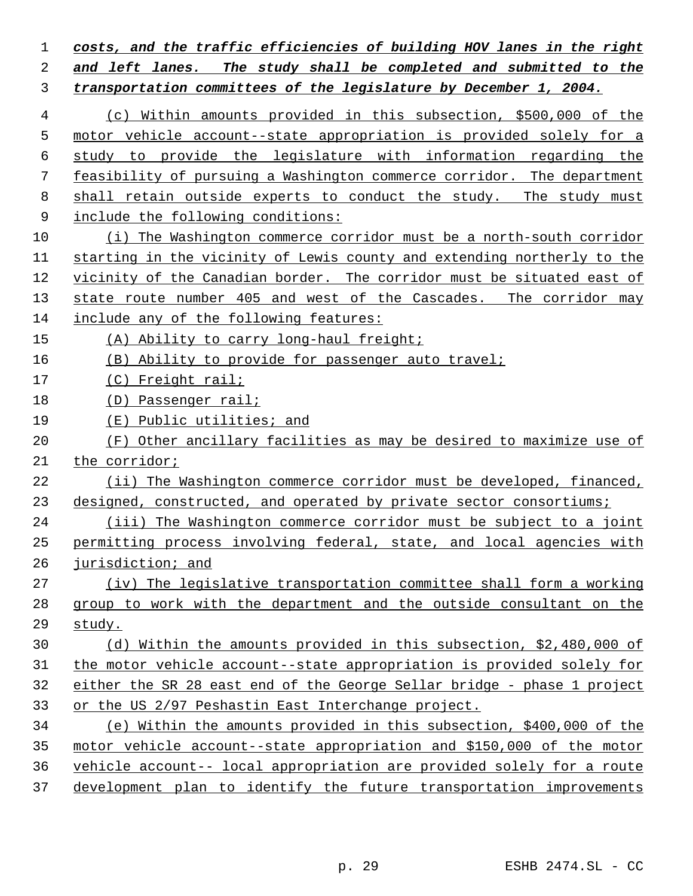***costs, and the traffic efficiencies of building HOV lanes in the right and left lanes. The study shall be completed and submitted to the transportation committees of the legislature by December 1, 2004.***

(c) Within amounts provided in this subsection, $500,000 of the motor vehicle account--state appropriation is provided solely for a study to provide the legislature with information regarding the feasibility of pursuing a Washington commerce corridor. The department shall retain outside experts to conduct the study. The study must include the following conditions:

(i) The Washington commerce corridor must be a north-south corridor starting in the vicinity of Lewis county and extending northerly to the vicinity of the Canadian border. The corridor must be situated east of state route number 405 and west of the Cascades. The corridor may include any of the following features:

(A) Ability to carry long-haul freight;

(B) Ability to provide for passenger auto travel;

(C) Freight rail;

(D) Passenger rail;

(E) Public utilities; and

(F) Other ancillary facilities as may be desired to maximize use of the corridor;

(ii) The Washington commerce corridor must be developed, financed, designed, constructed, and operated by private sector consortiums;

(iii) The Washington commerce corridor must be subject to a joint permitting process involving federal, state, and local agencies with jurisdiction; and

(iv) The legislative transportation committee shall form a working group to work with the department and the outside consultant on the study.

(d) Within the amounts provided in this subsection, $2,480,000 of the motor vehicle account--state appropriation is provided solely for either the SR 28 east end of the George Sellar bridge - phase 1 project or the US 2/97 Peshastin East Interchange project.

(e) Within the amounts provided in this subsection, $400,000 of the motor vehicle account--state appropriation and $150,000 of the motor vehicle account-- local appropriation are provided solely for a route development plan to identify the future transportation improvements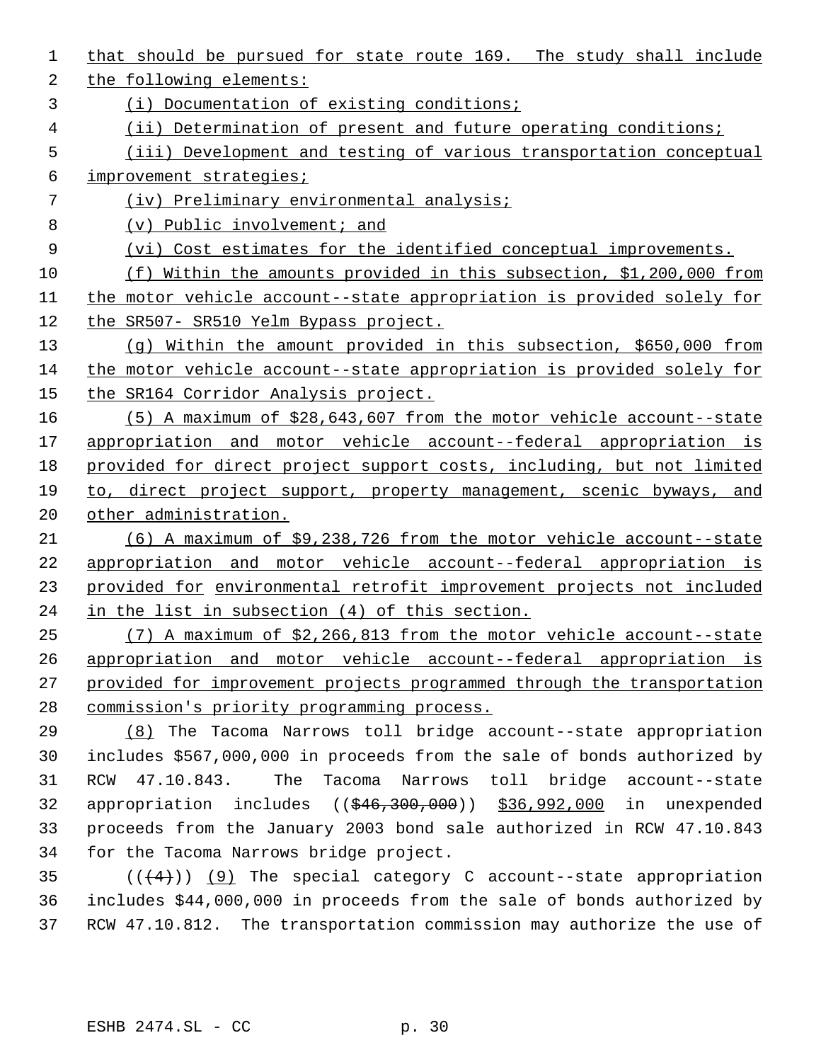that should be pursued for state route 169. The study shall include the following elements:

(i) Documentation of existing conditions;

(ii) Determination of present and future operating conditions;

(iii) Development and testing of various transportation conceptual improvement strategies;

(iv) Preliminary environmental analysis;

(v) Public involvement; and

(vi) Cost estimates for the identified conceptual improvements.

(f) Within the amounts provided in this subsection, $1,200,000 from the motor vehicle account--state appropriation is provided solely for the SR507- SR510 Yelm Bypass project.

(g) Within the amount provided in this subsection, $650,000 from the motor vehicle account--state appropriation is provided solely for the SR164 Corridor Analysis project.

(5) A maximum of $28,643,607 from the motor vehicle account--state appropriation and motor vehicle account--federal appropriation is provided for direct project support costs, including, but not limited to, direct project support, property management, scenic byways, and other administration.

(6) A maximum of $9,238,726 from the motor vehicle account--state appropriation and motor vehicle account--federal appropriation is provided for environmental retrofit improvement projects not included in the list in subsection (4) of this section.

(7) A maximum of $2,266,813 from the motor vehicle account--state appropriation and motor vehicle account--federal appropriation is provided for improvement projects programmed through the transportation commission's priority programming process.

(8) The Tacoma Narrows toll bridge account--state appropriation includes $567,000,000 in proceeds from the sale of bonds authorized by RCW 47.10.843. The Tacoma Narrows toll bridge account--state appropriation includes (($46,300,000)) $36,992,000 in unexpended proceeds from the January 2003 bond sale authorized in RCW 47.10.843 for the Tacoma Narrows bridge project.

(((4))) (9) The special category C account--state appropriation includes $44,000,000 in proceeds from the sale of bonds authorized by RCW 47.10.812. The transportation commission may authorize the use of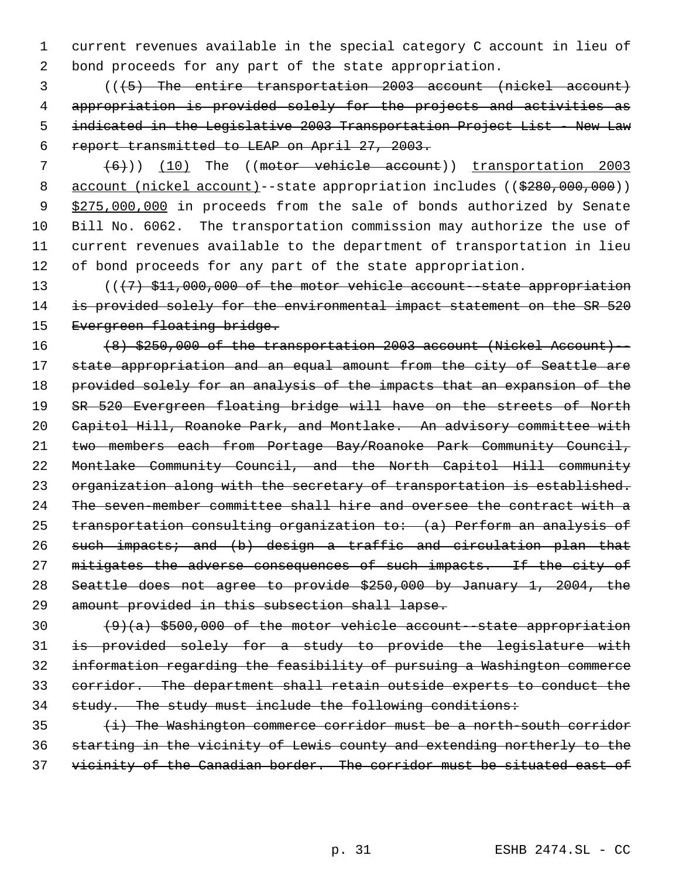current revenues available in the special category C account in lieu of bond proceeds for any part of the state appropriation.

((~~(5) The entire transportation 2003 account (nickel account) appropriation is provided solely for the projects and activities as indicated in the Legislative 2003 Transportation Project List - New Law report transmitted to LEAP on April 27, 2003.~~

~~(6)~~)) (10) The ((~~motor vehicle account~~)) transportation 2003 account (nickel account)--state appropriation includes ((~~$280,000,000~~)) $275,000,000 in proceeds from the sale of bonds authorized by Senate Bill No. 6062. The transportation commission may authorize the use of current revenues available to the department of transportation in lieu of bond proceeds for any part of the state appropriation.

((~~(7) $11,000,000 of the motor vehicle account--state appropriation is provided solely for the environmental impact statement on the SR 520 Evergreen floating bridge.~~

~~(8) $250,000 of the transportation 2003 account (Nickel Account)--state appropriation and an equal amount from the city of Seattle are provided solely for an analysis of the impacts that an expansion of the SR 520 Evergreen floating bridge will have on the streets of North Capitol Hill, Roanoke Park, and Montlake. An advisory committee with two members each from Portage Bay/Roanoke Park Community Council, Montlake Community Council, and the North Capitol Hill community organization along with the secretary of transportation is established. The seven-member committee shall hire and oversee the contract with a transportation consulting organization to: (a) Perform an analysis of such impacts; and (b) design a traffic and circulation plan that mitigates the adverse consequences of such impacts. If the city of Seattle does not agree to provide $250,000 by January 1, 2004, the amount provided in this subsection shall lapse.~~

~~(9)(a) $500,000 of the motor vehicle account--state appropriation is provided solely for a study to provide the legislature with information regarding the feasibility of pursuing a Washington commerce corridor. The department shall retain outside experts to conduct the study. The study must include the following conditions:~~

~~(i) The Washington commerce corridor must be a north-south corridor starting in the vicinity of Lewis county and extending northerly to the vicinity of the Canadian border. The corridor must be situated east of~~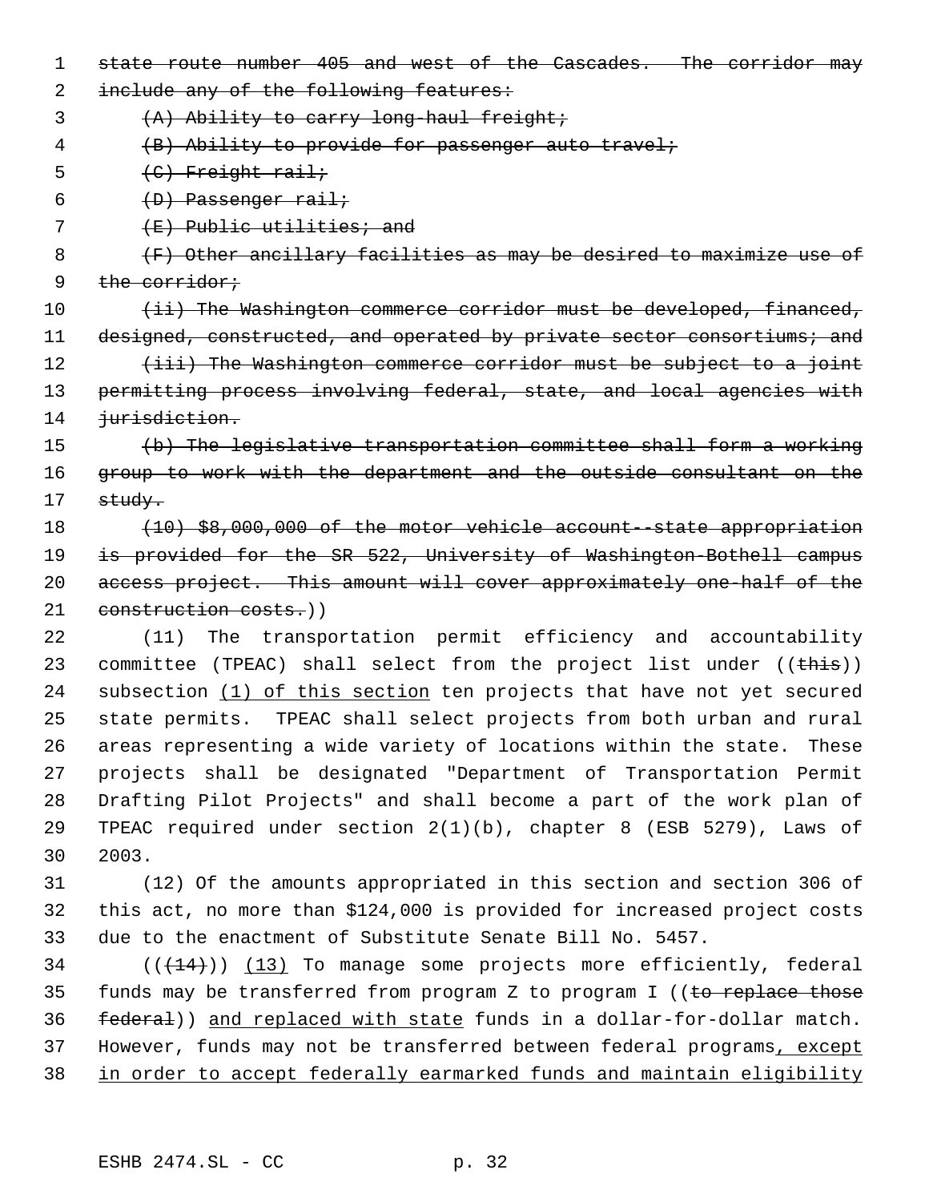state route number 405 and west of the Cascades. The corridor may include any of the following features:

(A) Ability to carry long-haul freight;

(B) Ability to provide for passenger auto travel;

(C) Freight rail;

(D) Passenger rail;

(E) Public utilities; and

(F) Other ancillary facilities as may be desired to maximize use of the corridor;

(ii) The Washington commerce corridor must be developed, financed, designed, constructed, and operated by private sector consortiums; and

(iii) The Washington commerce corridor must be subject to a joint permitting process involving federal, state, and local agencies with jurisdiction.

(b) The legislative transportation committee shall form a working group to work with the department and the outside consultant on the study.

(10) $8,000,000 of the motor vehicle account--state appropriation is provided for the SR 522, University of Washington-Bothell campus access project. This amount will cover approximately one-half of the construction costs.))

(11) The transportation permit efficiency and accountability committee (TPEAC) shall select from the project list under ((this)) subsection (1) of this section ten projects that have not yet secured state permits. TPEAC shall select projects from both urban and rural areas representing a wide variety of locations within the state. These projects shall be designated "Department of Transportation Permit Drafting Pilot Projects" and shall become a part of the work plan of TPEAC required under section 2(1)(b), chapter 8 (ESB 5279), Laws of 2003.

(12) Of the amounts appropriated in this section and section 306 of this act, no more than $124,000 is provided for increased project costs due to the enactment of Substitute Senate Bill No. 5457.

(((14))) (13) To manage some projects more efficiently, federal funds may be transferred from program Z to program I ((to replace those federal)) and replaced with state funds in a dollar-for-dollar match. However, funds may not be transferred between federal programs, except in order to accept federally earmarked funds and maintain eligibility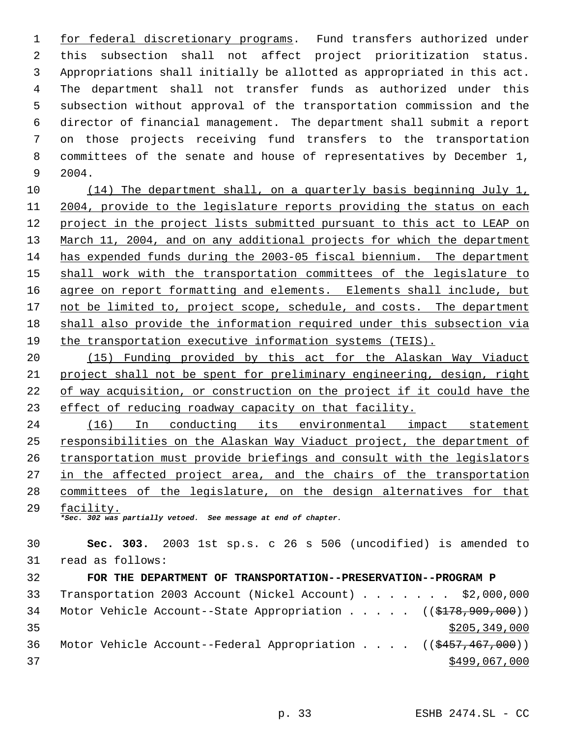for federal discretionary programs. Fund transfers authorized under this subsection shall not affect project prioritization status. Appropriations shall initially be allotted as appropriated in this act. The department shall not transfer funds as authorized under this subsection without approval of the transportation commission and the director of financial management. The department shall submit a report on those projects receiving fund transfers to the transportation committees of the senate and house of representatives by December 1, 2004.

(14) The department shall, on a quarterly basis beginning July 1, 2004, provide to the legislature reports providing the status on each project in the project lists submitted pursuant to this act to LEAP on March 11, 2004, and on any additional projects for which the department has expended funds during the 2003-05 fiscal biennium. The department shall work with the transportation committees of the legislature to agree on report formatting and elements. Elements shall include, but not be limited to, project scope, schedule, and costs. The department shall also provide the information required under this subsection via the transportation executive information systems (TEIS).

(15) Funding provided by this act for the Alaskan Way Viaduct project shall not be spent for preliminary engineering, design, right of way acquisition, or construction on the project if it could have the effect of reducing roadway capacity on that facility.

(16) In conducting its environmental impact statement responsibilities on the Alaskan Way Viaduct project, the department of transportation must provide briefings and consult with the legislators in the affected project area, and the chairs of the transportation committees of the legislature, on the design alternatives for that facility.

***Sec. 302 was partially vetoed. See message at end of chapter.***

**Sec. 303.** 2003 1st sp.s. c 26 s 506 (uncodified) is amended to read as follows:

**FOR THE DEPARTMENT OF TRANSPORTATION--PRESERVATION--PROGRAM P**

Transportation 2003 Account (Nickel Account) . . . . . . . $2,000,000

Motor Vehicle Account--State Appropriation . . . . . (($178,909,000))
$205,349,000

Motor Vehicle Account--Federal Appropriation . . . . (($457,467,000))
$499,067,000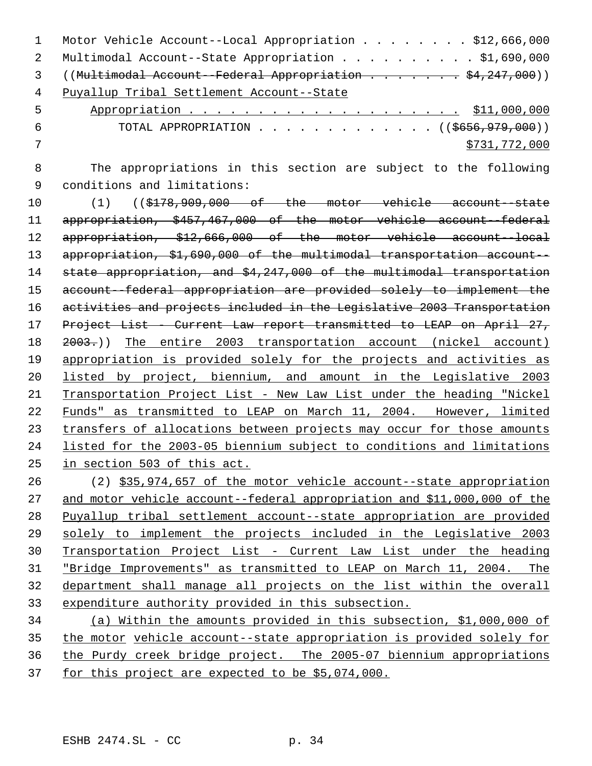Motor Vehicle Account--Local Appropriation . . . . . . . . $12,666,000
Multimodal Account--State Appropriation . . . . . . . . . . $1,690,000
((~~Multimodal Account--Federal Appropriation . . . . . . . $4,247,000~~))
Puyallup Tribal Settlement Account--State
Appropriation . . . . . . . . . . . . . . . . . . . . $11,000,000
TOTAL APPROPRIATION . . . . . . . . . . . . . . ((~~$656,979,000~~))
$731,772,000

The appropriations in this section are subject to the following conditions and limitations:

(1) ((~~$178,909,000 of the motor vehicle account--state appropriation, $457,467,000 of the motor vehicle account--federal appropriation, $12,666,000 of the motor vehicle account--local appropriation, $1,690,000 of the multimodal transportation account--state appropriation, and $4,247,000 of the multimodal transportation account--federal appropriation are provided solely to implement the activities and projects included in the Legislative 2003 Transportation Project List - Current Law report transmitted to LEAP on April 27, 2003.~~)) The entire 2003 transportation account (nickel account) appropriation is provided solely for the projects and activities as listed by project, biennium, and amount in the Legislative 2003 Transportation Project List - New Law List under the heading "Nickel Funds" as transmitted to LEAP on March 11, 2004. However, limited transfers of allocations between projects may occur for those amounts listed for the 2003-05 biennium subject to conditions and limitations in section 503 of this act.

(2) $35,974,657 of the motor vehicle account--state appropriation and motor vehicle account--federal appropriation and $11,000,000 of the Puyallup tribal settlement account--state appropriation are provided solely to implement the projects included in the Legislative 2003 Transportation Project List - Current Law List under the heading "Bridge Improvements" as transmitted to LEAP on March 11, 2004. The department shall manage all projects on the list within the overall expenditure authority provided in this subsection.

(a) Within the amounts provided in this subsection, $1,000,000 of the motor vehicle account--state appropriation is provided solely for the Purdy creek bridge project. The 2005-07 biennium appropriations for this project are expected to be $5,074,000.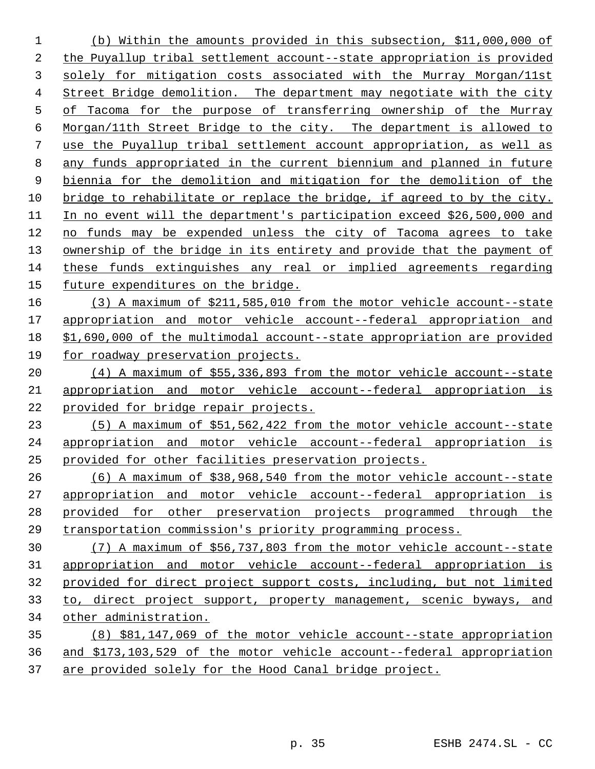(b) Within the amounts provided in this subsection, $11,000,000 of the Puyallup tribal settlement account--state appropriation is provided solely for mitigation costs associated with the Murray Morgan/11st Street Bridge demolition. The department may negotiate with the city of Tacoma for the purpose of transferring ownership of the Murray Morgan/11th Street Bridge to the city. The department is allowed to use the Puyallup tribal settlement account appropriation, as well as any funds appropriated in the current biennium and planned in future biennia for the demolition and mitigation for the demolition of the bridge to rehabilitate or replace the bridge, if agreed to by the city. In no event will the department's participation exceed $26,500,000 and no funds may be expended unless the city of Tacoma agrees to take ownership of the bridge in its entirety and provide that the payment of these funds extinguishes any real or implied agreements regarding future expenditures on the bridge.

(3) A maximum of $211,585,010 from the motor vehicle account--state appropriation and motor vehicle account--federal appropriation and $1,690,000 of the multimodal account--state appropriation are provided for roadway preservation projects.

(4) A maximum of $55,336,893 from the motor vehicle account--state appropriation and motor vehicle account--federal appropriation is provided for bridge repair projects.

(5) A maximum of $51,562,422 from the motor vehicle account--state appropriation and motor vehicle account--federal appropriation is provided for other facilities preservation projects.

(6) A maximum of $38,968,540 from the motor vehicle account--state appropriation and motor vehicle account--federal appropriation is provided for other preservation projects programmed through the transportation commission's priority programming process.

(7) A maximum of $56,737,803 from the motor vehicle account--state appropriation and motor vehicle account--federal appropriation is provided for direct project support costs, including, but not limited to, direct project support, property management, scenic byways, and other administration.

(8) $81,147,069 of the motor vehicle account--state appropriation and $173,103,529 of the motor vehicle account--federal appropriation are provided solely for the Hood Canal bridge project.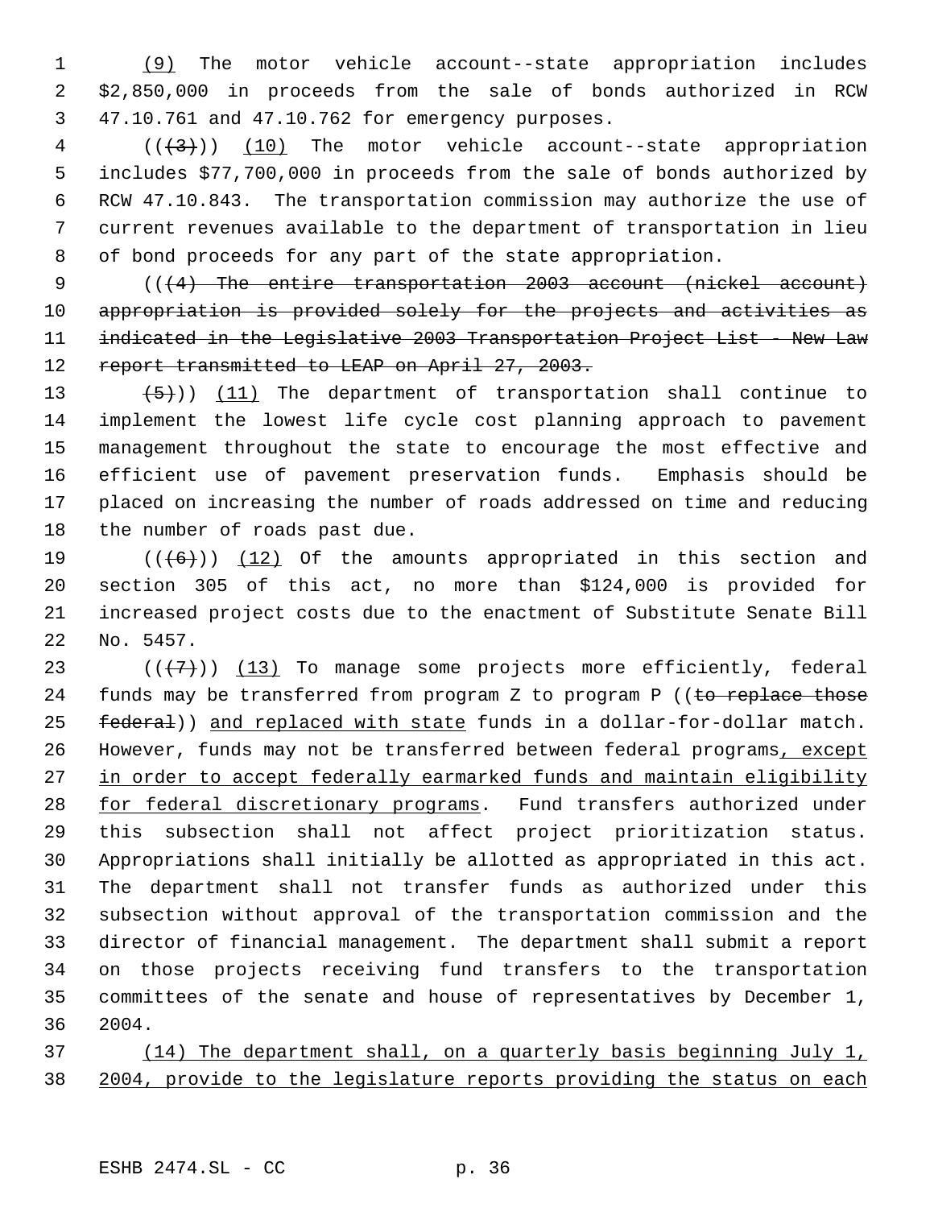(9) The motor vehicle account--state appropriation includes $2,850,000 in proceeds from the sale of bonds authorized in RCW 47.10.761 and 47.10.762 for emergency purposes.

(((3))) (10) The motor vehicle account--state appropriation includes $77,700,000 in proceeds from the sale of bonds authorized by RCW 47.10.843. The transportation commission may authorize the use of current revenues available to the department of transportation in lieu of bond proceeds for any part of the state appropriation.

(((4) The entire transportation 2003 account (nickel account) appropriation is provided solely for the projects and activities as indicated in the Legislative 2003 Transportation Project List - New Law report transmitted to LEAP on April 27, 2003.

(5))) (11) The department of transportation shall continue to implement the lowest life cycle cost planning approach to pavement management throughout the state to encourage the most effective and efficient use of pavement preservation funds. Emphasis should be placed on increasing the number of roads addressed on time and reducing the number of roads past due.

(((6))) (12) Of the amounts appropriated in this section and section 305 of this act, no more than $124,000 is provided for increased project costs due to the enactment of Substitute Senate Bill No. 5457.

(((7))) (13) To manage some projects more efficiently, federal funds may be transferred from program Z to program P ((to replace those federal)) and replaced with state funds in a dollar-for-dollar match. However, funds may not be transferred between federal programs, except in order to accept federally earmarked funds and maintain eligibility for federal discretionary programs. Fund transfers authorized under this subsection shall not affect project prioritization status. Appropriations shall initially be allotted as appropriated in this act. The department shall not transfer funds as authorized under this subsection without approval of the transportation commission and the director of financial management. The department shall submit a report on those projects receiving fund transfers to the transportation committees of the senate and house of representatives by December 1, 2004.

(14) The department shall, on a quarterly basis beginning July 1, 2004, provide to the legislature reports providing the status on each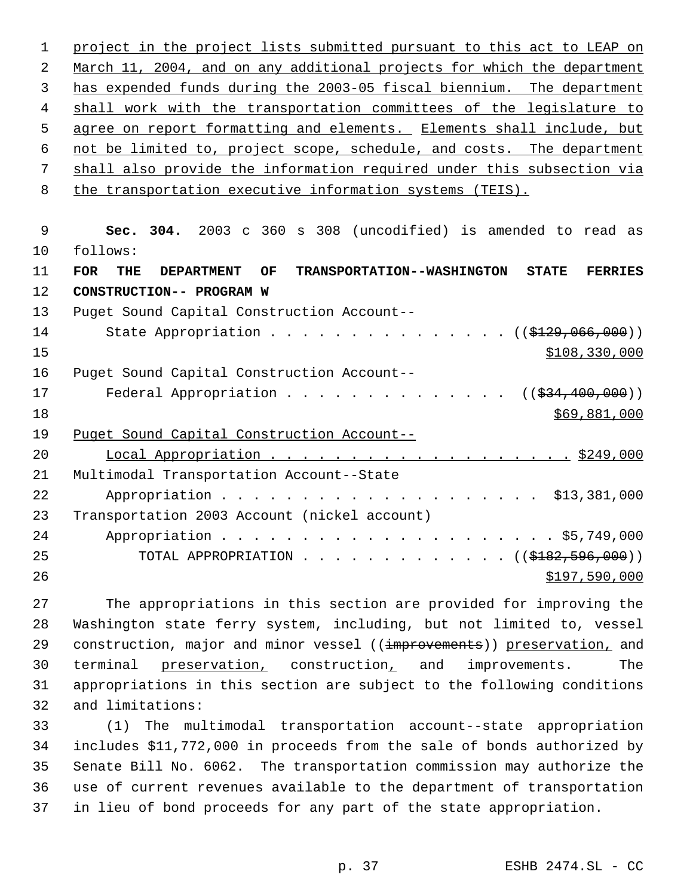project in the project lists submitted pursuant to this act to LEAP on March 11, 2004, and on any additional projects for which the department has expended funds during the 2003-05 fiscal biennium. The department shall work with the transportation committees of the legislature to agree on report formatting and elements. Elements shall include, but not be limited to, project scope, schedule, and costs. The department shall also provide the information required under this subsection via the transportation executive information systems (TEIS).

**Sec. 304.** 2003 c 360 s 308 (uncodified) is amended to read as follows:

**FOR THE DEPARTMENT OF TRANSPORTATION--WASHINGTON STATE FERRIES CONSTRUCTION-- PROGRAM W**

Puget Sound Capital Construction Account--
State Appropriation . . . . . . . . . . . . . . . . ((~~$129,066,000~~))
$108,330,000

Puget Sound Capital Construction Account--
Federal Appropriation . . . . . . . . . . . . . . ((~~$34,400,000~~))
$69,881,000

Puget Sound Capital Construction Account--
Local Appropriation . . . . . . . . . . . . . . . . . . . . $249,000

Multimodal Transportation Account--State
Appropriation . . . . . . . . . . . . . . . . . . . . . . $13,381,000

Transportation 2003 Account (nickel account)
Appropriation . . . . . . . . . . . . . . . . . . . . . . $5,749,000

TOTAL APPROPRIATION . . . . . . . . . . . . . . ((~~$182,596,000~~))
$197,590,000

The appropriations in this section are provided for improving the Washington state ferry system, including, but not limited to, vessel construction, major and minor vessel ((~~improvements~~)) preservation, and terminal preservation, construction, and improvements. The appropriations in this section are subject to the following conditions and limitations:

(1) The multimodal transportation account--state appropriation includes $11,772,000 in proceeds from the sale of bonds authorized by Senate Bill No. 6062. The transportation commission may authorize the use of current revenues available to the department of transportation in lieu of bond proceeds for any part of the state appropriation.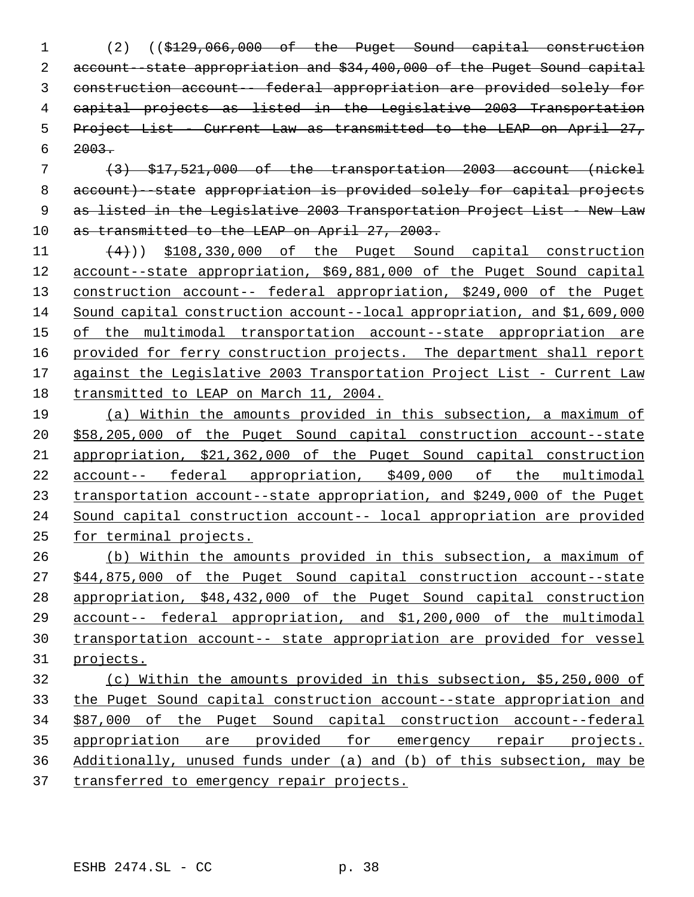(2) (($129,066,000 of the Puget Sound capital construction account--state appropriation and $34,400,000 of the Puget Sound capital construction account-- federal appropriation are provided solely for capital projects as listed in the Legislative 2003 Transportation Project List - Current Law as transmitted to the LEAP on April 27, 2003.

(3) $17,521,000 of the transportation 2003 account (nickel account)--state appropriation is provided solely for capital projects as listed in the Legislative 2003 Transportation Project List - New Law as transmitted to the LEAP on April 27, 2003.

(4))) $108,330,000 of the Puget Sound capital construction account--state appropriation, $69,881,000 of the Puget Sound capital construction account-- federal appropriation, $249,000 of the Puget Sound capital construction account--local appropriation, and $1,609,000 of the multimodal transportation account--state appropriation are provided for ferry construction projects. The department shall report against the Legislative 2003 Transportation Project List - Current Law transmitted to LEAP on March 11, 2004.

(a) Within the amounts provided in this subsection, a maximum of $58,205,000 of the Puget Sound capital construction account--state appropriation, $21,362,000 of the Puget Sound capital construction account-- federal appropriation, $409,000 of the multimodal transportation account--state appropriation, and $249,000 of the Puget Sound capital construction account-- local appropriation are provided for terminal projects.

(b) Within the amounts provided in this subsection, a maximum of $44,875,000 of the Puget Sound capital construction account--state appropriation, $48,432,000 of the Puget Sound capital construction account-- federal appropriation, and $1,200,000 of the multimodal transportation account-- state appropriation are provided for vessel projects.

(c) Within the amounts provided in this subsection, $5,250,000 of the Puget Sound capital construction account--state appropriation and $87,000 of the Puget Sound capital construction account--federal appropriation are provided for emergency repair projects. Additionally, unused funds under (a) and (b) of this subsection, may be transferred to emergency repair projects.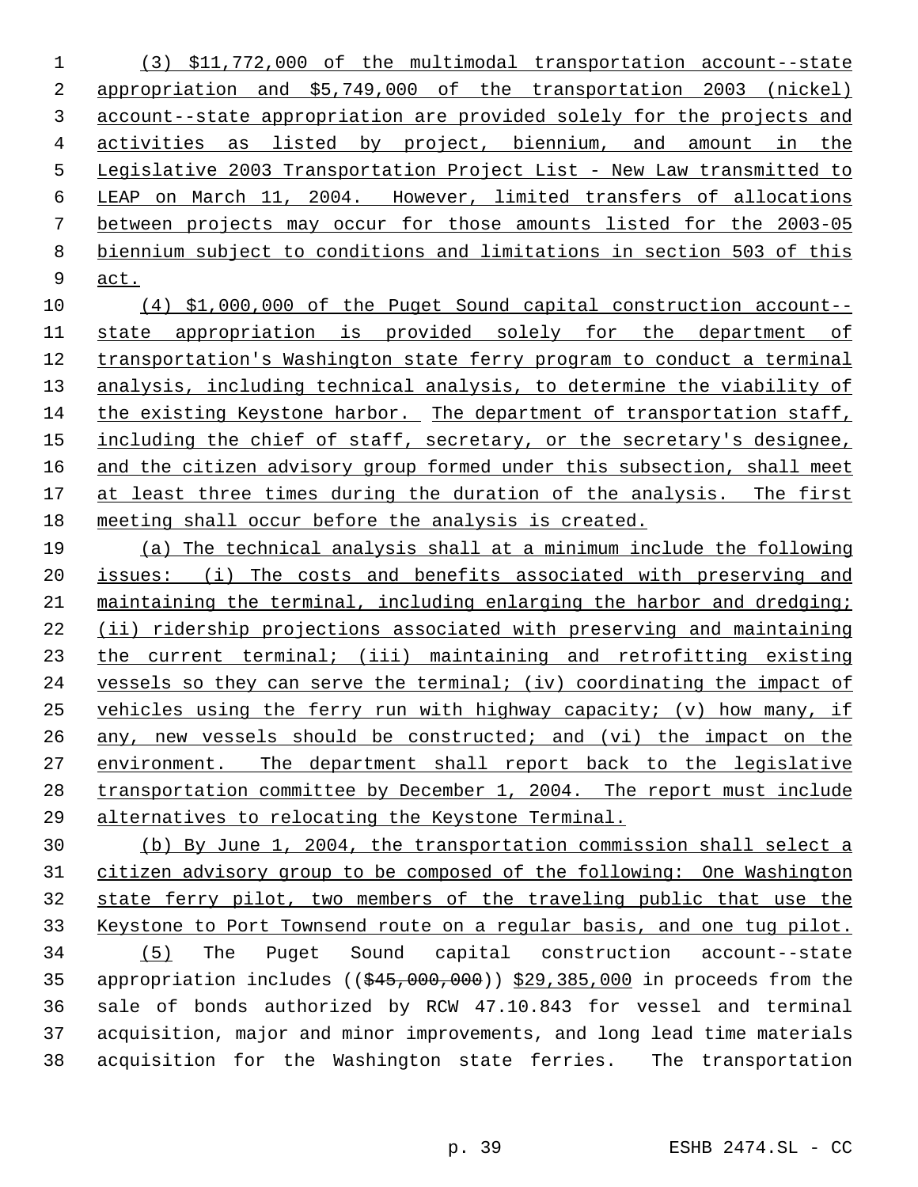(3) $11,772,000 of the multimodal transportation account--state appropriation and $5,749,000 of the transportation 2003 (nickel) account--state appropriation are provided solely for the projects and activities as listed by project, biennium, and amount in the Legislative 2003 Transportation Project List - New Law transmitted to LEAP on March 11, 2004. However, limited transfers of allocations between projects may occur for those amounts listed for the 2003-05 biennium subject to conditions and limitations in section 503 of this act.

(4) $1,000,000 of the Puget Sound capital construction account--state appropriation is provided solely for the department of transportation's Washington state ferry program to conduct a terminal analysis, including technical analysis, to determine the viability of the existing Keystone harbor. The department of transportation staff, including the chief of staff, secretary, or the secretary's designee, and the citizen advisory group formed under this subsection, shall meet at least three times during the duration of the analysis. The first meeting shall occur before the analysis is created.

(a) The technical analysis shall at a minimum include the following issues: (i) The costs and benefits associated with preserving and maintaining the terminal, including enlarging the harbor and dredging; (ii) ridership projections associated with preserving and maintaining the current terminal; (iii) maintaining and retrofitting existing vessels so they can serve the terminal; (iv) coordinating the impact of vehicles using the ferry run with highway capacity; (v) how many, if any, new vessels should be constructed; and (vi) the impact on the environment. The department shall report back to the legislative transportation committee by December 1, 2004. The report must include alternatives to relocating the Keystone Terminal.

(b) By June 1, 2004, the transportation commission shall select a citizen advisory group to be composed of the following: One Washington state ferry pilot, two members of the traveling public that use the Keystone to Port Townsend route on a regular basis, and one tug pilot.

(5) The Puget Sound capital construction account--state appropriation includes ((~~$45,000,000~~)) $29,385,000 in proceeds from the sale of bonds authorized by RCW 47.10.843 for vessel and terminal acquisition, major and minor improvements, and long lead time materials acquisition for the Washington state ferries. The transportation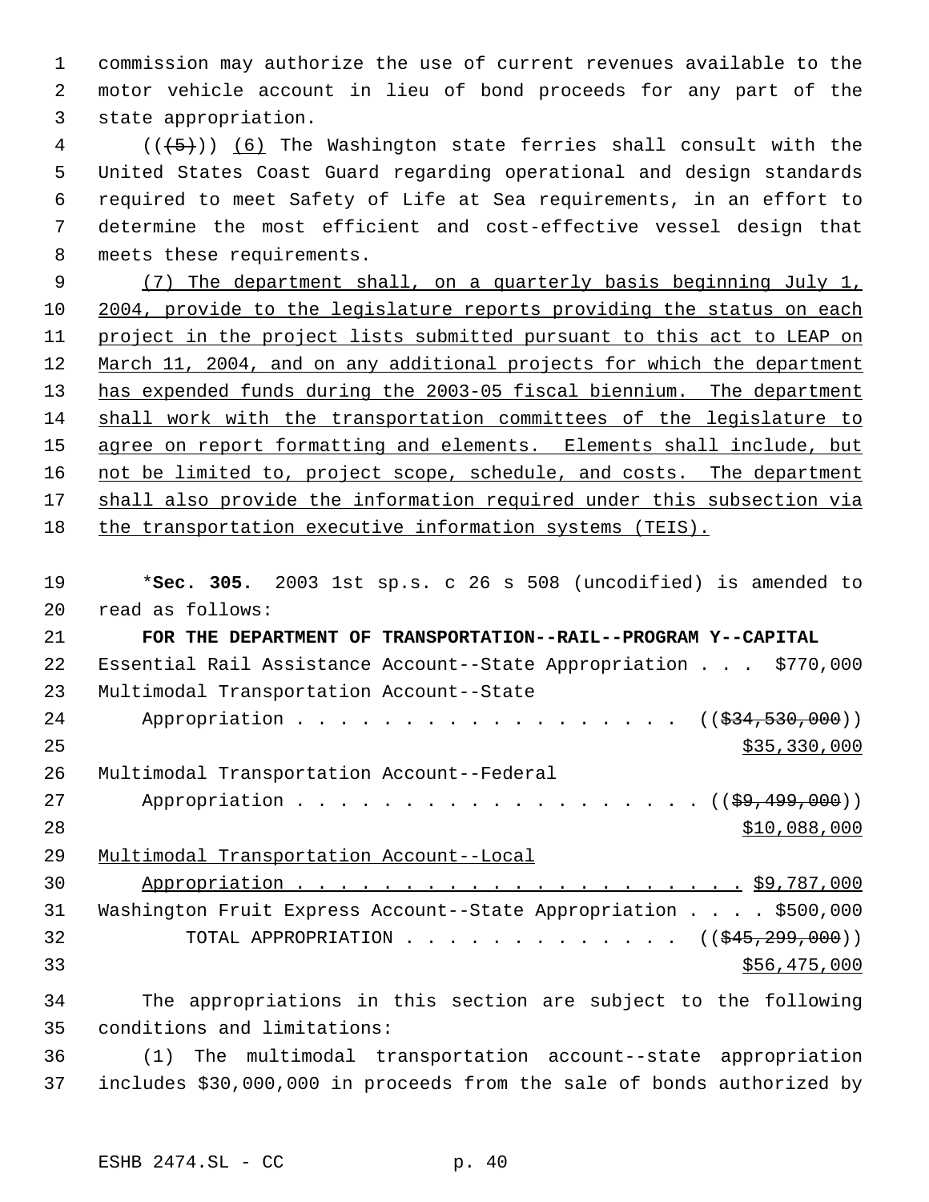commission may authorize the use of current revenues available to the motor vehicle account in lieu of bond proceeds for any part of the state appropriation.

((~~(5)~~)) <u>(6)</u> The Washington state ferries shall consult with the United States Coast Guard regarding operational and design standards required to meet Safety of Life at Sea requirements, in an effort to determine the most efficient and cost-effective vessel design that meets these requirements.

<u>(7) The department shall, on a quarterly basis beginning July 1, 2004, provide to the legislature reports providing the status on each project in the project lists submitted pursuant to this act to LEAP on March 11, 2004, and on any additional projects for which the department has expended funds during the 2003-05 fiscal biennium. The department shall work with the transportation committees of the legislature to agree on report formatting and elements. Elements shall include, but not be limited to, project scope, schedule, and costs. The department shall also provide the information required under this subsection via the transportation executive information systems (TEIS).</u>

*__Sec. 305.__ 2003 1st sp.s. c 26 s 508 (uncodified) is amended to read as follows:

**FOR THE DEPARTMENT OF TRANSPORTATION--RAIL--PROGRAM Y--CAPITAL**

Essential Rail Assistance Account--State Appropriation . . . $770,000

Multimodal Transportation Account--State Appropriation . . . . . . . . . . . . . . . . . . ((~~$34,530,000~~)) <u>$35,330,000</u>

Multimodal Transportation Account--Federal Appropriation . . . . . . . . . . . . . . . . . . . . ((~~$9,499,000~~)) <u>$10,088,000</u>

<u>Multimodal Transportation Account--Local Appropriation . . . . . . . . . . . . . . . . . . . . . . $9,787,000</u>

Washington Fruit Express Account--State Appropriation . . . . $500,000

TOTAL APPROPRIATION . . . . . . . . . . . . . ((~~$45,299,000~~)) <u>$56,475,000</u>

The appropriations in this section are subject to the following conditions and limitations:

(1) The multimodal transportation account--state appropriation includes $30,000,000 in proceeds from the sale of bonds authorized by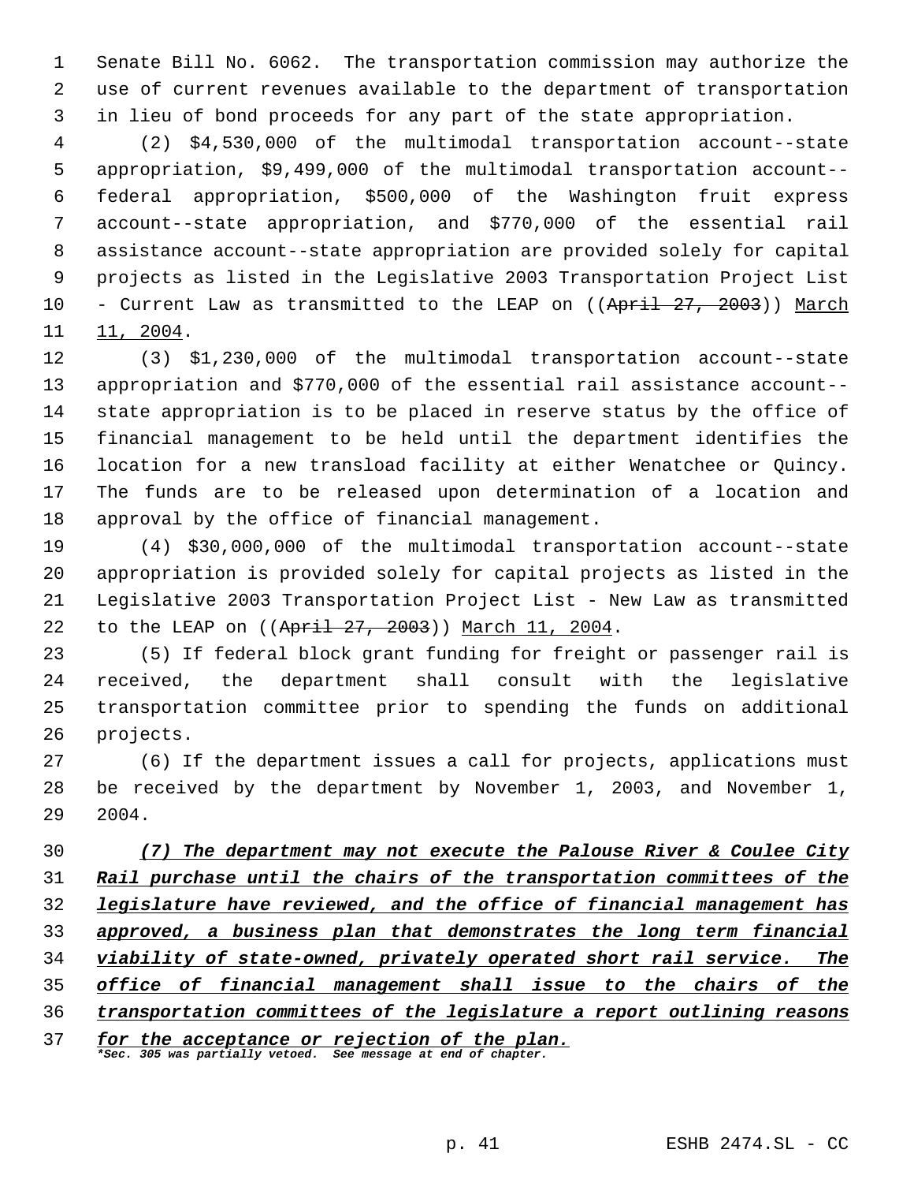Senate Bill No. 6062. The transportation commission may authorize the use of current revenues available to the department of transportation in lieu of bond proceeds for any part of the state appropriation.

(2) $4,530,000 of the multimodal transportation account--state appropriation, $9,499,000 of the multimodal transportation account--federal appropriation, $500,000 of the Washington fruit express account--state appropriation, and $770,000 of the essential rail assistance account--state appropriation are provided solely for capital projects as listed in the Legislative 2003 Transportation Project List - Current Law as transmitted to the LEAP on ((~~April 27, 2003~~)) March 11, 2004.

(3) $1,230,000 of the multimodal transportation account--state appropriation and $770,000 of the essential rail assistance account--state appropriation is to be placed in reserve status by the office of financial management to be held until the department identifies the location for a new transload facility at either Wenatchee or Quincy. The funds are to be released upon determination of a location and approval by the office of financial management.

(4) $30,000,000 of the multimodal transportation account--state appropriation is provided solely for capital projects as listed in the Legislative 2003 Transportation Project List - New Law as transmitted to the LEAP on ((~~April 27, 2003~~)) March 11, 2004.

(5) If federal block grant funding for freight or passenger rail is received, the department shall consult with the legislative transportation committee prior to spending the funds on additional projects.

(6) If the department issues a call for projects, applications must be received by the department by November 1, 2003, and November 1, 2004.

***(7) The department may not execute the Palouse River & Coulee City Rail purchase until the chairs of the transportation committees of the legislature have reviewed, and the office of financial management has approved, a business plan that demonstrates the long term financial viability of state-owned, privately operated short rail service. The office of financial management shall issue to the chairs of the transportation committees of the legislature a report outlining reasons for the acceptance or rejection of the plan.***

***\*Sec. 305 was partially vetoed. See message at end of chapter.***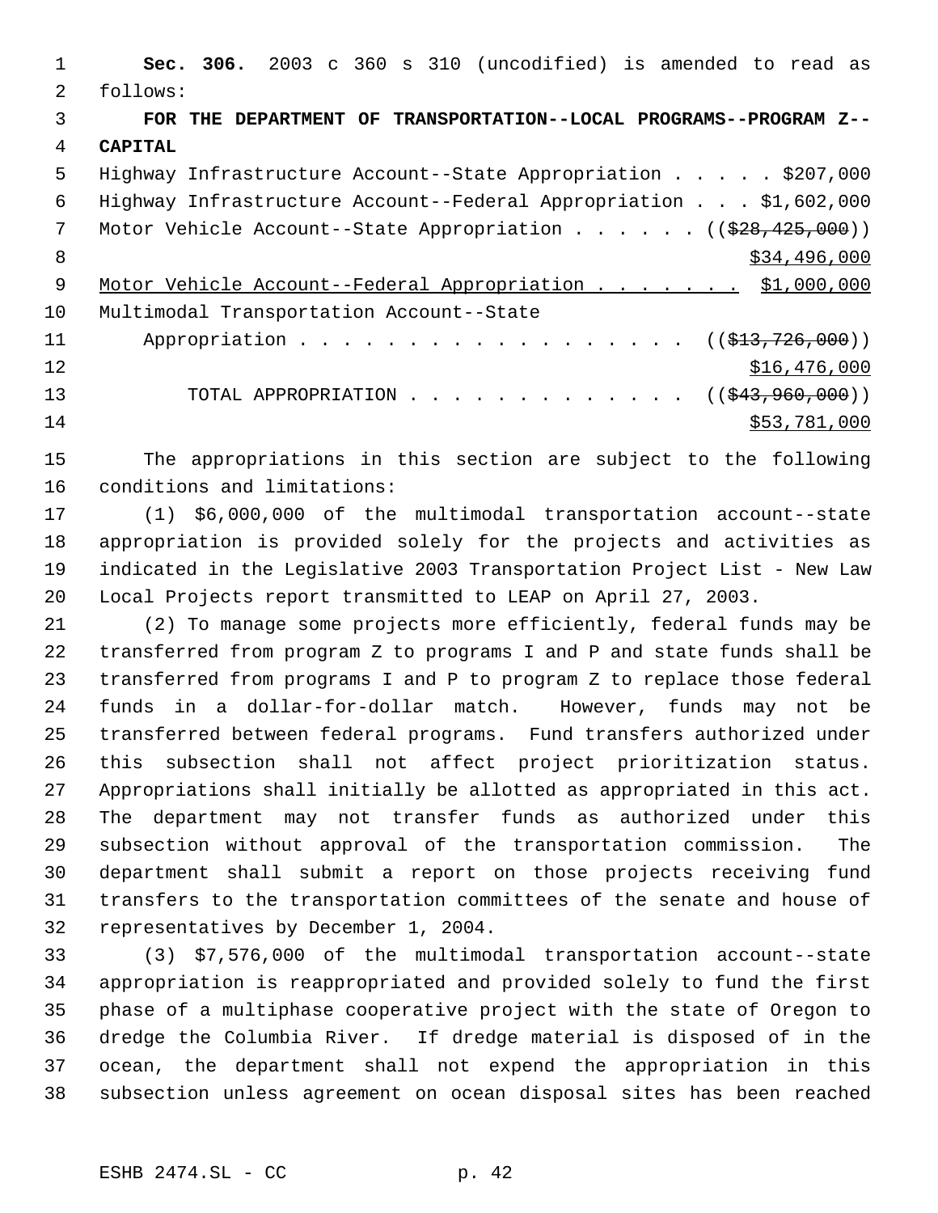**Sec. 306.** 2003 c 360 s 310 (uncodified) is amended to read as follows:

**FOR THE DEPARTMENT OF TRANSPORTATION--LOCAL PROGRAMS--PROGRAM Z--CAPITAL**

Highway Infrastructure Account--State Appropriation . . . . . $207,000

Highway Infrastructure Account--Federal Appropriation . . . $1,602,000

Motor Vehicle Account--State Appropriation . . . . . . (( ~~$28,425,000~~ ))
$34,496,000

Motor Vehicle Account--Federal Appropriation . . . . . . . $1,000,000

Multimodal Transportation Account--State
Appropriation . . . . . . . . . . . . . . . . . . (( ~~$13,726,000~~ ))
$16,476,000

TOTAL APPROPRIATION . . . . . . . . . . . . . (( ~~$43,960,000~~ ))
$53,781,000

The appropriations in this section are subject to the following conditions and limitations:

(1) $6,000,000 of the multimodal transportation account--state appropriation is provided solely for the projects and activities as indicated in the Legislative 2003 Transportation Project List - New Law Local Projects report transmitted to LEAP on April 27, 2003.

(2) To manage some projects more efficiently, federal funds may be transferred from program Z to programs I and P and state funds shall be transferred from programs I and P to program Z to replace those federal funds in a dollar-for-dollar match. However, funds may not be transferred between federal programs. Fund transfers authorized under this subsection shall not affect project prioritization status. Appropriations shall initially be allotted as appropriated in this act. The department may not transfer funds as authorized under this subsection without approval of the transportation commission. The department shall submit a report on those projects receiving fund transfers to the transportation committees of the senate and house of representatives by December 1, 2004.

(3) $7,576,000 of the multimodal transportation account--state appropriation is reappropriated and provided solely to fund the first phase of a multiphase cooperative project with the state of Oregon to dredge the Columbia River. If dredge material is disposed of in the ocean, the department shall not expend the appropriation in this subsection unless agreement on ocean disposal sites has been reached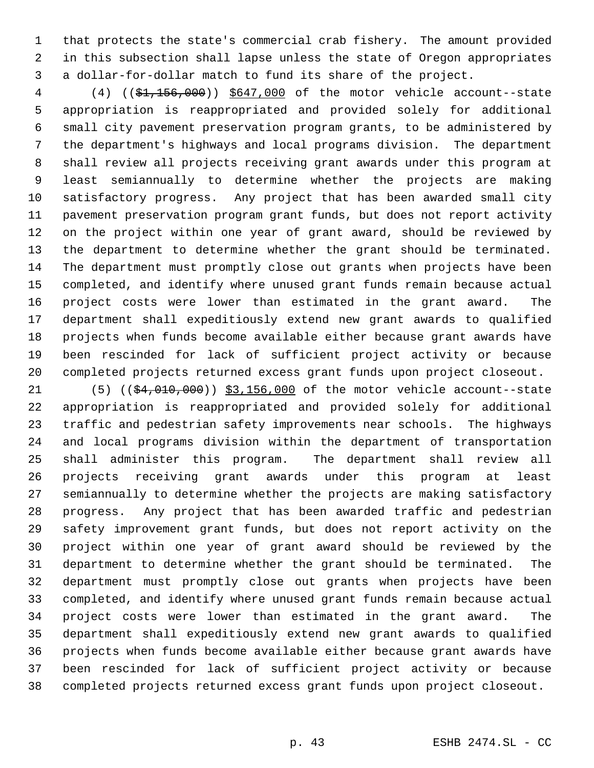that protects the state's commercial crab fishery. The amount provided in this subsection shall lapse unless the state of Oregon appropriates a dollar-for-dollar match to fund its share of the project.

(4) ((~~$1,156,000~~)) $647,000 of the motor vehicle account--state appropriation is reappropriated and provided solely for additional small city pavement preservation program grants, to be administered by the department's highways and local programs division. The department shall review all projects receiving grant awards under this program at least semiannually to determine whether the projects are making satisfactory progress. Any project that has been awarded small city pavement preservation program grant funds, but does not report activity on the project within one year of grant award, should be reviewed by the department to determine whether the grant should be terminated. The department must promptly close out grants when projects have been completed, and identify where unused grant funds remain because actual project costs were lower than estimated in the grant award. The department shall expeditiously extend new grant awards to qualified projects when funds become available either because grant awards have been rescinded for lack of sufficient project activity or because completed projects returned excess grant funds upon project closeout.

(5) ((~~$4,010,000~~)) $3,156,000 of the motor vehicle account--state appropriation is reappropriated and provided solely for additional traffic and pedestrian safety improvements near schools. The highways and local programs division within the department of transportation shall administer this program. The department shall review all projects receiving grant awards under this program at least semiannually to determine whether the projects are making satisfactory progress. Any project that has been awarded traffic and pedestrian safety improvement grant funds, but does not report activity on the project within one year of grant award should be reviewed by the department to determine whether the grant should be terminated. The department must promptly close out grants when projects have been completed, and identify where unused grant funds remain because actual project costs were lower than estimated in the grant award. The department shall expeditiously extend new grant awards to qualified projects when funds become available either because grant awards have been rescinded for lack of sufficient project activity or because completed projects returned excess grant funds upon project closeout.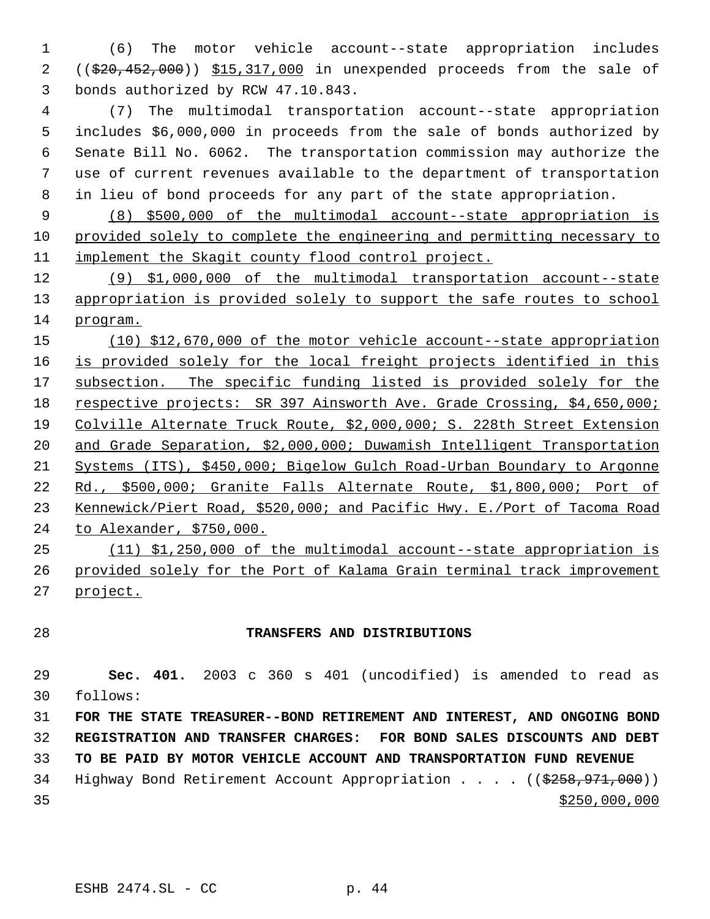(6) The motor vehicle account--state appropriation includes ((~~$20,452,000~~)) <u>$15,317,000</u> in unexpended proceeds from the sale of bonds authorized by RCW 47.10.843.

(7) The multimodal transportation account--state appropriation includes $6,000,000 in proceeds from the sale of bonds authorized by Senate Bill No. 6062. The transportation commission may authorize the use of current revenues available to the department of transportation in lieu of bond proceeds for any part of the state appropriation.

<u>(8) $500,000 of the multimodal account--state appropriation is provided solely to complete the engineering and permitting necessary to implement the Skagit county flood control project.</u>

<u>(9) $1,000,000 of the multimodal transportation account--state appropriation is provided solely to support the safe routes to school program.</u>

<u>(10) $12,670,000 of the motor vehicle account--state appropriation is provided solely for the local freight projects identified in this subsection. The specific funding listed is provided solely for the respective projects: SR 397 Ainsworth Ave. Grade Crossing, $4,650,000; Colville Alternate Truck Route, $2,000,000; S. 228th Street Extension and Grade Separation, $2,000,000; Duwamish Intelligent Transportation Systems (ITS), $450,000; Bigelow Gulch Road-Urban Boundary to Argonne Rd., $500,000; Granite Falls Alternate Route, $1,800,000; Port of Kennewick/Piert Road, $520,000; and Pacific Hwy. E./Port of Tacoma Road to Alexander, $750,000.</u>

<u>(11) $1,250,000 of the multimodal account--state appropriation is provided solely for the Port of Kalama Grain terminal track improvement project.</u>

## TRANSFERS AND DISTRIBUTIONS

**Sec. 401.** 2003 c 360 s 401 (uncodified) is amended to read as follows:

**FOR THE STATE TREASURER--BOND RETIREMENT AND INTEREST, AND ONGOING BOND REGISTRATION AND TRANSFER CHARGES: FOR BOND SALES DISCOUNTS AND DEBT TO BE PAID BY MOTOR VEHICLE ACCOUNT AND TRANSPORTATION FUND REVENUE**

Highway Bond Retirement Account Appropriation . . . . ((~~$258,971,000~~)) <u>$250,000,000</u>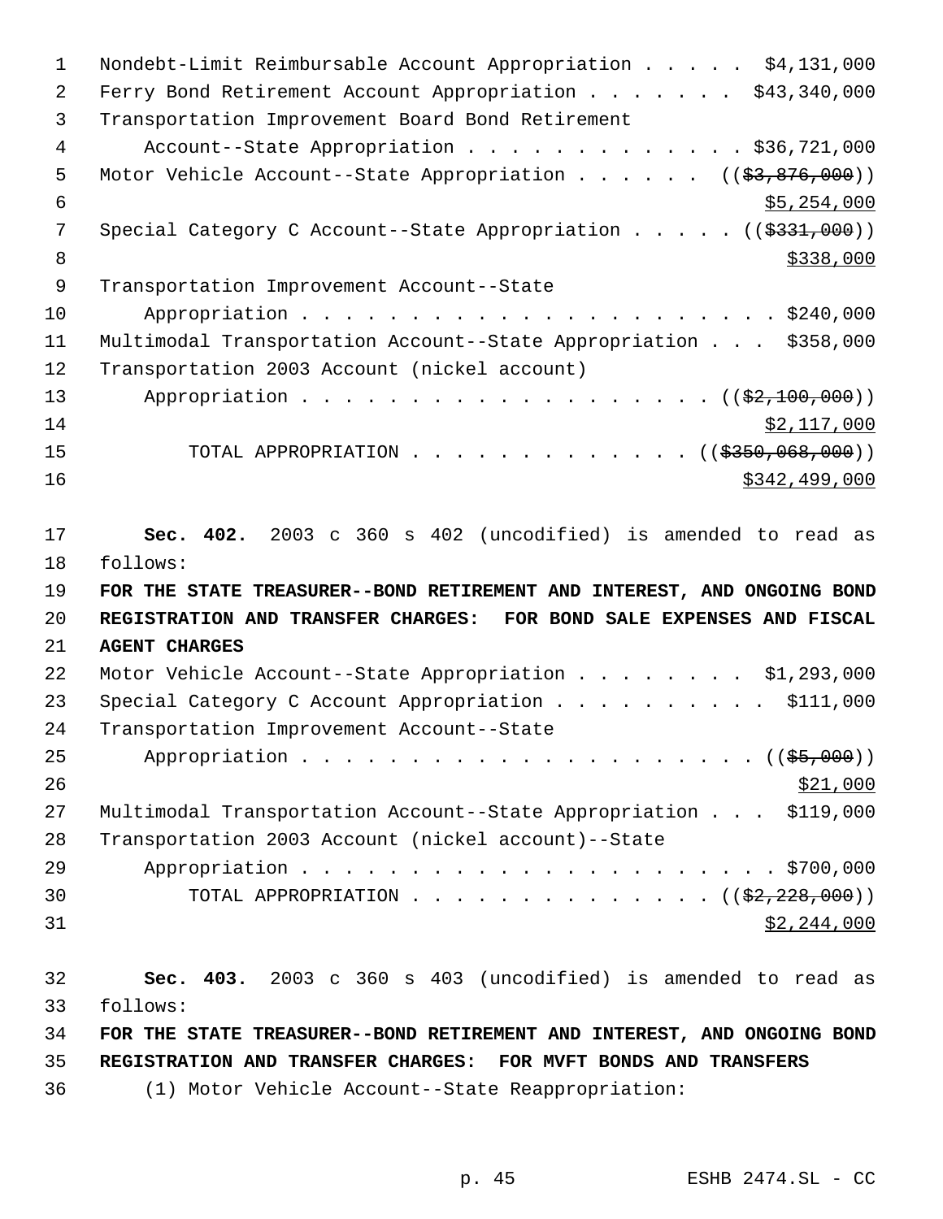Nondebt-Limit Reimbursable Account Appropriation . . . . . $4,131,000
Ferry Bond Retirement Account Appropriation . . . . . . . $43,340,000
Transportation Improvement Board Bond Retirement
Account--State Appropriation . . . . . . . . . . . . . $36,721,000
Motor Vehicle Account--State Appropriation . . . . . . ((~~$3,876,000~~))
$5,254,000
Special Category C Account--State Appropriation . . . . . ((~~$331,000~~))
$338,000
Transportation Improvement Account--State
Appropriation . . . . . . . . . . . . . . . . . . . . . . $240,000
Multimodal Transportation Account--State Appropriation . . . $358,000
Transportation 2003 Account (nickel account)
Appropriation . . . . . . . . . . . . . . . . . . . . ((~~$2,100,000~~))
$2,117,000
TOTAL APPROPRIATION . . . . . . . . . . . . . . ((~~$350,068,000~~))
$342,499,000

**Sec. 402.** 2003 c 360 s 402 (uncodified) is amended to read as follows:

**FOR THE STATE TREASURER--BOND RETIREMENT AND INTEREST, AND ONGOING BOND REGISTRATION AND TRANSFER CHARGES: FOR BOND SALE EXPENSES AND FISCAL AGENT CHARGES**

Motor Vehicle Account--State Appropriation . . . . . . . . $1,293,000
Special Category C Account Appropriation . . . . . . . . . . $111,000
Transportation Improvement Account--State
Appropriation . . . . . . . . . . . . . . . . . . . . . ((~~$5,000~~))
$21,000
Multimodal Transportation Account--State Appropriation . . . $119,000
Transportation 2003 Account (nickel account)--State
Appropriation . . . . . . . . . . . . . . . . . . . . . . $700,000
TOTAL APPROPRIATION . . . . . . . . . . . . . . ((~~$2,228,000~~))
$2,244,000

**Sec. 403.** 2003 c 360 s 403 (uncodified) is amended to read as follows:

**FOR THE STATE TREASURER--BOND RETIREMENT AND INTEREST, AND ONGOING BOND REGISTRATION AND TRANSFER CHARGES: FOR MVFT BONDS AND TRANSFERS**

(1) Motor Vehicle Account--State Reappropriation: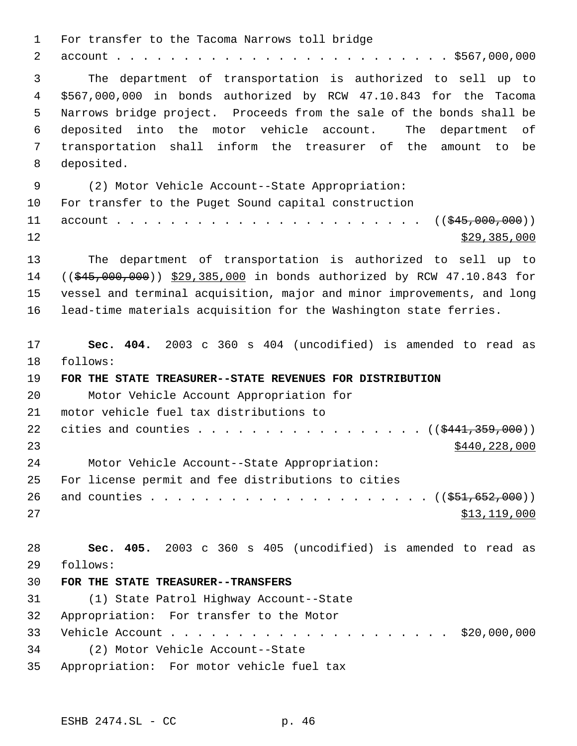For transfer to the Tacoma Narrows toll bridge account . . . . . . . . . . . . . . . . . . . . . . . . . $567,000,000

The department of transportation is authorized to sell up to $567,000,000 in bonds authorized by RCW 47.10.843 for the Tacoma Narrows bridge project. Proceeds from the sale of the bonds shall be deposited into the motor vehicle account. The department of transportation shall inform the treasurer of the amount to be deposited.

(2) Motor Vehicle Account--State Appropriation: For transfer to the Puget Sound capital construction account . . . . . . . . . . . . . . . . . . . . . . . . ((~~$45,000,000~~)) <u>$29,385,000</u>

The department of transportation is authorized to sell up to ((~~$45,000,000~~)) <u>$29,385,000</u> in bonds authorized by RCW 47.10.843 for vessel and terminal acquisition, major and minor improvements, and long lead-time materials acquisition for the Washington state ferries.

**Sec. 404.** 2003 c 360 s 404 (uncodified) is amended to read as follows:

**FOR THE STATE TREASURER--STATE REVENUES FOR DISTRIBUTION**

Motor Vehicle Account Appropriation for motor vehicle fuel tax distributions to cities and counties . . . . . . . . . . . . . . . . . ((~~$441,359,000~~)) <u>$440,228,000</u>

Motor Vehicle Account--State Appropriation: For license permit and fee distributions to cities and counties . . . . . . . . . . . . . . . . . . . . . . ((~~$51,652,000~~)) <u>$13,119,000</u>

**Sec. 405.** 2003 c 360 s 405 (uncodified) is amended to read as follows:

**FOR THE STATE TREASURER--TRANSFERS**

(1) State Patrol Highway Account--State Appropriation: For transfer to the Motor Vehicle Account . . . . . . . . . . . . . . . . . . . . . . $20,000,000

(2) Motor Vehicle Account--State Appropriation: For motor vehicle fuel tax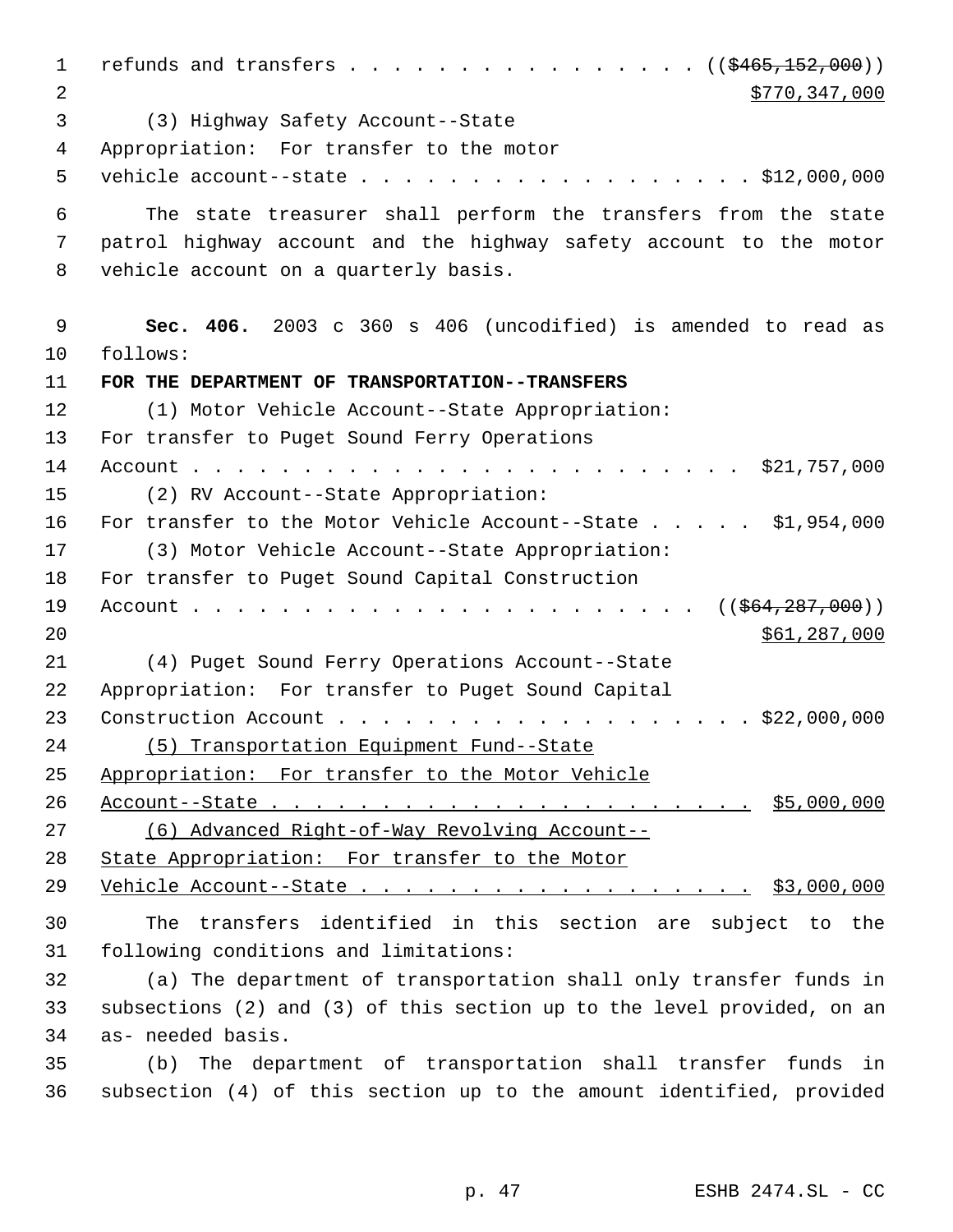refunds and transfers . . . . . . . . . . . . . . . . . (($465,152,000))
$770,347,000

(3) Highway Safety Account--State Appropriation: For transfer to the motor vehicle account--state . . . . . . . . . . . . . . . . . . $12,000,000

The state treasurer shall perform the transfers from the state patrol highway account and the highway safety account to the motor vehicle account on a quarterly basis.

**Sec. 406.** 2003 c 360 s 406 (uncodified) is amended to read as follows:

**FOR THE DEPARTMENT OF TRANSPORTATION--TRANSFERS**

(1) Motor Vehicle Account--State Appropriation: For transfer to Puget Sound Ferry Operations Account . . . . . . . . . . . . . . . . . . . . . . . . $21,757,000

(2) RV Account--State Appropriation: For transfer to the Motor Vehicle Account--State . . . . . $1,954,000

(3) Motor Vehicle Account--State Appropriation: For transfer to Puget Sound Capital Construction Account . . . . . . . . . . . . . . . . . . . . . . . (($64,287,000))
$61,287,000

(4) Puget Sound Ferry Operations Account--State Appropriation: For transfer to Puget Sound Capital Construction Account . . . . . . . . . . . . . . . . . . . $22,000,000

(5) Transportation Equipment Fund--State Appropriation: For transfer to the Motor Vehicle Account--State . . . . . . . . . . . . . . . . . . . . . . $5,000,000

(6) Advanced Right-of-Way Revolving Account--State Appropriation: For transfer to the Motor Vehicle Account--State . . . . . . . . . . . . . . . . . . $3,000,000

The transfers identified in this section are subject to the following conditions and limitations:

(a) The department of transportation shall only transfer funds in subsections (2) and (3) of this section up to the level provided, on an as- needed basis.

(b) The department of transportation shall transfer funds in subsection (4) of this section up to the amount identified, provided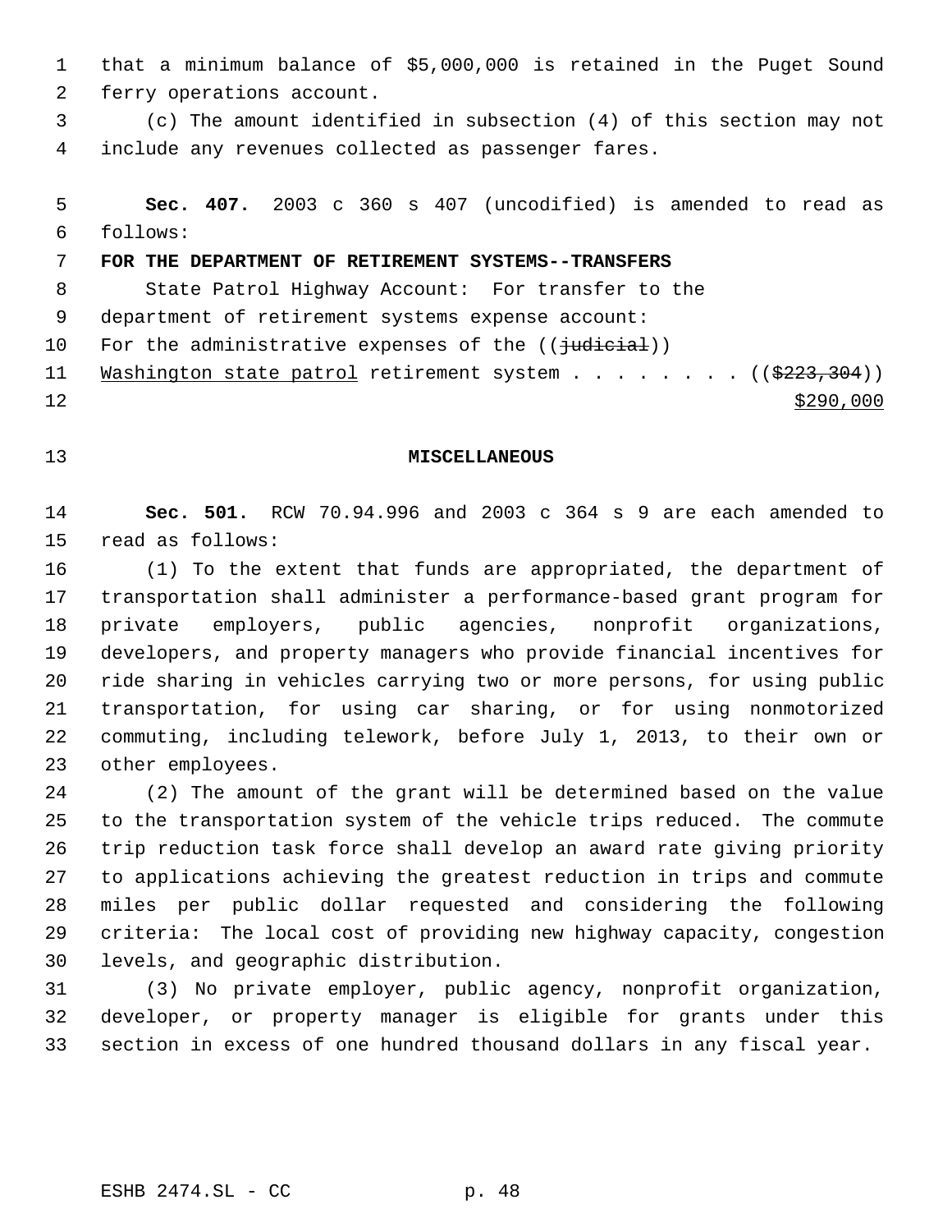that a minimum balance of $5,000,000 is retained in the Puget Sound ferry operations account.

(c) The amount identified in subsection (4) of this section may not include any revenues collected as passenger fares.

**Sec. 407.** 2003 c 360 s 407 (uncodified) is amended to read as follows:

**FOR THE DEPARTMENT OF RETIREMENT SYSTEMS--TRANSFERS**

State Patrol Highway Account: For transfer to the department of retirement systems expense account: For the administrative expenses of the ((~~judicial~~)) <u>Washington state patrol</u> retirement system . . . . . . . . . ((~~$223,304~~)) <u>$290,000</u>

**MISCELLANEOUS**

**Sec. 501.** RCW 70.94.996 and 2003 c 364 s 9 are each amended to read as follows:

(1) To the extent that funds are appropriated, the department of transportation shall administer a performance-based grant program for private employers, public agencies, nonprofit organizations, developers, and property managers who provide financial incentives for ride sharing in vehicles carrying two or more persons, for using public transportation, for using car sharing, or for using nonmotorized commuting, including telework, before July 1, 2013, to their own or other employees.

(2) The amount of the grant will be determined based on the value to the transportation system of the vehicle trips reduced. The commute trip reduction task force shall develop an award rate giving priority to applications achieving the greatest reduction in trips and commute miles per public dollar requested and considering the following criteria: The local cost of providing new highway capacity, congestion levels, and geographic distribution.

(3) No private employer, public agency, nonprofit organization, developer, or property manager is eligible for grants under this section in excess of one hundred thousand dollars in any fiscal year.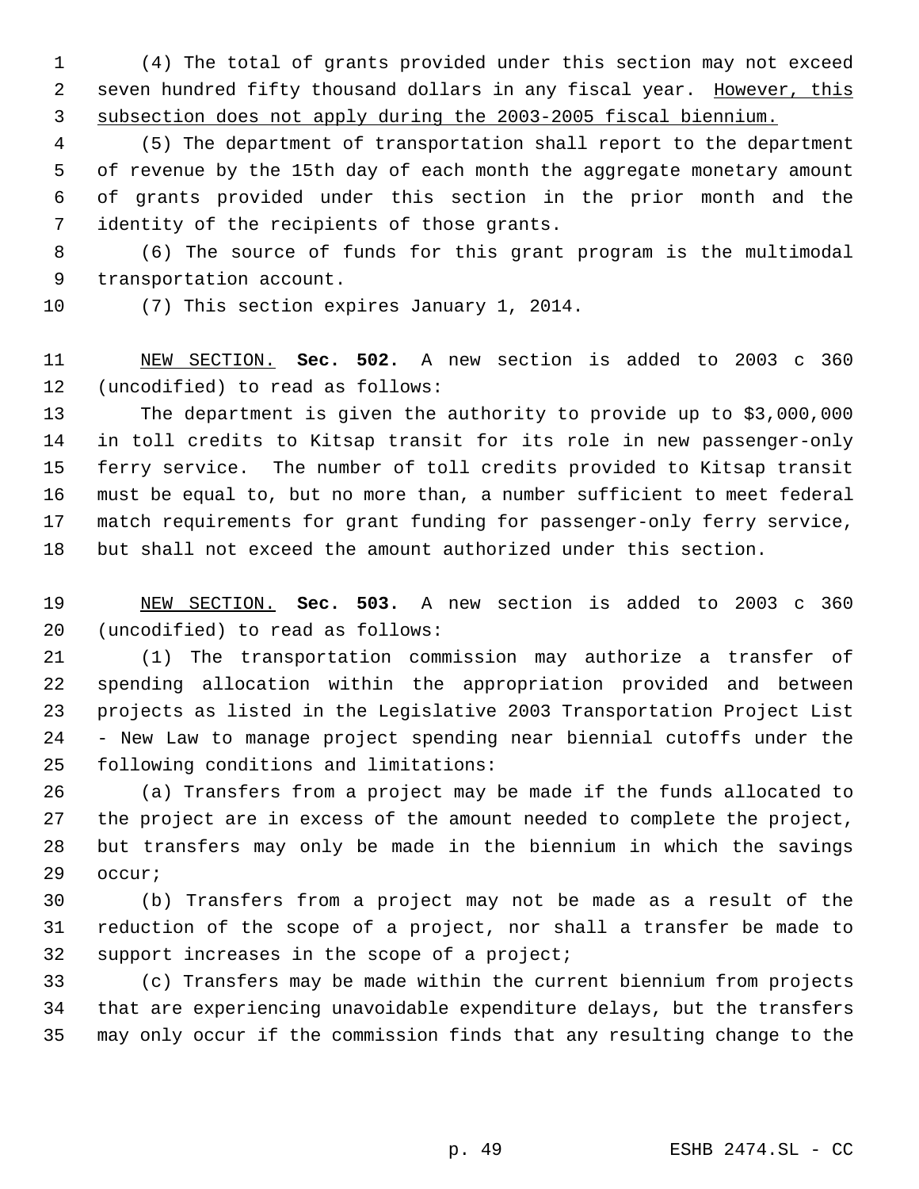(4) The total of grants provided under this section may not exceed seven hundred fifty thousand dollars in any fiscal year. However, this subsection does not apply during the 2003-2005 fiscal biennium.

(5) The department of transportation shall report to the department of revenue by the 15th day of each month the aggregate monetary amount of grants provided under this section in the prior month and the identity of the recipients of those grants.

(6) The source of funds for this grant program is the multimodal transportation account.

(7) This section expires January 1, 2014.

NEW SECTION. **Sec. 502.** A new section is added to 2003 c 360 (uncodified) to read as follows:

The department is given the authority to provide up to $3,000,000 in toll credits to Kitsap transit for its role in new passenger-only ferry service. The number of toll credits provided to Kitsap transit must be equal to, but no more than, a number sufficient to meet federal match requirements for grant funding for passenger-only ferry service, but shall not exceed the amount authorized under this section.

NEW SECTION. **Sec. 503.** A new section is added to 2003 c 360 (uncodified) to read as follows:

(1) The transportation commission may authorize a transfer of spending allocation within the appropriation provided and between projects as listed in the Legislative 2003 Transportation Project List - New Law to manage project spending near biennial cutoffs under the following conditions and limitations:

(a) Transfers from a project may be made if the funds allocated to the project are in excess of the amount needed to complete the project, but transfers may only be made in the biennium in which the savings occur;

(b) Transfers from a project may not be made as a result of the reduction of the scope of a project, nor shall a transfer be made to support increases in the scope of a project;

(c) Transfers may be made within the current biennium from projects that are experiencing unavoidable expenditure delays, but the transfers may only occur if the commission finds that any resulting change to the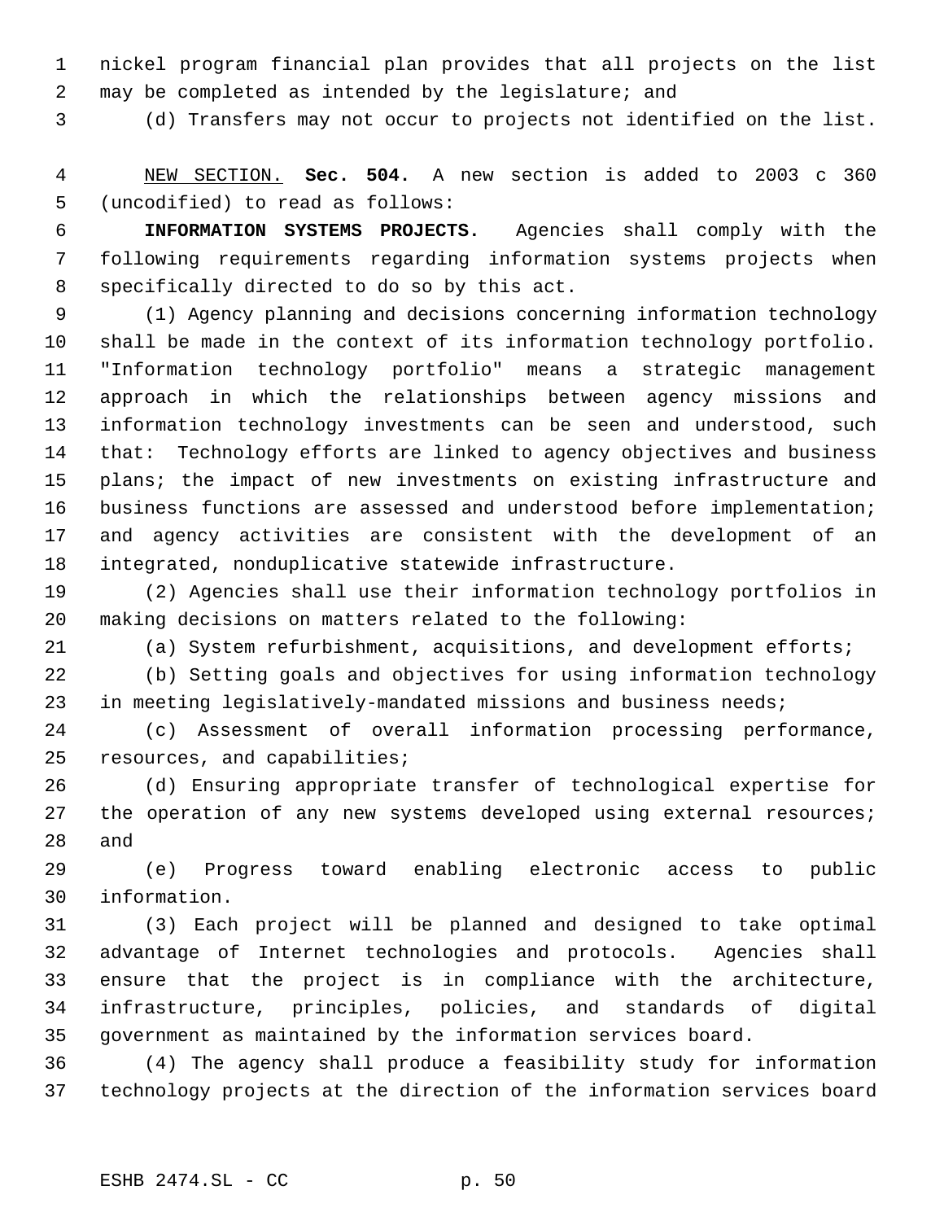nickel program financial plan provides that all projects on the list may be completed as intended by the legislature; and

(d) Transfers may not occur to projects not identified on the list.

NEW SECTION. **Sec. 504.** A new section is added to 2003 c 360 (uncodified) to read as follows:

**INFORMATION SYSTEMS PROJECTS.** Agencies shall comply with the following requirements regarding information systems projects when specifically directed to do so by this act.

(1) Agency planning and decisions concerning information technology shall be made in the context of its information technology portfolio. "Information technology portfolio" means a strategic management approach in which the relationships between agency missions and information technology investments can be seen and understood, such that: Technology efforts are linked to agency objectives and business plans; the impact of new investments on existing infrastructure and business functions are assessed and understood before implementation; and agency activities are consistent with the development of an integrated, nonduplicative statewide infrastructure.

(2) Agencies shall use their information technology portfolios in making decisions on matters related to the following:

(a) System refurbishment, acquisitions, and development efforts;

(b) Setting goals and objectives for using information technology in meeting legislatively-mandated missions and business needs;

(c) Assessment of overall information processing performance, resources, and capabilities;

(d) Ensuring appropriate transfer of technological expertise for the operation of any new systems developed using external resources; and

(e) Progress toward enabling electronic access to public information.

(3) Each project will be planned and designed to take optimal advantage of Internet technologies and protocols. Agencies shall ensure that the project is in compliance with the architecture, infrastructure, principles, policies, and standards of digital government as maintained by the information services board.

(4) The agency shall produce a feasibility study for information technology projects at the direction of the information services board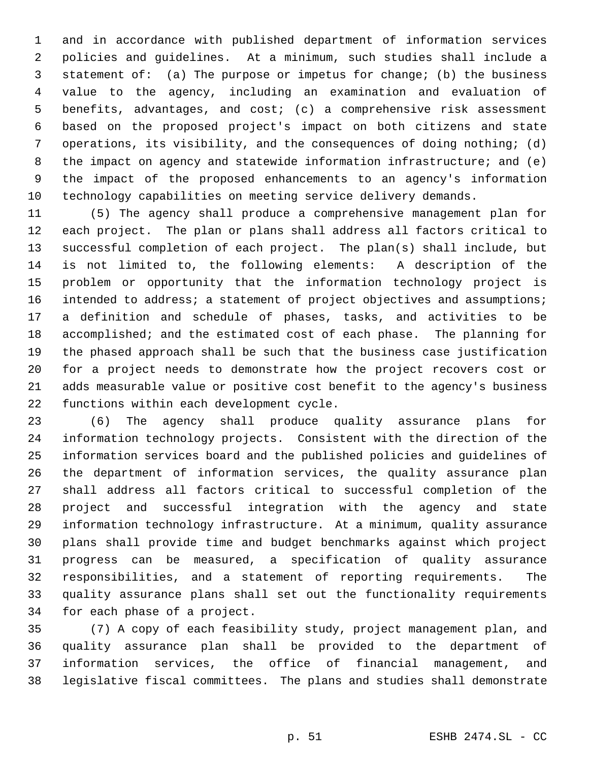and in accordance with published department of information services policies and guidelines. At a minimum, such studies shall include a statement of: (a) The purpose or impetus for change; (b) the business value to the agency, including an examination and evaluation of benefits, advantages, and cost; (c) a comprehensive risk assessment based on the proposed project's impact on both citizens and state operations, its visibility, and the consequences of doing nothing; (d) the impact on agency and statewide information infrastructure; and (e) the impact of the proposed enhancements to an agency's information technology capabilities on meeting service delivery demands.

(5) The agency shall produce a comprehensive management plan for each project. The plan or plans shall address all factors critical to successful completion of each project. The plan(s) shall include, but is not limited to, the following elements: A description of the problem or opportunity that the information technology project is intended to address; a statement of project objectives and assumptions; a definition and schedule of phases, tasks, and activities to be accomplished; and the estimated cost of each phase. The planning for the phased approach shall be such that the business case justification for a project needs to demonstrate how the project recovers cost or adds measurable value or positive cost benefit to the agency's business functions within each development cycle.

(6) The agency shall produce quality assurance plans for information technology projects. Consistent with the direction of the information services board and the published policies and guidelines of the department of information services, the quality assurance plan shall address all factors critical to successful completion of the project and successful integration with the agency and state information technology infrastructure. At a minimum, quality assurance plans shall provide time and budget benchmarks against which project progress can be measured, a specification of quality assurance responsibilities, and a statement of reporting requirements. The quality assurance plans shall set out the functionality requirements for each phase of a project.

(7) A copy of each feasibility study, project management plan, and quality assurance plan shall be provided to the department of information services, the office of financial management, and legislative fiscal committees. The plans and studies shall demonstrate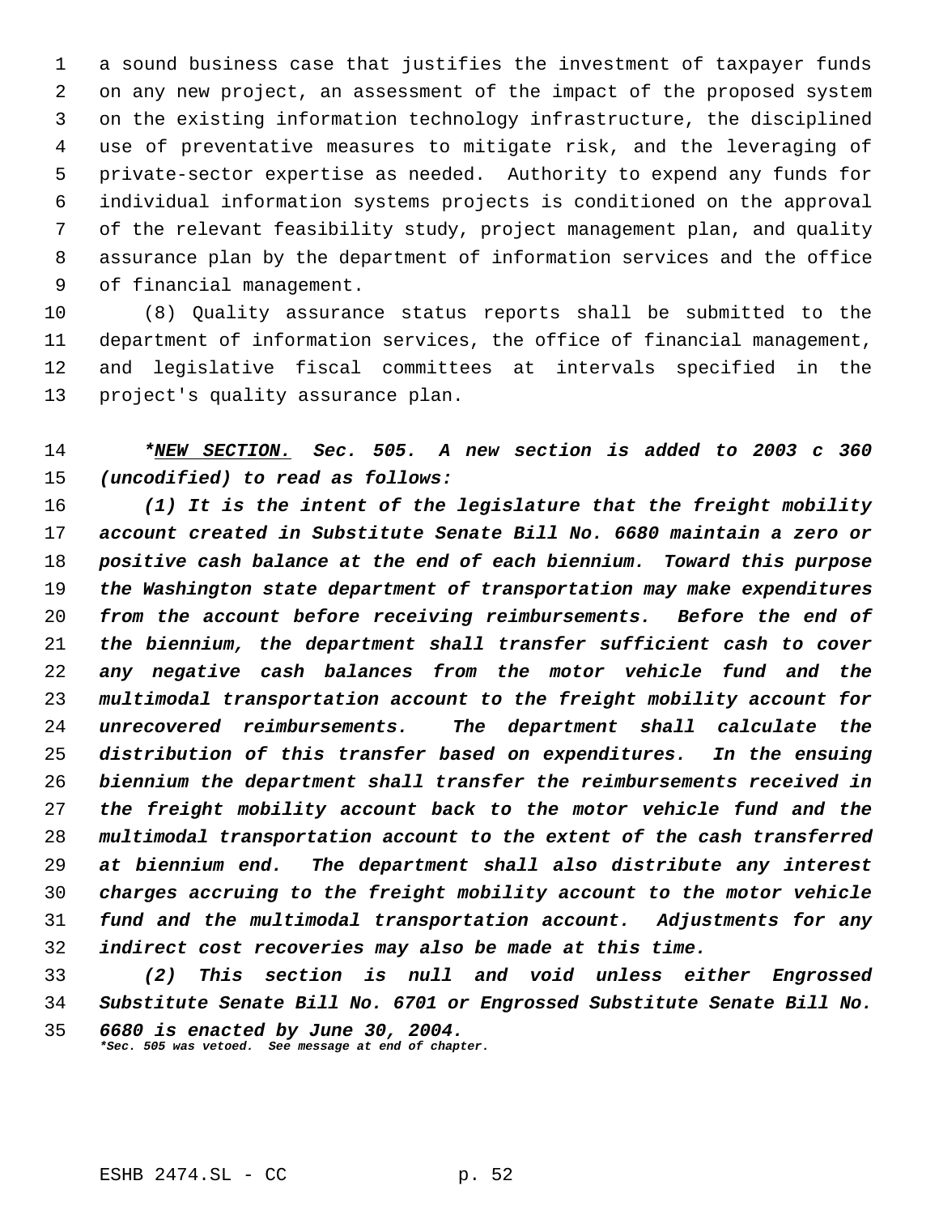a sound business case that justifies the investment of taxpayer funds on any new project, an assessment of the impact of the proposed system on the existing information technology infrastructure, the disciplined use of preventative measures to mitigate risk, and the leveraging of private-sector expertise as needed. Authority to expend any funds for individual information systems projects is conditioned on the approval of the relevant feasibility study, project management plan, and quality assurance plan by the department of information services and the office of financial management.

(8) Quality assurance status reports shall be submitted to the department of information services, the office of financial management, and legislative fiscal committees at intervals specified in the project's quality assurance plan.

***NEW SECTION. Sec. 505. A new section is added to 2003 c 360 (uncodified) to read as follows:***

***(1) It is the intent of the legislature that the freight mobility account created in Substitute Senate Bill No. 6680 maintain a zero or positive cash balance at the end of each biennium. Toward this purpose the Washington state department of transportation may make expenditures from the account before receiving reimbursements. Before the end of the biennium, the department shall transfer sufficient cash to cover any negative cash balances from the motor vehicle fund and the multimodal transportation account to the freight mobility account for unrecovered reimbursements. The department shall calculate the distribution of this transfer based on expenditures. In the ensuing biennium the department shall transfer the reimbursements received in the freight mobility account back to the motor vehicle fund and the multimodal transportation account to the extent of the cash transferred at biennium end. The department shall also distribute any interest charges accruing to the freight mobility account to the motor vehicle fund and the multimodal transportation account. Adjustments for any indirect cost recoveries may also be made at this time.***

***(2) This section is null and void unless either Engrossed Substitute Senate Bill No. 6701 or Engrossed Substitute Senate Bill No. 6680 is enacted by June 30, 2004.***

****Sec. 505 was vetoed. See message at end of chapter.***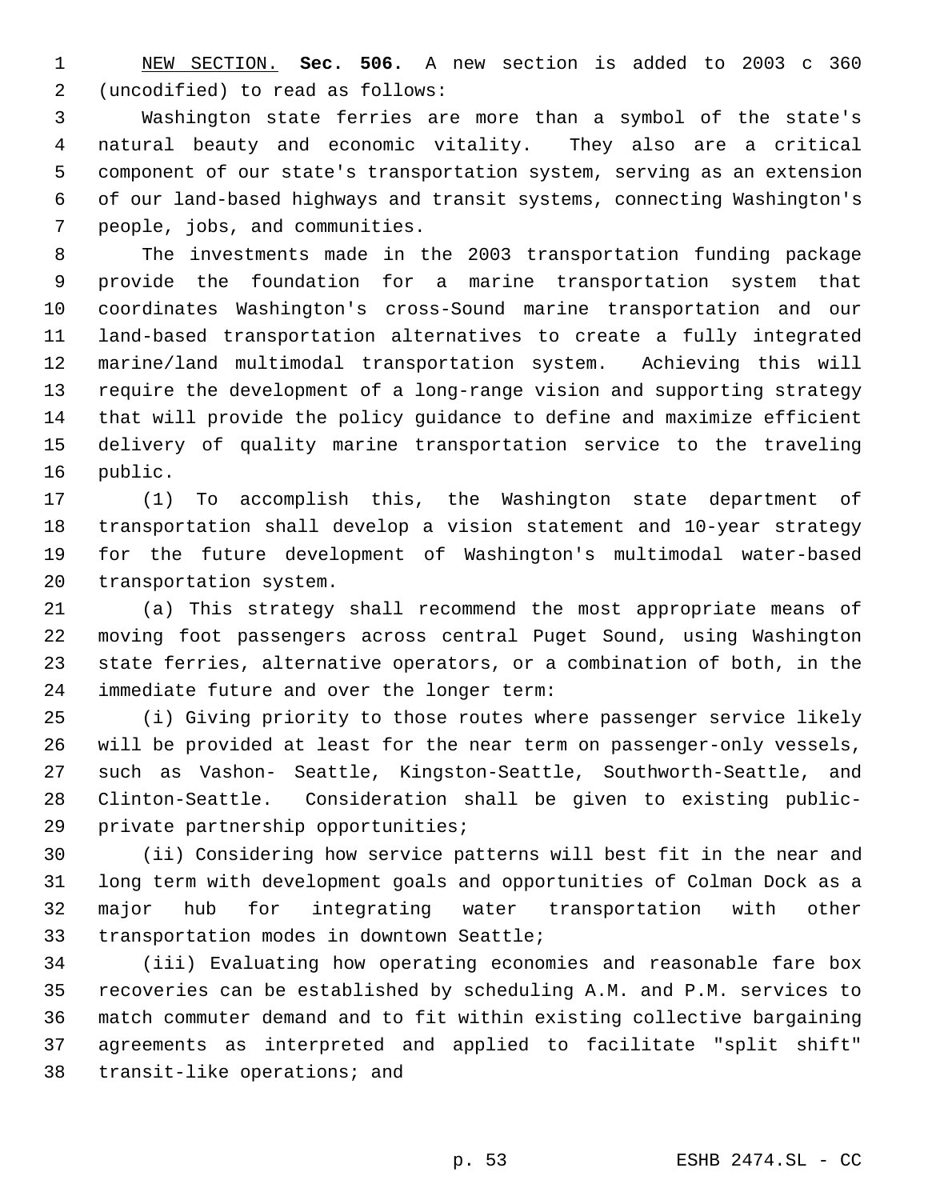NEW SECTION. **Sec. 506.** A new section is added to 2003 c 360 (uncodified) to read as follows:

Washington state ferries are more than a symbol of the state's natural beauty and economic vitality. They also are a critical component of our state's transportation system, serving as an extension of our land-based highways and transit systems, connecting Washington's people, jobs, and communities.

The investments made in the 2003 transportation funding package provide the foundation for a marine transportation system that coordinates Washington's cross-Sound marine transportation and our land-based transportation alternatives to create a fully integrated marine/land multimodal transportation system. Achieving this will require the development of a long-range vision and supporting strategy that will provide the policy guidance to define and maximize efficient delivery of quality marine transportation service to the traveling public.

(1) To accomplish this, the Washington state department of transportation shall develop a vision statement and 10-year strategy for the future development of Washington's multimodal water-based transportation system.

(a) This strategy shall recommend the most appropriate means of moving foot passengers across central Puget Sound, using Washington state ferries, alternative operators, or a combination of both, in the immediate future and over the longer term:

(i) Giving priority to those routes where passenger service likely will be provided at least for the near term on passenger-only vessels, such as Vashon- Seattle, Kingston-Seattle, Southworth-Seattle, and Clinton-Seattle. Consideration shall be given to existing public-private partnership opportunities;

(ii) Considering how service patterns will best fit in the near and long term with development goals and opportunities of Colman Dock as a major hub for integrating water transportation with other transportation modes in downtown Seattle;

(iii) Evaluating how operating economies and reasonable fare box recoveries can be established by scheduling A.M. and P.M. services to match commuter demand and to fit within existing collective bargaining agreements as interpreted and applied to facilitate "split shift" transit-like operations; and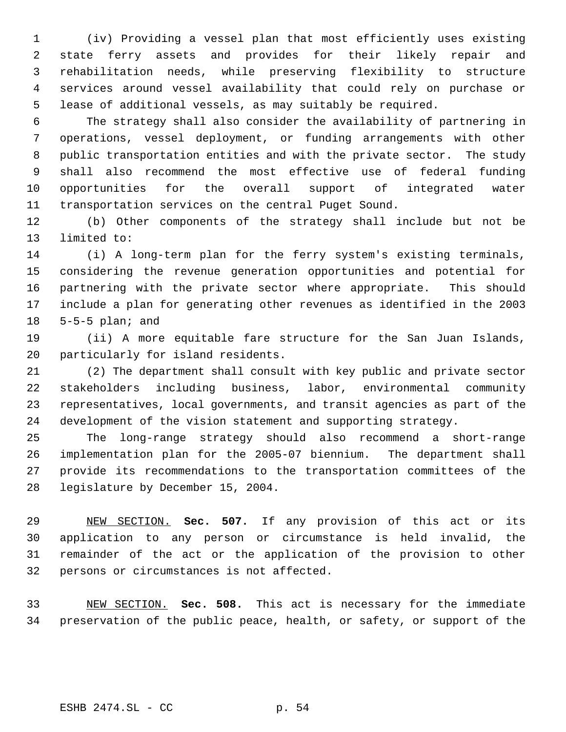(iv) Providing a vessel plan that most efficiently uses existing state ferry assets and provides for their likely repair and rehabilitation needs, while preserving flexibility to structure services around vessel availability that could rely on purchase or lease of additional vessels, as may suitably be required.

The strategy shall also consider the availability of partnering in operations, vessel deployment, or funding arrangements with other public transportation entities and with the private sector. The study shall also recommend the most effective use of federal funding opportunities for the overall support of integrated water transportation services on the central Puget Sound.

(b) Other components of the strategy shall include but not be limited to:

(i) A long-term plan for the ferry system's existing terminals, considering the revenue generation opportunities and potential for partnering with the private sector where appropriate. This should include a plan for generating other revenues as identified in the 2003 5-5-5 plan; and

(ii) A more equitable fare structure for the San Juan Islands, particularly for island residents.

(2) The department shall consult with key public and private sector stakeholders including business, labor, environmental community representatives, local governments, and transit agencies as part of the development of the vision statement and supporting strategy.

The long-range strategy should also recommend a short-range implementation plan for the 2005-07 biennium. The department shall provide its recommendations to the transportation committees of the legislature by December 15, 2004.

NEW SECTION. **Sec. 507.** If any provision of this act or its application to any person or circumstance is held invalid, the remainder of the act or the application of the provision to other persons or circumstances is not affected.

NEW SECTION. **Sec. 508.** This act is necessary for the immediate preservation of the public peace, health, or safety, or support of the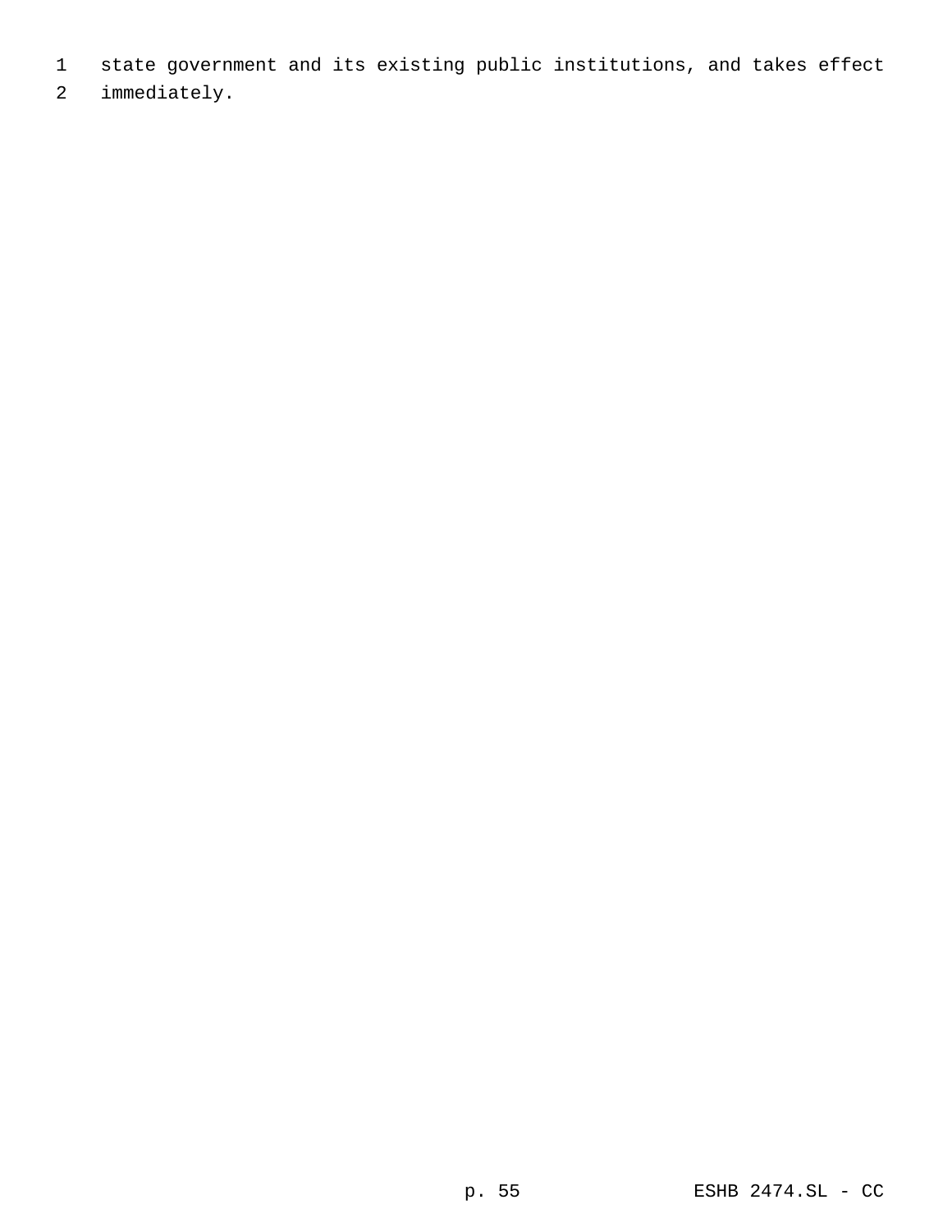state government and its existing public institutions, and takes effect immediately.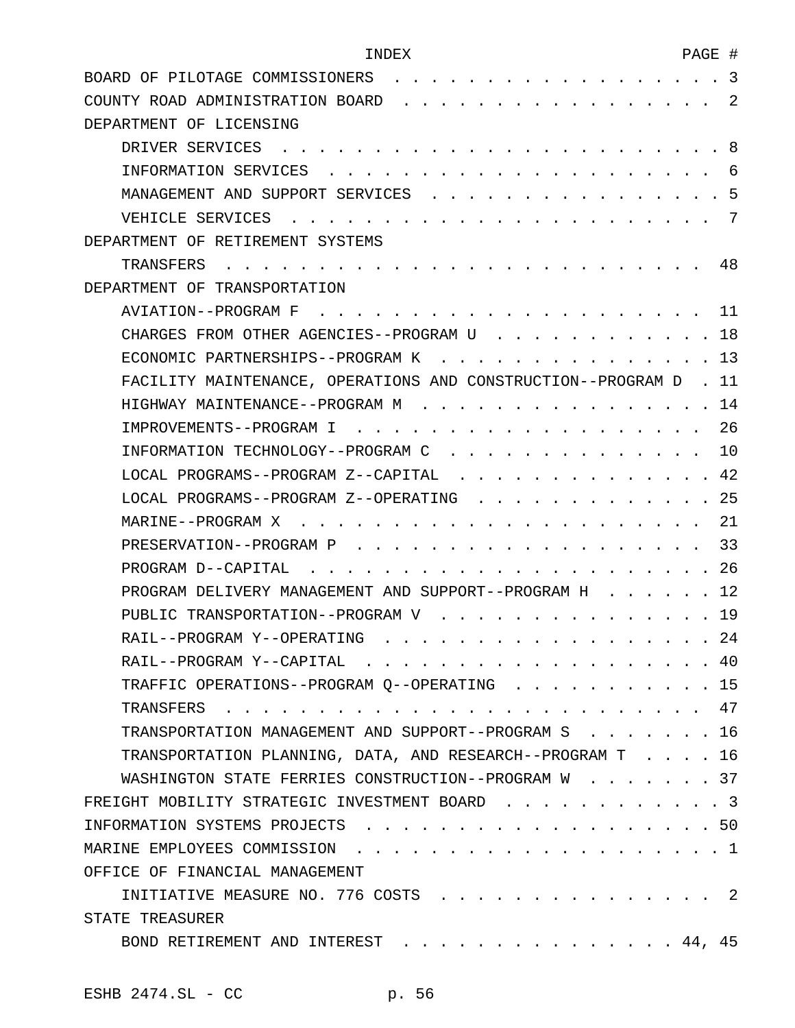| INDEX | PAGE # |
| --- | --- |
| BOARD OF PILOTAGE COMMISSIONERS | 3 |
| COUNTY ROAD ADMINISTRATION BOARD | 2 |
| DEPARTMENT OF LICENSING | |
| DRIVER SERVICES | 8 |
| INFORMATION SERVICES | 6 |
| MANAGEMENT AND SUPPORT SERVICES | 5 |
| VEHICLE SERVICES | 7 |
| DEPARTMENT OF RETIREMENT SYSTEMS | |
| TRANSFERS | 48 |
| DEPARTMENT OF TRANSPORTATION | |
| AVIATION--PROGRAM F | 11 |
| CHARGES FROM OTHER AGENCIES--PROGRAM U | 18 |
| ECONOMIC PARTNERSHIPS--PROGRAM K | 13 |
| FACILITY MAINTENANCE, OPERATIONS AND CONSTRUCTION--PROGRAM D | 11 |
| HIGHWAY MAINTENANCE--PROGRAM M | 14 |
| IMPROVEMENTS--PROGRAM I | 26 |
| INFORMATION TECHNOLOGY--PROGRAM C | 10 |
| LOCAL PROGRAMS--PROGRAM Z--CAPITAL | 42 |
| LOCAL PROGRAMS--PROGRAM Z--OPERATING | 25 |
| MARINE--PROGRAM X | 21 |
| PRESERVATION--PROGRAM P | 33 |
| PROGRAM D--CAPITAL | 26 |
| PROGRAM DELIVERY MANAGEMENT AND SUPPORT--PROGRAM H | 12 |
| PUBLIC TRANSPORTATION--PROGRAM V | 19 |
| RAIL--PROGRAM Y--OPERATING | 24 |
| RAIL--PROGRAM Y--CAPITAL | 40 |
| TRAFFIC OPERATIONS--PROGRAM Q--OPERATING | 15 |
| TRANSFERS | 47 |
| TRANSPORTATION MANAGEMENT AND SUPPORT--PROGRAM S | 16 |
| TRANSPORTATION PLANNING, DATA, AND RESEARCH--PROGRAM T | 16 |
| WASHINGTON STATE FERRIES CONSTRUCTION--PROGRAM W | 37 |
| FREIGHT MOBILITY STRATEGIC INVESTMENT BOARD | 3 |
| INFORMATION SYSTEMS PROJECTS | 50 |
| MARINE EMPLOYEES COMMISSION | 1 |
| OFFICE OF FINANCIAL MANAGEMENT | |
| INITIATIVE MEASURE NO. 776 COSTS | 2 |
| STATE TREASURER | |
| BOND RETIREMENT AND INTEREST | 44, 45 |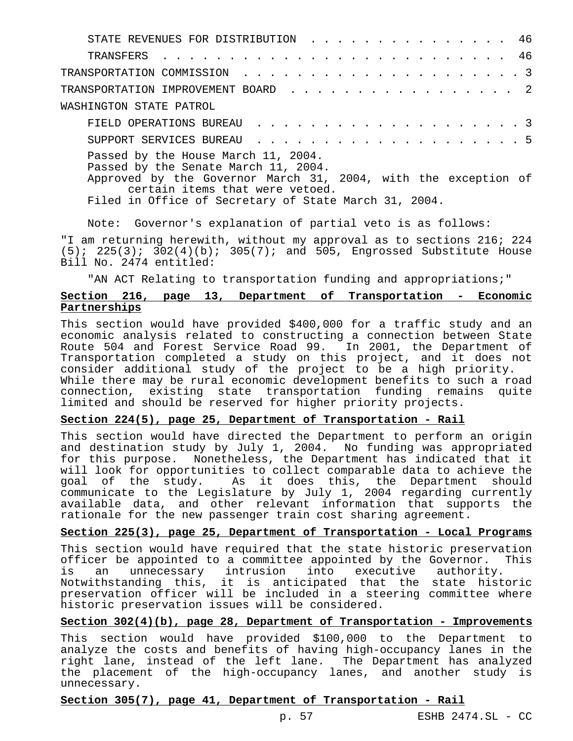STATE REVENUES FOR DISTRIBUTION . . . . . . . . . . . . . . . 46

TRANSFERS . . . . . . . . . . . . . . . . . . . . . . . . . . 46

TRANSPORTATION COMMISSION . . . . . . . . . . . . . . . . . . . . . 3

TRANSPORTATION IMPROVEMENT BOARD . . . . . . . . . . . . . . . . . 2

WASHINGTON STATE PATROL

FIELD OPERATIONS BUREAU . . . . . . . . . . . . . . . . . . . 3

SUPPORT SERVICES BUREAU . . . . . . . . . . . . . . . . . . . 5

Passed by the House March 11, 2004.
Passed by the Senate March 11, 2004.
Approved by the Governor March 31, 2004, with the exception of certain items that were vetoed.
Filed in Office of Secretary of State March 31, 2004.

Note: Governor's explanation of partial veto is as follows:

"I am returning herewith, without my approval as to sections 216; 224 (5); 225(3); 302(4)(b); 305(7); and 505, Engrossed Substitute House Bill No. 2474 entitled:

"AN ACT Relating to transportation funding and appropriations;"

**Section 216, page 13, Department of Transportation - Economic Partnerships**

This section would have provided $400,000 for a traffic study and an economic analysis related to constructing a connection between State Route 504 and Forest Service Road 99. In 2001, the Department of Transportation completed a study on this project, and it does not consider additional study of the project to be a high priority. While there may be rural economic development benefits to such a road connection, existing state transportation funding remains quite limited and should be reserved for higher priority projects.

**Section 224(5), page 25, Department of Transportation - Rail**

This section would have directed the Department to perform an origin and destination study by July 1, 2004. No funding was appropriated for this purpose. Nonetheless, the Department has indicated that it will look for opportunities to collect comparable data to achieve the goal of the study. As it does this, the Department should communicate to the Legislature by July 1, 2004 regarding currently available data, and other relevant information that supports the rationale for the new passenger train cost sharing agreement.

**Section 225(3), page 25, Department of Transportation - Local Programs**

This section would have required that the state historic preservation officer be appointed to a committee appointed by the Governor. This is an unnecessary intrusion into executive authority. Notwithstanding this, it is anticipated that the state historic preservation officer will be included in a steering committee where historic preservation issues will be considered.

**Section 302(4)(b), page 28, Department of Transportation - Improvements**

This section would have provided $100,000 to the Department to analyze the costs and benefits of having high-occupancy lanes in the right lane, instead of the left lane. The Department has analyzed the placement of the high-occupancy lanes, and another study is unnecessary.

**Section 305(7), page 41, Department of Transportation - Rail**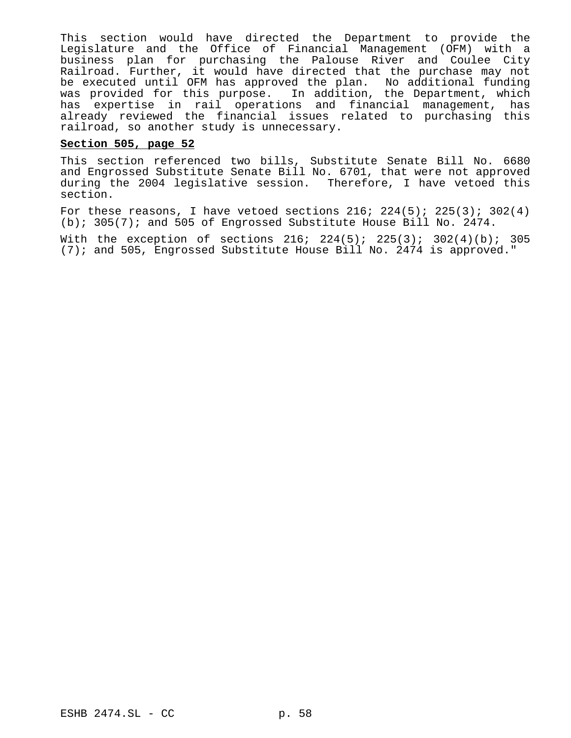This section would have directed the Department to provide the Legislature and the Office of Financial Management (OFM) with a business plan for purchasing the Palouse River and Coulee City Railroad. Further, it would have directed that the purchase may not be executed until OFM has approved the plan. No additional funding was provided for this purpose. In addition, the Department, which has expertise in rail operations and financial management, has already reviewed the financial issues related to purchasing this railroad, so another study is unnecessary.

**Section 505, page 52**

This section referenced two bills, Substitute Senate Bill No. 6680 and Engrossed Substitute Senate Bill No. 6701, that were not approved during the 2004 legislative session. Therefore, I have vetoed this section.

For these reasons, I have vetoed sections 216; 224(5); 225(3); 302(4)(b); 305(7); and 505 of Engrossed Substitute House Bill No. 2474.

With the exception of sections 216; 224(5); 225(3); 302(4)(b); 305(7); and 505, Engrossed Substitute House Bill No. 2474 is approved."